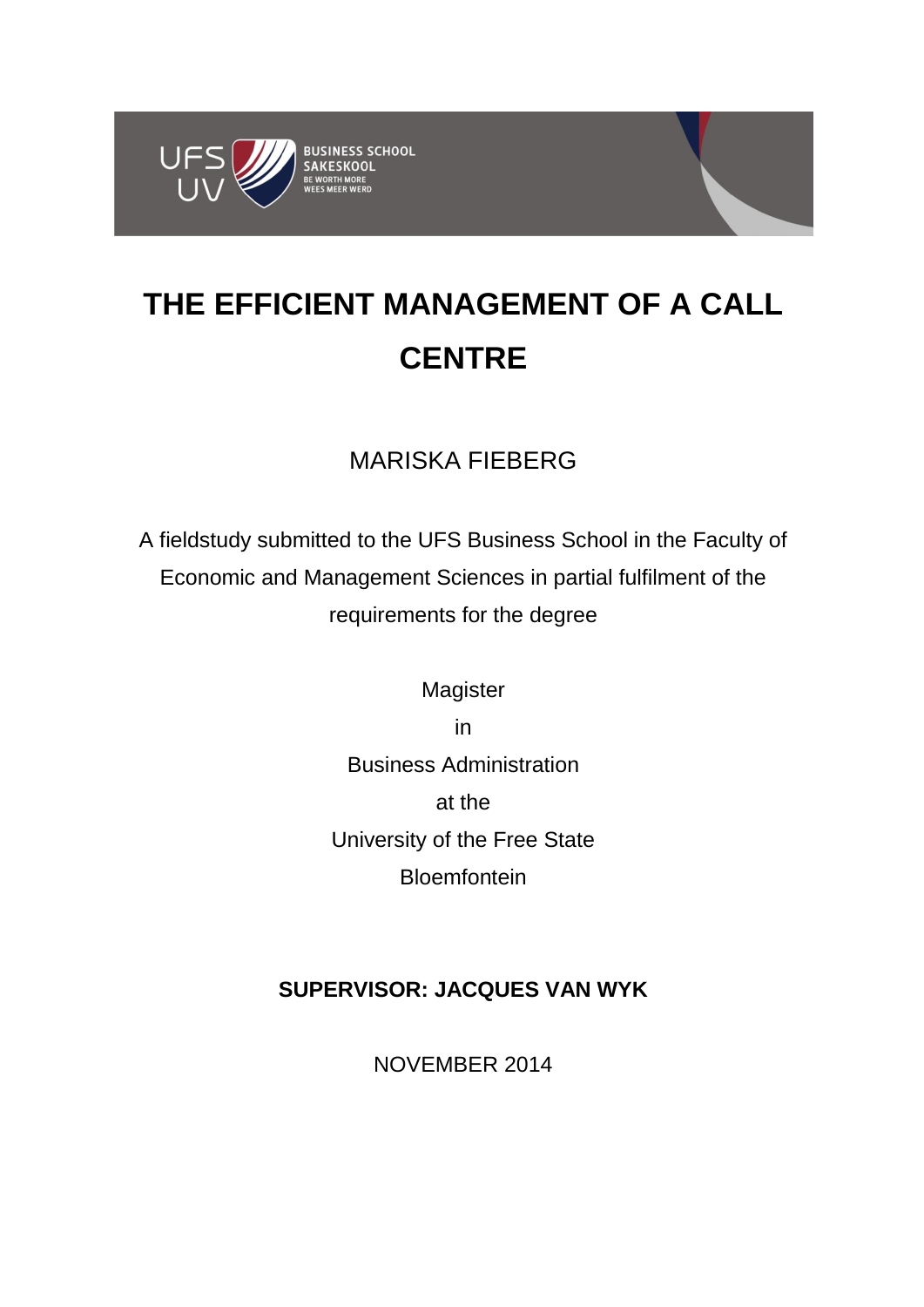UFS UV BUSINESS SCHOOL SAKESKOOL BE WORTH MORE WEES MEER WERD

# THE EFFICIENT MANAGEMENT OF A CALL CENTRE

MARISKA FIEBERG

A fieldstudy submitted to the UFS Business School in the Faculty of Economic and Management Sciences in partial fulfilment of the requirements for the degree

Magister
in
Business Administration
at the
University of the Free State
Bloemfontein

**SUPERVISOR: JACQUES VAN WYK**

NOVEMBER 2014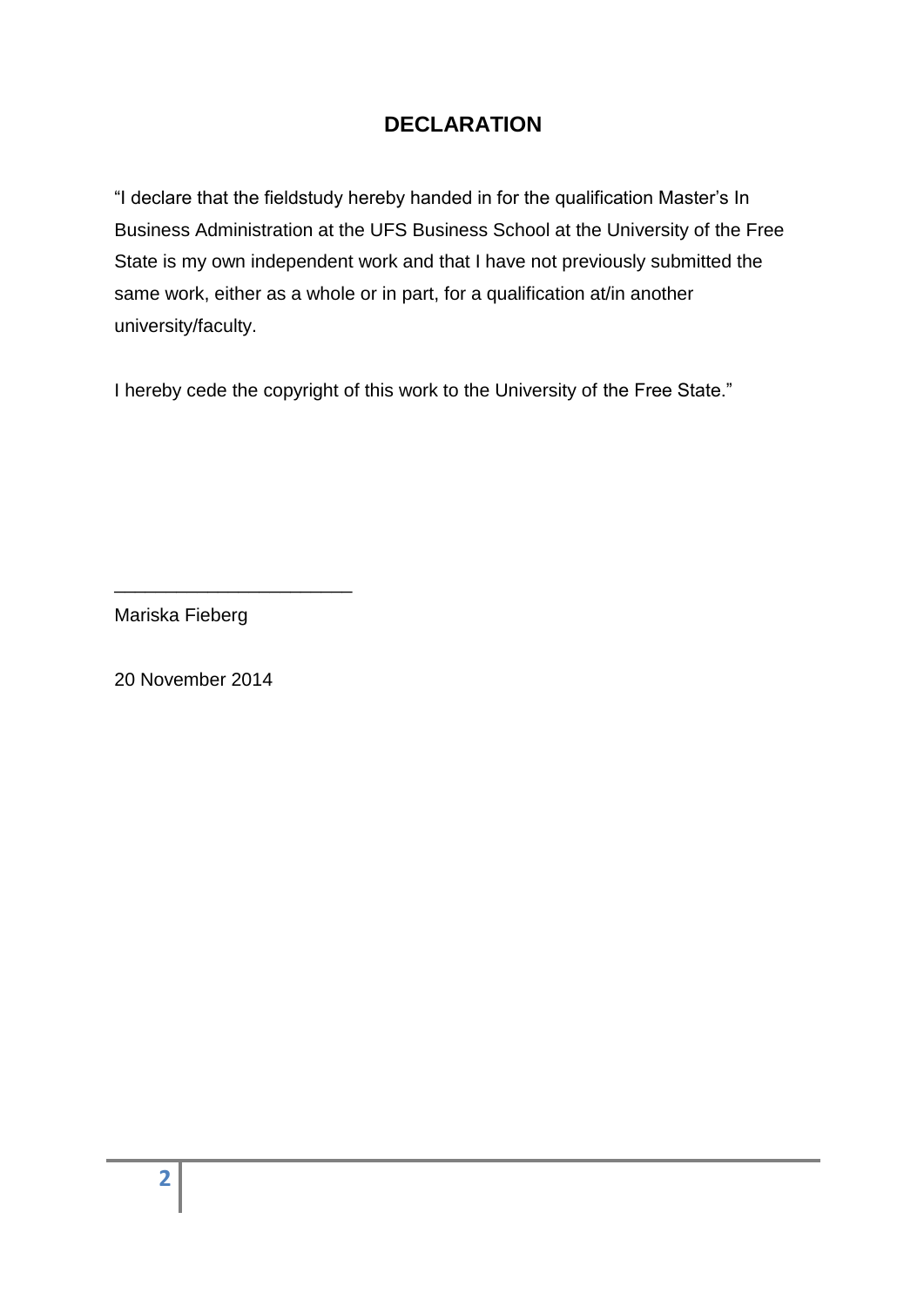# DECLARATION

"I declare that the fieldstudy hereby handed in for the qualification Master's In Business Administration at the UFS Business School at the University of the Free State is my own independent work and that I have not previously submitted the same work, either as a whole or in part, for a qualification at/in another university/faculty.

I hereby cede the copyright of this work to the University of the Free State."

\_\_\_\_\_\_\_\_\_\_\_\_\_\_\_\_\_\_\_\_\_\_\_\_

Mariska Fieberg

20 November 2014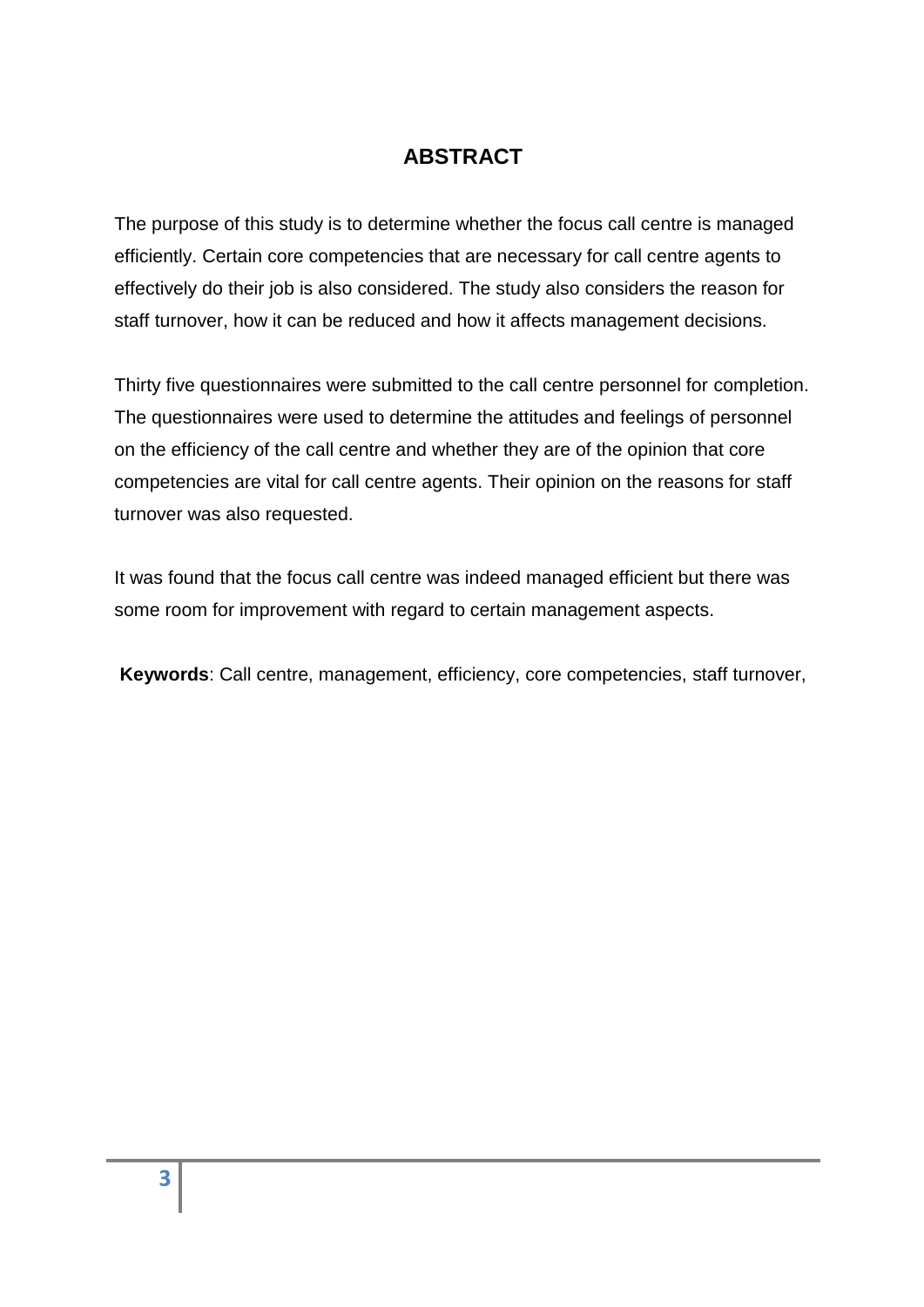# ABSTRACT

The purpose of this study is to determine whether the focus call centre is managed efficiently. Certain core competencies that are necessary for call centre agents to effectively do their job is also considered. The study also considers the reason for staff turnover, how it can be reduced and how it affects management decisions.

Thirty five questionnaires were submitted to the call centre personnel for completion. The questionnaires were used to determine the attitudes and feelings of personnel on the efficiency of the call centre and whether they are of the opinion that core competencies are vital for call centre agents. Their opinion on the reasons for staff turnover was also requested.

It was found that the focus call centre was indeed managed efficient but there was some room for improvement with regard to certain management aspects.

**Keywords**: Call centre, management, efficiency, core competencies, staff turnover,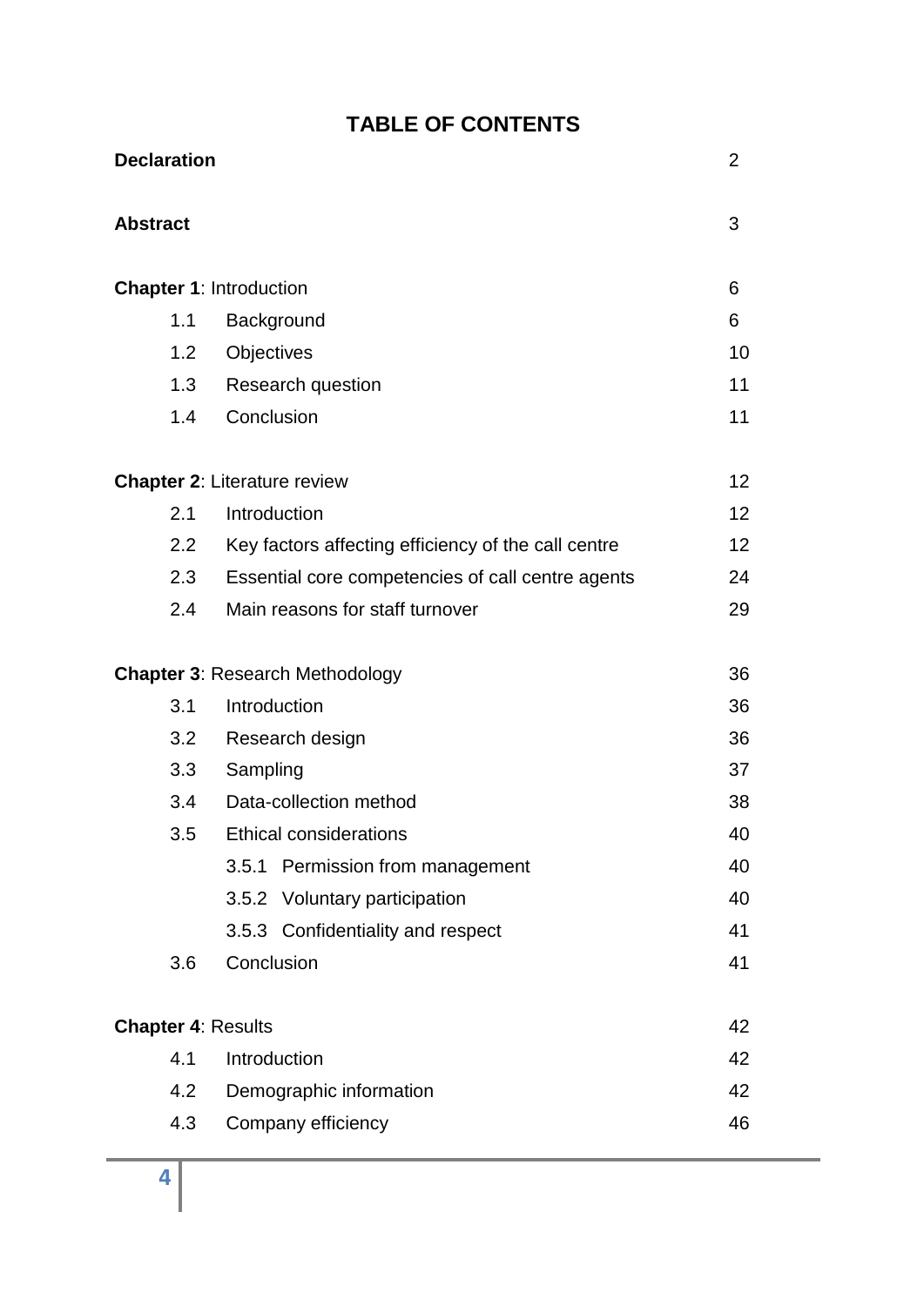# TABLE OF CONTENTS

| | | |
|---|---|---|
| **Declaration** | | 2 |
| **Abstract** | | 3 |
| **Chapter 1**: Introduction | | 6 |
| 1.1 | Background | 6 |
| 1.2 | Objectives | 10 |
| 1.3 | Research question | 11 |
| 1.4 | Conclusion | 11 |
| **Chapter 2**: Literature review | | 12 |
| 2.1 | Introduction | 12 |
| 2.2 | Key factors affecting efficiency of the call centre | 12 |
| 2.3 | Essential core competencies of call centre agents | 24 |
| 2.4 | Main reasons for staff turnover | 29 |
| **Chapter 3**: Research Methodology | | 36 |
| 3.1 | Introduction | 36 |
| 3.2 | Research design | 36 |
| 3.3 | Sampling | 37 |
| 3.4 | Data-collection method | 38 |
| 3.5 | Ethical considerations | 40 |
| | 3.5.1 Permission from management | 40 |
| | 3.5.2 Voluntary participation | 40 |
| | 3.5.3 Confidentiality and respect | 41 |
| 3.6 | Conclusion | 41 |
| **Chapter 4**: Results | | 42 |
| 4.1 | Introduction | 42 |
| 4.2 | Demographic information | 42 |
| 4.3 | Company efficiency | 46 |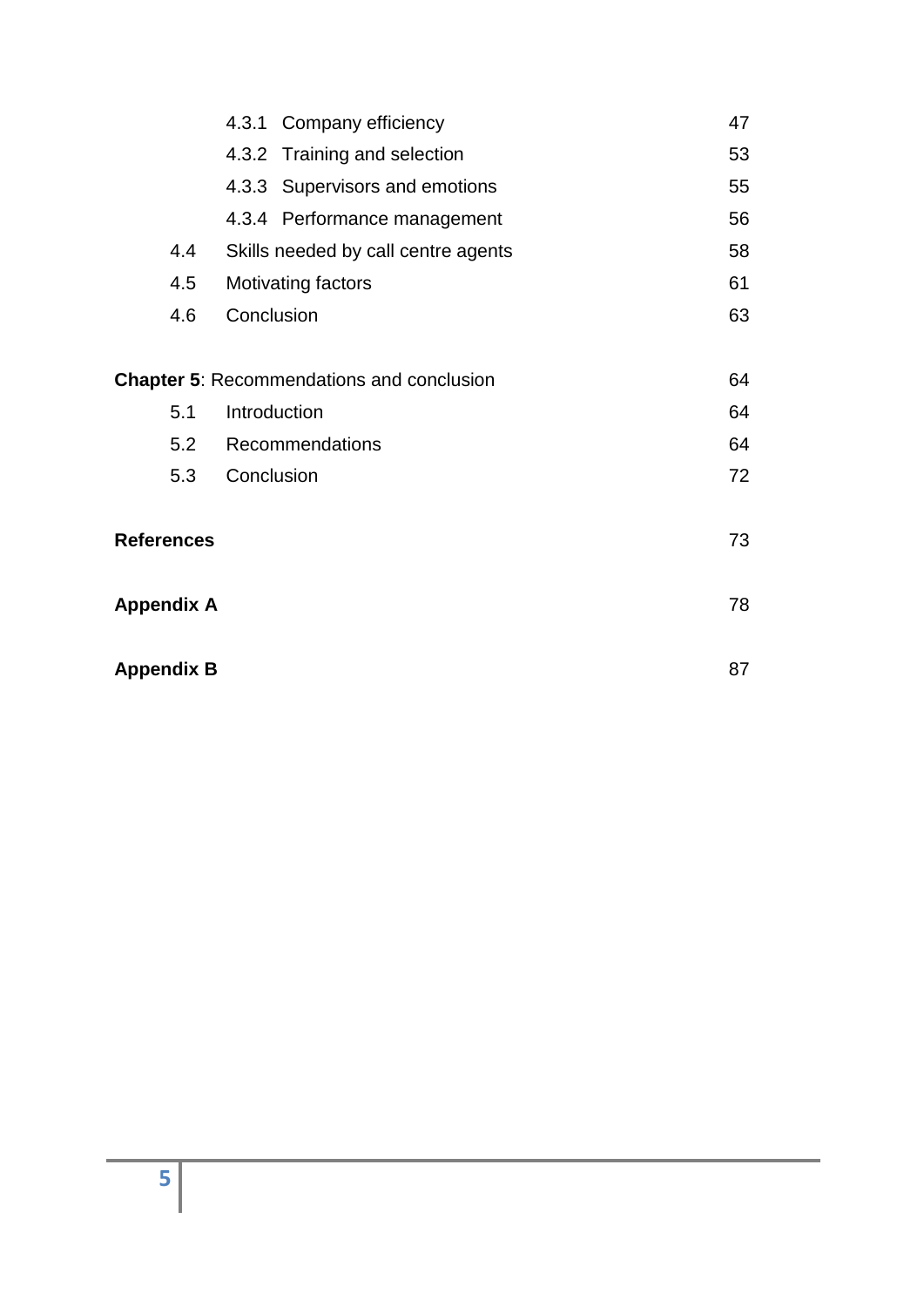| | | |
|---|---|---|
| | 4.3.1 Company efficiency | 47 |
| | 4.3.2 Training and selection | 53 |
| | 4.3.3 Supervisors and emotions | 55 |
| | 4.3.4 Performance management | 56 |
| 4.4 | Skills needed by call centre agents | 58 |
| 4.5 | Motivating factors | 61 |
| 4.6 | Conclusion | 63 |
| **Chapter 5**: Recommendations and conclusion | | 64 |
| 5.1 | Introduction | 64 |
| 5.2 | Recommendations | 64 |
| 5.3 | Conclusion | 72 |
| **References** | | 73 |
| **Appendix A** | | 78 |
| **Appendix B** | | 87 |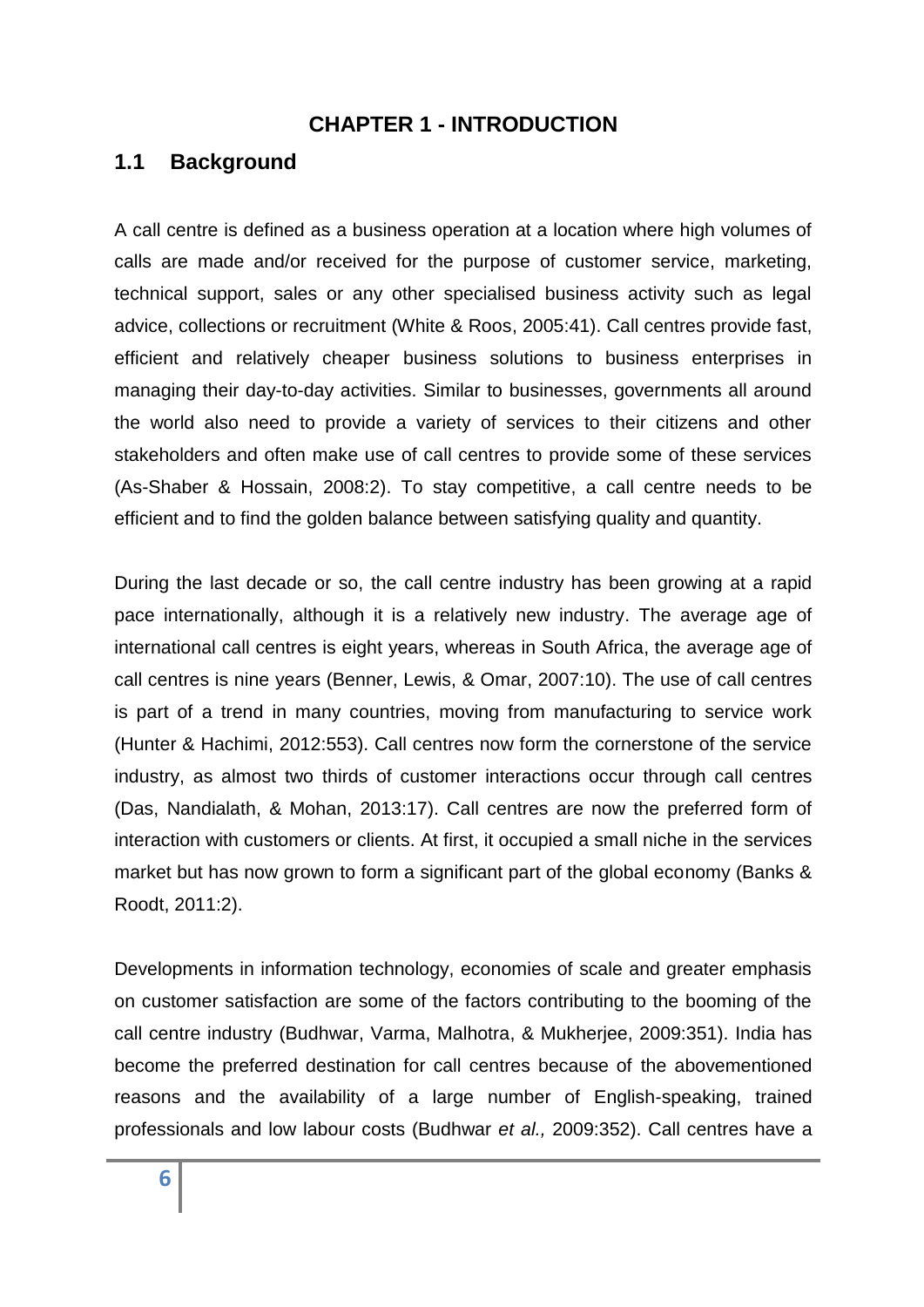# CHAPTER 1 - INTRODUCTION

## 1.1 Background

A call centre is defined as a business operation at a location where high volumes of calls are made and/or received for the purpose of customer service, marketing, technical support, sales or any other specialised business activity such as legal advice, collections or recruitment (White & Roos, 2005:41). Call centres provide fast, efficient and relatively cheaper business solutions to business enterprises in managing their day-to-day activities. Similar to businesses, governments all around the world also need to provide a variety of services to their citizens and other stakeholders and often make use of call centres to provide some of these services (As-Shaber & Hossain, 2008:2). To stay competitive, a call centre needs to be efficient and to find the golden balance between satisfying quality and quantity.

During the last decade or so, the call centre industry has been growing at a rapid pace internationally, although it is a relatively new industry. The average age of international call centres is eight years, whereas in South Africa, the average age of call centres is nine years (Benner, Lewis, & Omar, 2007:10). The use of call centres is part of a trend in many countries, moving from manufacturing to service work (Hunter & Hachimi, 2012:553). Call centres now form the cornerstone of the service industry, as almost two thirds of customer interactions occur through call centres (Das, Nandialath, & Mohan, 2013:17). Call centres are now the preferred form of interaction with customers or clients. At first, it occupied a small niche in the services market but has now grown to form a significant part of the global economy (Banks & Roodt, 2011:2).

Developments in information technology, economies of scale and greater emphasis on customer satisfaction are some of the factors contributing to the booming of the call centre industry (Budhwar, Varma, Malhotra, & Mukherjee, 2009:351). India has become the preferred destination for call centres because of the abovementioned reasons and the availability of a large number of English-speaking, trained professionals and low labour costs (Budhwar *et al.,* 2009:352). Call centres have a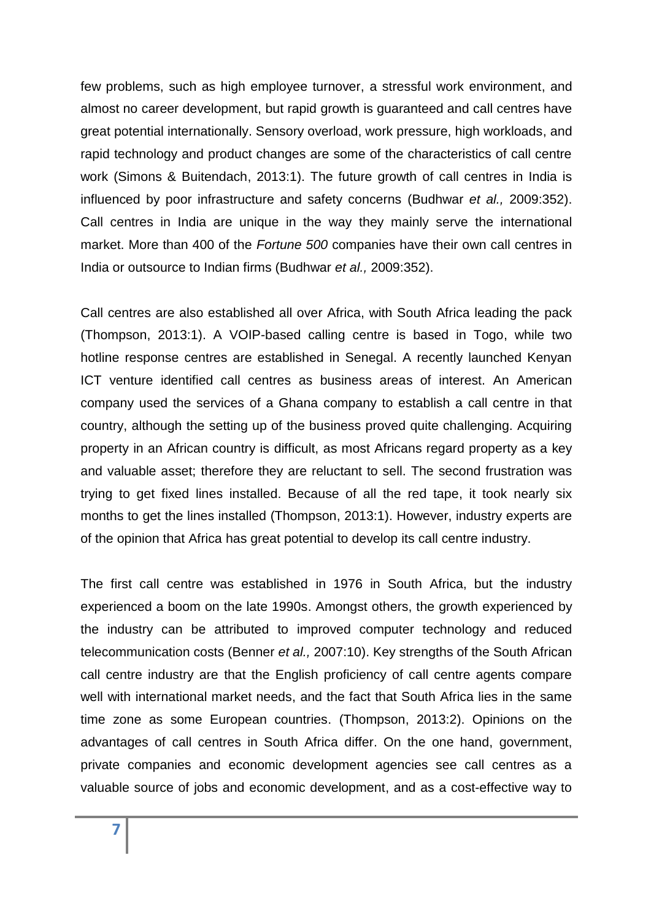few problems, such as high employee turnover, a stressful work environment, and almost no career development, but rapid growth is guaranteed and call centres have great potential internationally. Sensory overload, work pressure, high workloads, and rapid technology and product changes are some of the characteristics of call centre work (Simons & Buitendach, 2013:1). The future growth of call centres in India is influenced by poor infrastructure and safety concerns (Budhwar *et al.,* 2009:352). Call centres in India are unique in the way they mainly serve the international market. More than 400 of the *Fortune 500* companies have their own call centres in India or outsource to Indian firms (Budhwar *et al.,* 2009:352).

Call centres are also established all over Africa, with South Africa leading the pack (Thompson, 2013:1). A VOIP-based calling centre is based in Togo, while two hotline response centres are established in Senegal. A recently launched Kenyan ICT venture identified call centres as business areas of interest. An American company used the services of a Ghana company to establish a call centre in that country, although the setting up of the business proved quite challenging. Acquiring property in an African country is difficult, as most Africans regard property as a key and valuable asset; therefore they are reluctant to sell. The second frustration was trying to get fixed lines installed. Because of all the red tape, it took nearly six months to get the lines installed (Thompson, 2013:1). However, industry experts are of the opinion that Africa has great potential to develop its call centre industry.

The first call centre was established in 1976 in South Africa, but the industry experienced a boom on the late 1990s. Amongst others, the growth experienced by the industry can be attributed to improved computer technology and reduced telecommunication costs (Benner *et al.,* 2007:10). Key strengths of the South African call centre industry are that the English proficiency of call centre agents compare well with international market needs, and the fact that South Africa lies in the same time zone as some European countries. (Thompson, 2013:2). Opinions on the advantages of call centres in South Africa differ. On the one hand, government, private companies and economic development agencies see call centres as a valuable source of jobs and economic development, and as a cost-effective way to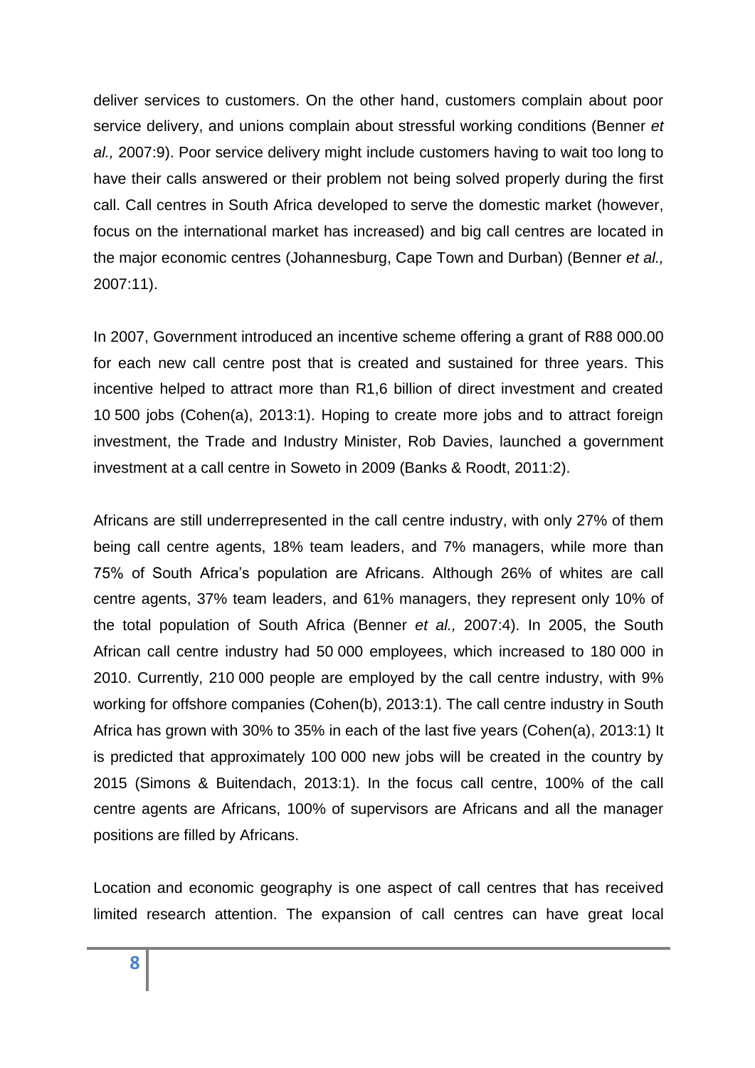deliver services to customers. On the other hand, customers complain about poor service delivery, and unions complain about stressful working conditions (Benner *et al.,* 2007:9). Poor service delivery might include customers having to wait too long to have their calls answered or their problem not being solved properly during the first call. Call centres in South Africa developed to serve the domestic market (however, focus on the international market has increased) and big call centres are located in the major economic centres (Johannesburg, Cape Town and Durban) (Benner *et al.,* 2007:11).

In 2007, Government introduced an incentive scheme offering a grant of R88 000.00 for each new call centre post that is created and sustained for three years. This incentive helped to attract more than R1,6 billion of direct investment and created 10 500 jobs (Cohen(a), 2013:1). Hoping to create more jobs and to attract foreign investment, the Trade and Industry Minister, Rob Davies, launched a government investment at a call centre in Soweto in 2009 (Banks & Roodt, 2011:2).

Africans are still underrepresented in the call centre industry, with only 27% of them being call centre agents, 18% team leaders, and 7% managers, while more than 75% of South Africa's population are Africans. Although 26% of whites are call centre agents, 37% team leaders, and 61% managers, they represent only 10% of the total population of South Africa (Benner *et al.,* 2007:4). In 2005, the South African call centre industry had 50 000 employees, which increased to 180 000 in 2010. Currently, 210 000 people are employed by the call centre industry, with 9% working for offshore companies (Cohen(b), 2013:1). The call centre industry in South Africa has grown with 30% to 35% in each of the last five years (Cohen(a), 2013:1) It is predicted that approximately 100 000 new jobs will be created in the country by 2015 (Simons & Buitendach, 2013:1). In the focus call centre, 100% of the call centre agents are Africans, 100% of supervisors are Africans and all the manager positions are filled by Africans.

Location and economic geography is one aspect of call centres that has received limited research attention. The expansion of call centres can have great local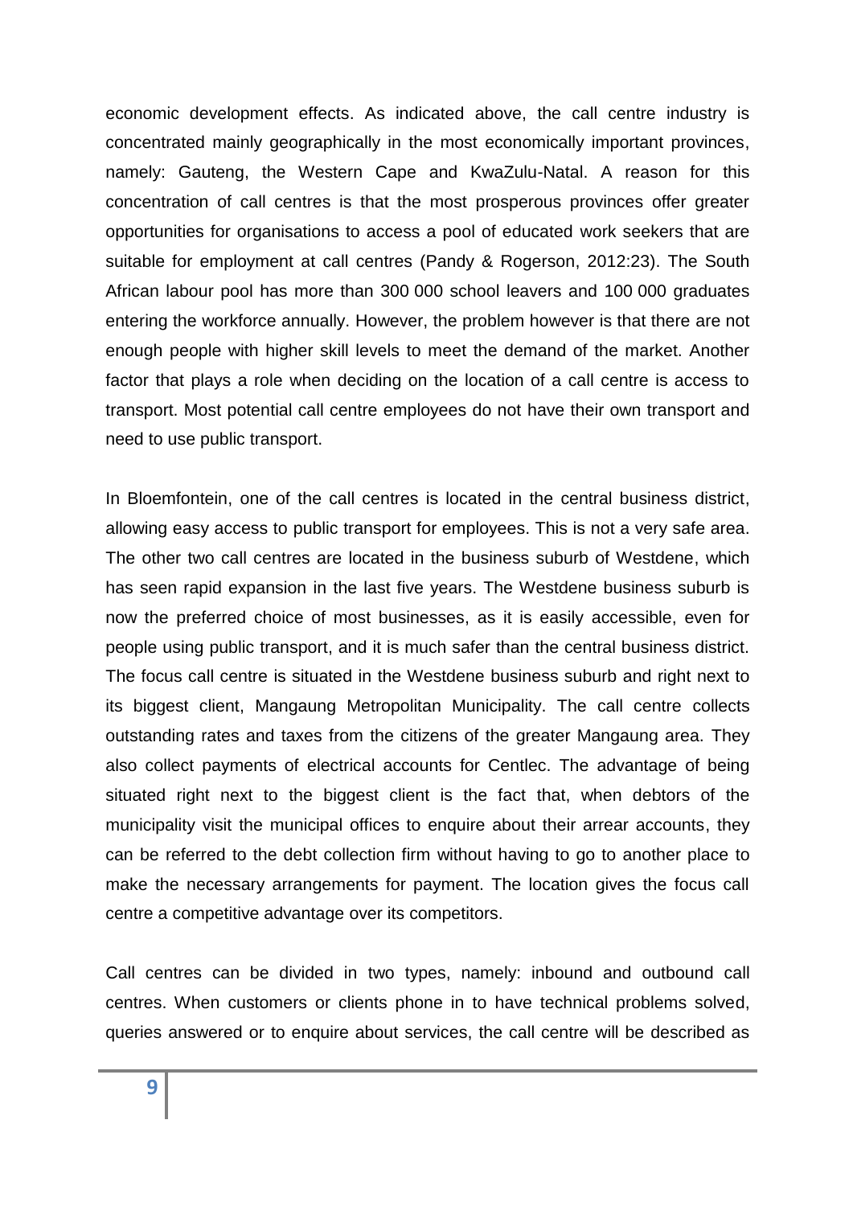economic development effects. As indicated above, the call centre industry is concentrated mainly geographically in the most economically important provinces, namely: Gauteng, the Western Cape and KwaZulu-Natal. A reason for this concentration of call centres is that the most prosperous provinces offer greater opportunities for organisations to access a pool of educated work seekers that are suitable for employment at call centres (Pandy & Rogerson, 2012:23). The South African labour pool has more than 300 000 school leavers and 100 000 graduates entering the workforce annually. However, the problem however is that there are not enough people with higher skill levels to meet the demand of the market. Another factor that plays a role when deciding on the location of a call centre is access to transport. Most potential call centre employees do not have their own transport and need to use public transport.

In Bloemfontein, one of the call centres is located in the central business district, allowing easy access to public transport for employees. This is not a very safe area. The other two call centres are located in the business suburb of Westdene, which has seen rapid expansion in the last five years. The Westdene business suburb is now the preferred choice of most businesses, as it is easily accessible, even for people using public transport, and it is much safer than the central business district. The focus call centre is situated in the Westdene business suburb and right next to its biggest client, Mangaung Metropolitan Municipality. The call centre collects outstanding rates and taxes from the citizens of the greater Mangaung area. They also collect payments of electrical accounts for Centlec. The advantage of being situated right next to the biggest client is the fact that, when debtors of the municipality visit the municipal offices to enquire about their arrear accounts, they can be referred to the debt collection firm without having to go to another place to make the necessary arrangements for payment. The location gives the focus call centre a competitive advantage over its competitors.

Call centres can be divided in two types, namely: inbound and outbound call centres. When customers or clients phone in to have technical problems solved, queries answered or to enquire about services, the call centre will be described as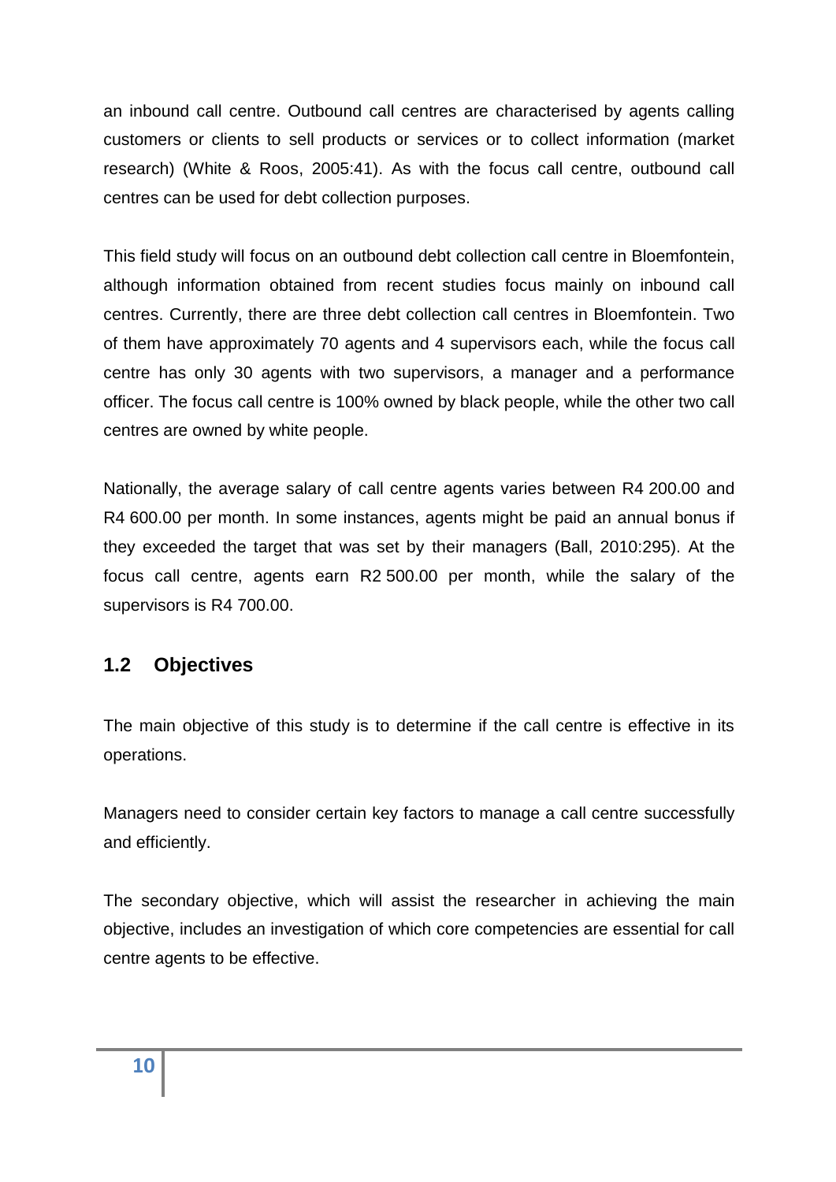an inbound call centre. Outbound call centres are characterised by agents calling customers or clients to sell products or services or to collect information (market research) (White & Roos, 2005:41). As with the focus call centre, outbound call centres can be used for debt collection purposes.

This field study will focus on an outbound debt collection call centre in Bloemfontein, although information obtained from recent studies focus mainly on inbound call centres. Currently, there are three debt collection call centres in Bloemfontein. Two of them have approximately 70 agents and 4 supervisors each, while the focus call centre has only 30 agents with two supervisors, a manager and a performance officer. The focus call centre is 100% owned by black people, while the other two call centres are owned by white people.

Nationally, the average salary of call centre agents varies between R4 200.00 and R4 600.00 per month. In some instances, agents might be paid an annual bonus if they exceeded the target that was set by their managers (Ball, 2010:295). At the focus call centre, agents earn R2 500.00 per month, while the salary of the supervisors is R4 700.00.

## 1.2 Objectives

The main objective of this study is to determine if the call centre is effective in its operations.

Managers need to consider certain key factors to manage a call centre successfully and efficiently.

The secondary objective, which will assist the researcher in achieving the main objective, includes an investigation of which core competencies are essential for call centre agents to be effective.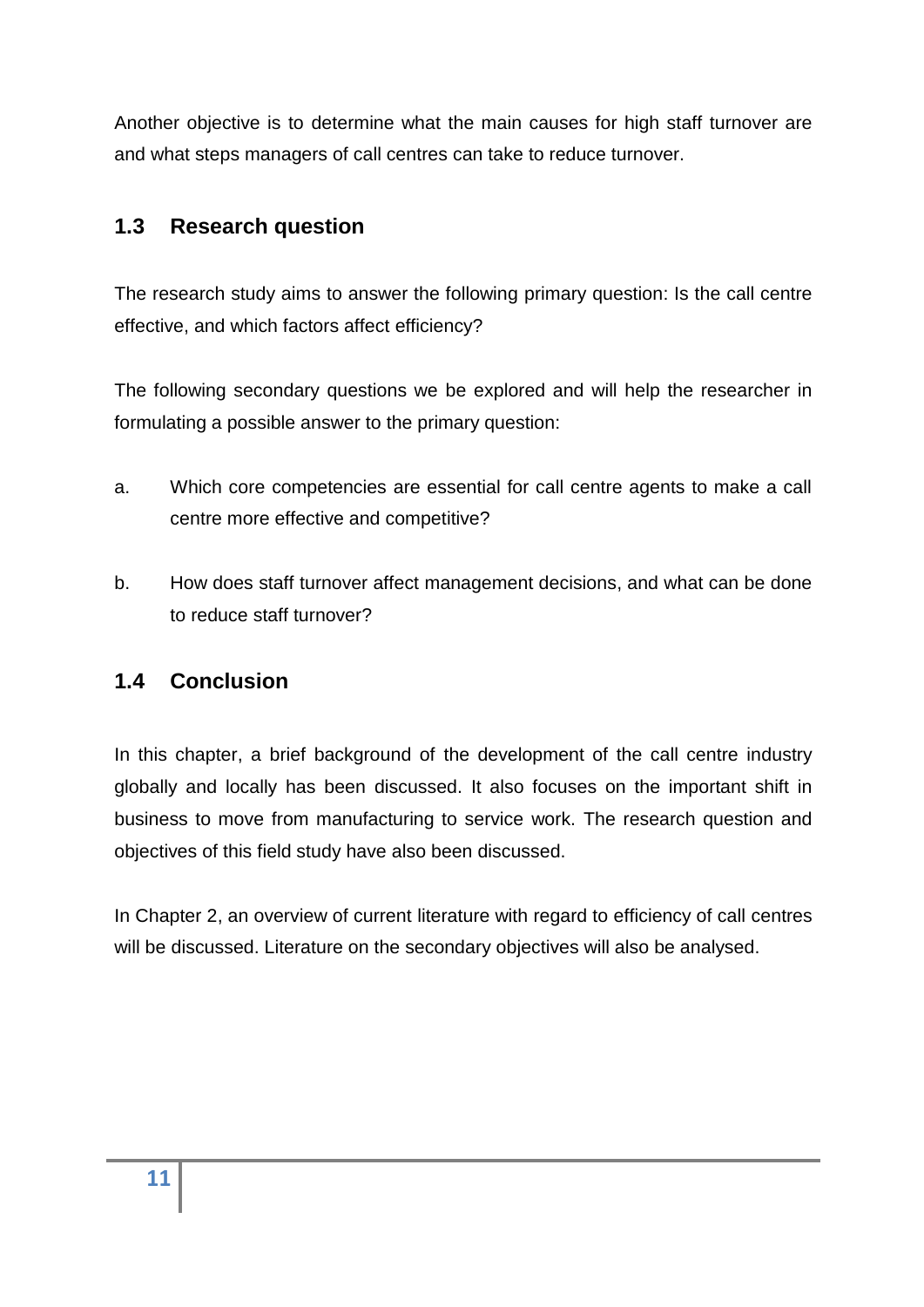Another objective is to determine what the main causes for high staff turnover are and what steps managers of call centres can take to reduce turnover.

## 1.3 Research question

The research study aims to answer the following primary question: Is the call centre effective, and which factors affect efficiency?

The following secondary questions we be explored and will help the researcher in formulating a possible answer to the primary question:

a. Which core competencies are essential for call centre agents to make a call centre more effective and competitive?

b. How does staff turnover affect management decisions, and what can be done to reduce staff turnover?

## 1.4 Conclusion

In this chapter, a brief background of the development of the call centre industry globally and locally has been discussed. It also focuses on the important shift in business to move from manufacturing to service work. The research question and objectives of this field study have also been discussed.

In Chapter 2, an overview of current literature with regard to efficiency of call centres will be discussed. Literature on the secondary objectives will also be analysed.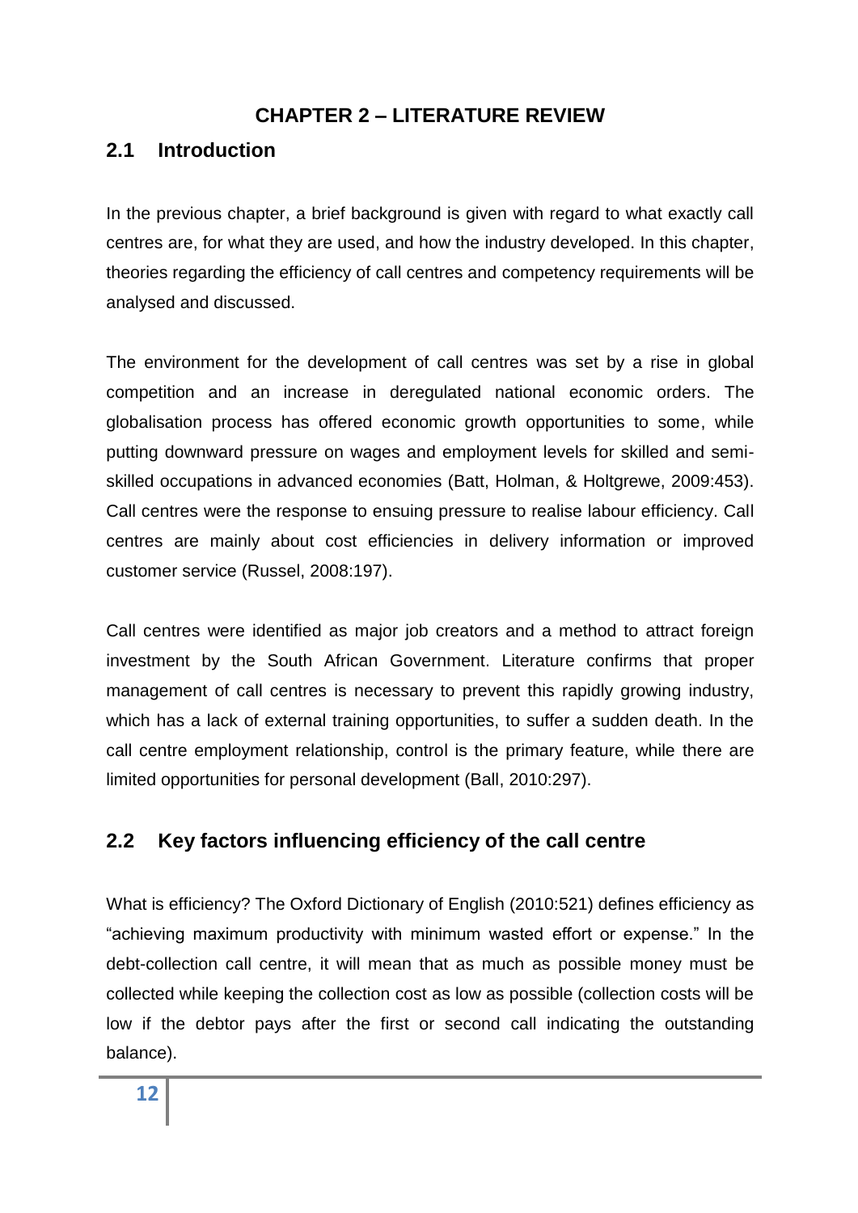# CHAPTER 2 – LITERATURE REVIEW

## 2.1 Introduction

In the previous chapter, a brief background is given with regard to what exactly call centres are, for what they are used, and how the industry developed. In this chapter, theories regarding the efficiency of call centres and competency requirements will be analysed and discussed.

The environment for the development of call centres was set by a rise in global competition and an increase in deregulated national economic orders. The globalisation process has offered economic growth opportunities to some, while putting downward pressure on wages and employment levels for skilled and semi-skilled occupations in advanced economies (Batt, Holman, & Holtgrewe, 2009:453). Call centres were the response to ensuing pressure to realise labour efficiency. Call centres are mainly about cost efficiencies in delivery information or improved customer service (Russel, 2008:197).

Call centres were identified as major job creators and a method to attract foreign investment by the South African Government. Literature confirms that proper management of call centres is necessary to prevent this rapidly growing industry, which has a lack of external training opportunities, to suffer a sudden death. In the call centre employment relationship, control is the primary feature, while there are limited opportunities for personal development (Ball, 2010:297).

## 2.2 Key factors influencing efficiency of the call centre

What is efficiency? The Oxford Dictionary of English (2010:521) defines efficiency as "achieving maximum productivity with minimum wasted effort or expense." In the debt-collection call centre, it will mean that as much as possible money must be collected while keeping the collection cost as low as possible (collection costs will be low if the debtor pays after the first or second call indicating the outstanding balance).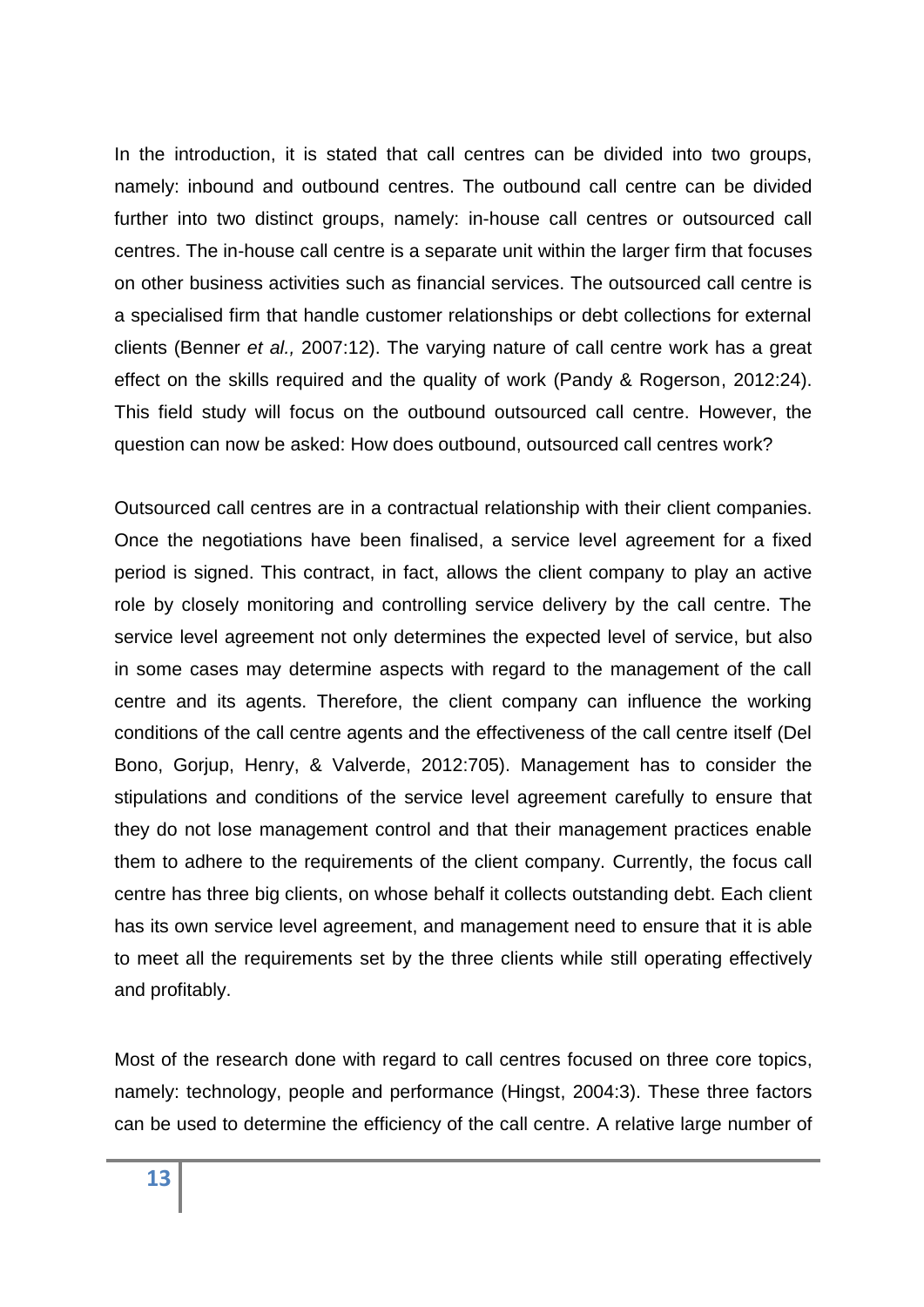In the introduction, it is stated that call centres can be divided into two groups, namely: inbound and outbound centres. The outbound call centre can be divided further into two distinct groups, namely: in-house call centres or outsourced call centres. The in-house call centre is a separate unit within the larger firm that focuses on other business activities such as financial services. The outsourced call centre is a specialised firm that handle customer relationships or debt collections for external clients (Benner *et al.,* 2007:12). The varying nature of call centre work has a great effect on the skills required and the quality of work (Pandy & Rogerson, 2012:24). This field study will focus on the outbound outsourced call centre. However, the question can now be asked: How does outbound, outsourced call centres work?

Outsourced call centres are in a contractual relationship with their client companies. Once the negotiations have been finalised, a service level agreement for a fixed period is signed. This contract, in fact, allows the client company to play an active role by closely monitoring and controlling service delivery by the call centre. The service level agreement not only determines the expected level of service, but also in some cases may determine aspects with regard to the management of the call centre and its agents. Therefore, the client company can influence the working conditions of the call centre agents and the effectiveness of the call centre itself (Del Bono, Gorjup, Henry, & Valverde, 2012:705). Management has to consider the stipulations and conditions of the service level agreement carefully to ensure that they do not lose management control and that their management practices enable them to adhere to the requirements of the client company. Currently, the focus call centre has three big clients, on whose behalf it collects outstanding debt. Each client has its own service level agreement, and management need to ensure that it is able to meet all the requirements set by the three clients while still operating effectively and profitably.

Most of the research done with regard to call centres focused on three core topics, namely: technology, people and performance (Hingst, 2004:3). These three factors can be used to determine the efficiency of the call centre. A relative large number of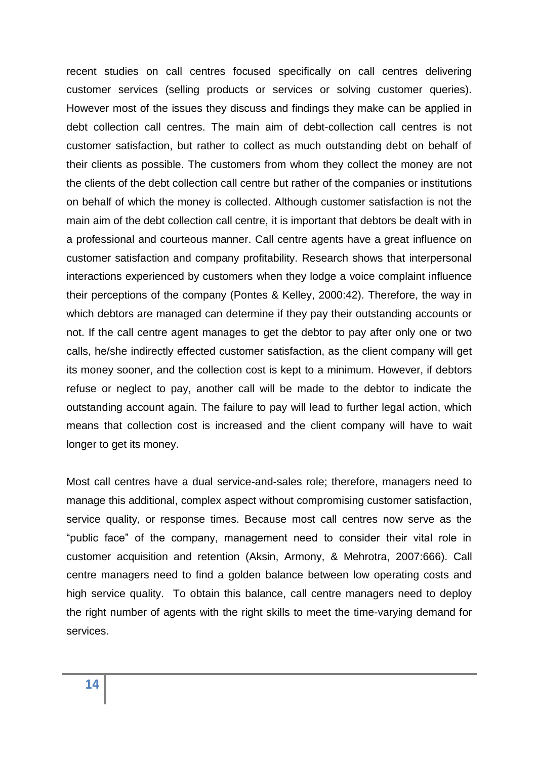recent studies on call centres focused specifically on call centres delivering customer services (selling products or services or solving customer queries). However most of the issues they discuss and findings they make can be applied in debt collection call centres. The main aim of debt-collection call centres is not customer satisfaction, but rather to collect as much outstanding debt on behalf of their clients as possible. The customers from whom they collect the money are not the clients of the debt collection call centre but rather of the companies or institutions on behalf of which the money is collected. Although customer satisfaction is not the main aim of the debt collection call centre, it is important that debtors be dealt with in a professional and courteous manner. Call centre agents have a great influence on customer satisfaction and company profitability. Research shows that interpersonal interactions experienced by customers when they lodge a voice complaint influence their perceptions of the company (Pontes & Kelley, 2000:42). Therefore, the way in which debtors are managed can determine if they pay their outstanding accounts or not. If the call centre agent manages to get the debtor to pay after only one or two calls, he/she indirectly effected customer satisfaction, as the client company will get its money sooner, and the collection cost is kept to a minimum. However, if debtors refuse or neglect to pay, another call will be made to the debtor to indicate the outstanding account again. The failure to pay will lead to further legal action, which means that collection cost is increased and the client company will have to wait longer to get its money.

Most call centres have a dual service-and-sales role; therefore, managers need to manage this additional, complex aspect without compromising customer satisfaction, service quality, or response times. Because most call centres now serve as the "public face" of the company, management need to consider their vital role in customer acquisition and retention (Aksin, Armony, & Mehrotra, 2007:666). Call centre managers need to find a golden balance between low operating costs and high service quality. To obtain this balance, call centre managers need to deploy the right number of agents with the right skills to meet the time-varying demand for services.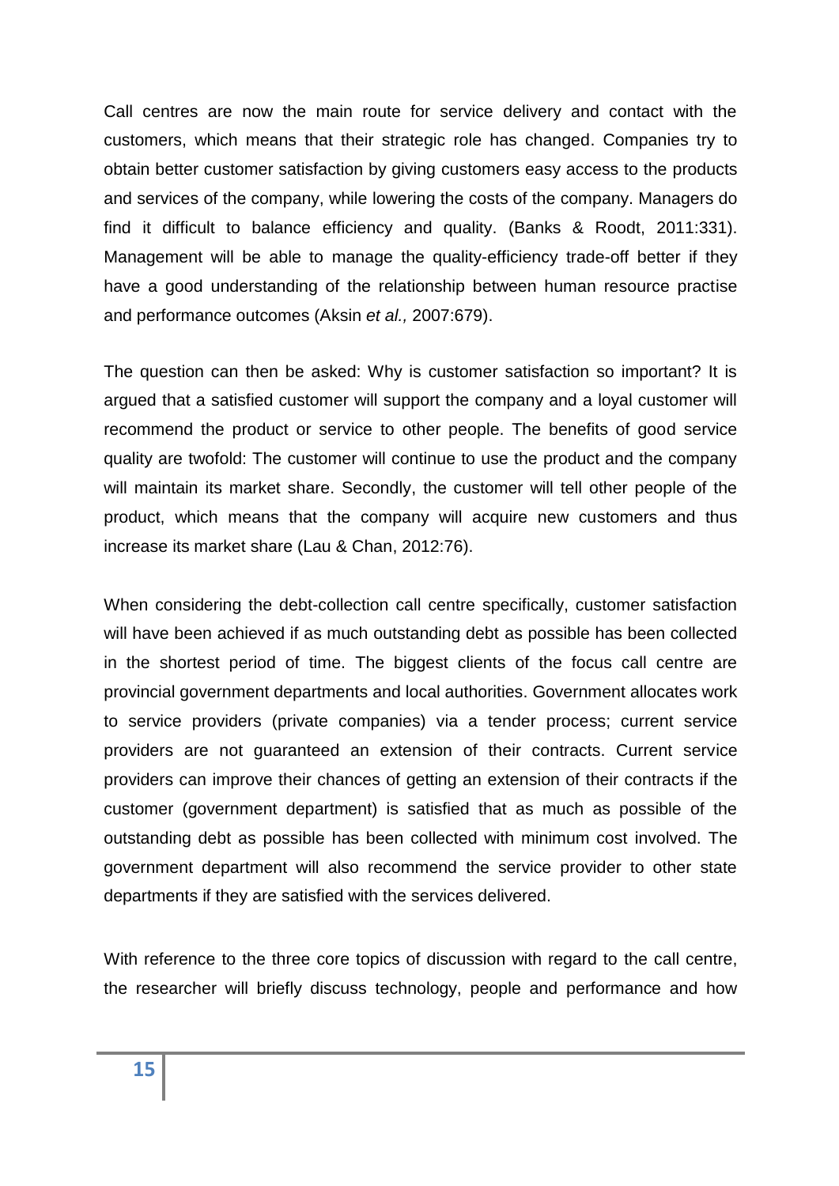Call centres are now the main route for service delivery and contact with the customers, which means that their strategic role has changed. Companies try to obtain better customer satisfaction by giving customers easy access to the products and services of the company, while lowering the costs of the company. Managers do find it difficult to balance efficiency and quality. (Banks & Roodt, 2011:331). Management will be able to manage the quality-efficiency trade-off better if they have a good understanding of the relationship between human resource practise and performance outcomes (Aksin *et al.,* 2007:679).

The question can then be asked: Why is customer satisfaction so important? It is argued that a satisfied customer will support the company and a loyal customer will recommend the product or service to other people. The benefits of good service quality are twofold: The customer will continue to use the product and the company will maintain its market share. Secondly, the customer will tell other people of the product, which means that the company will acquire new customers and thus increase its market share (Lau & Chan, 2012:76).

When considering the debt-collection call centre specifically, customer satisfaction will have been achieved if as much outstanding debt as possible has been collected in the shortest period of time. The biggest clients of the focus call centre are provincial government departments and local authorities. Government allocates work to service providers (private companies) via a tender process; current service providers are not guaranteed an extension of their contracts. Current service providers can improve their chances of getting an extension of their contracts if the customer (government department) is satisfied that as much as possible of the outstanding debt as possible has been collected with minimum cost involved. The government department will also recommend the service provider to other state departments if they are satisfied with the services delivered.

With reference to the three core topics of discussion with regard to the call centre, the researcher will briefly discuss technology, people and performance and how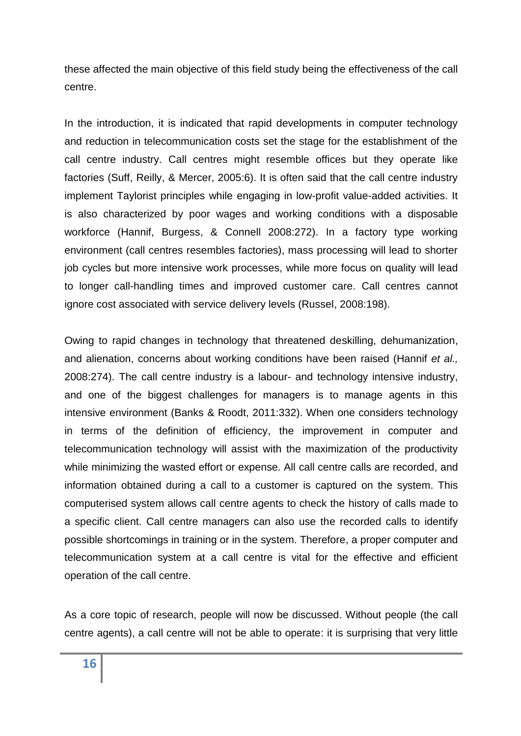these affected the main objective of this field study being the effectiveness of the call centre.

In the introduction, it is indicated that rapid developments in computer technology and reduction in telecommunication costs set the stage for the establishment of the call centre industry. Call centres might resemble offices but they operate like factories (Suff, Reilly, & Mercer, 2005:6). It is often said that the call centre industry implement Taylorist principles while engaging in low-profit value-added activities. It is also characterized by poor wages and working conditions with a disposable workforce (Hannif, Burgess, & Connell 2008:272). In a factory type working environment (call centres resembles factories), mass processing will lead to shorter job cycles but more intensive work processes, while more focus on quality will lead to longer call-handling times and improved customer care. Call centres cannot ignore cost associated with service delivery levels (Russel, 2008:198).

Owing to rapid changes in technology that threatened deskilling, dehumanization, and alienation, concerns about working conditions have been raised (Hannif *et al.,* 2008:274). The call centre industry is a labour- and technology intensive industry, and one of the biggest challenges for managers is to manage agents in this intensive environment (Banks & Roodt, 2011:332). When one considers technology in terms of the definition of efficiency, the improvement in computer and telecommunication technology will assist with the maximization of the productivity while minimizing the wasted effort or expense. All call centre calls are recorded, and information obtained during a call to a customer is captured on the system. This computerised system allows call centre agents to check the history of calls made to a specific client. Call centre managers can also use the recorded calls to identify possible shortcomings in training or in the system. Therefore, a proper computer and telecommunication system at a call centre is vital for the effective and efficient operation of the call centre.

As a core topic of research, people will now be discussed. Without people (the call centre agents), a call centre will not be able to operate: it is surprising that very little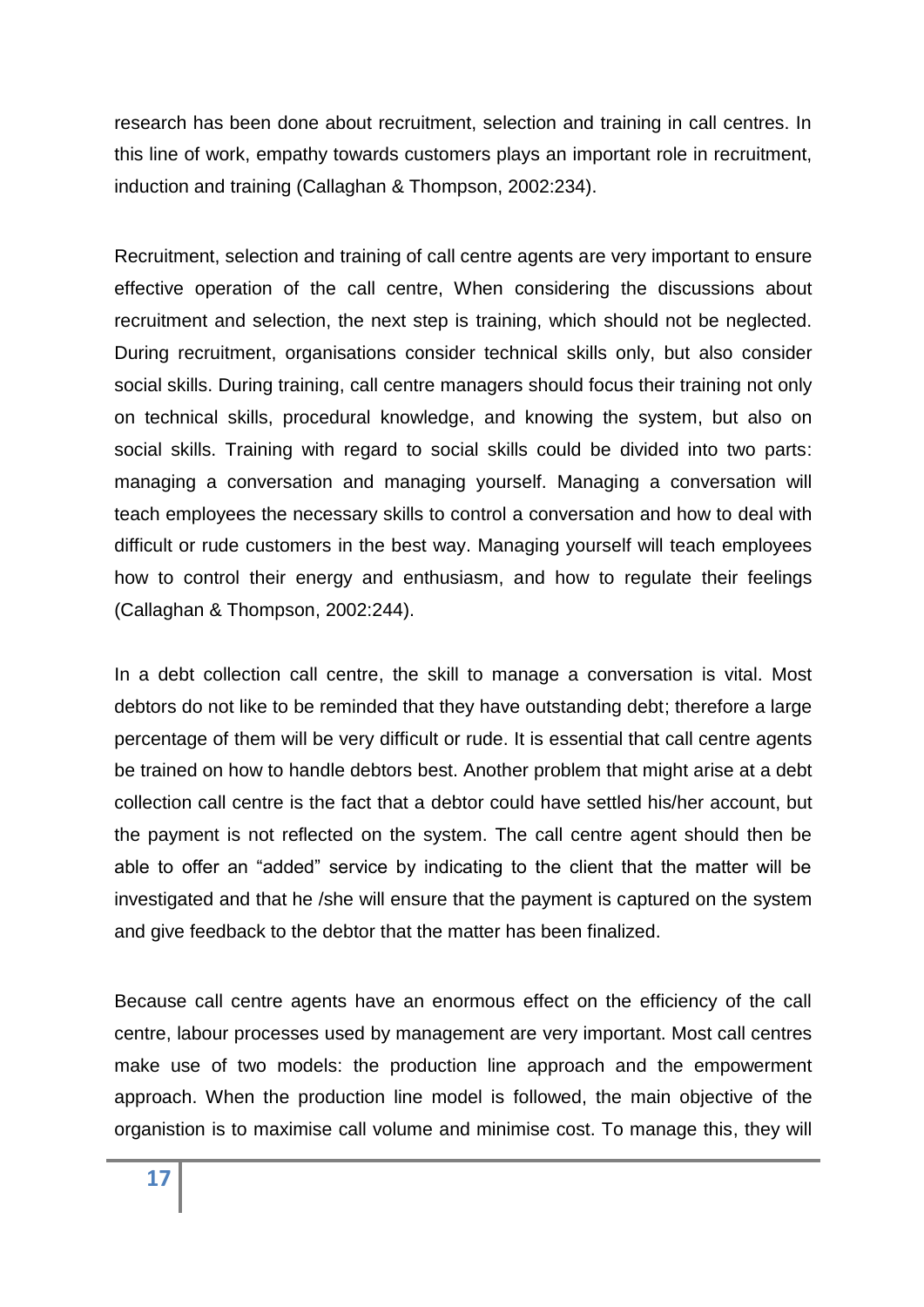research has been done about recruitment, selection and training in call centres. In this line of work, empathy towards customers plays an important role in recruitment, induction and training (Callaghan & Thompson, 2002:234).

Recruitment, selection and training of call centre agents are very important to ensure effective operation of the call centre, When considering the discussions about recruitment and selection, the next step is training, which should not be neglected. During recruitment, organisations consider technical skills only, but also consider social skills. During training, call centre managers should focus their training not only on technical skills, procedural knowledge, and knowing the system, but also on social skills. Training with regard to social skills could be divided into two parts: managing a conversation and managing yourself. Managing a conversation will teach employees the necessary skills to control a conversation and how to deal with difficult or rude customers in the best way. Managing yourself will teach employees how to control their energy and enthusiasm, and how to regulate their feelings (Callaghan & Thompson, 2002:244).

In a debt collection call centre, the skill to manage a conversation is vital. Most debtors do not like to be reminded that they have outstanding debt; therefore a large percentage of them will be very difficult or rude. It is essential that call centre agents be trained on how to handle debtors best. Another problem that might arise at a debt collection call centre is the fact that a debtor could have settled his/her account, but the payment is not reflected on the system. The call centre agent should then be able to offer an "added" service by indicating to the client that the matter will be investigated and that he /she will ensure that the payment is captured on the system and give feedback to the debtor that the matter has been finalized.

Because call centre agents have an enormous effect on the efficiency of the call centre, labour processes used by management are very important. Most call centres make use of two models: the production line approach and the empowerment approach. When the production line model is followed, the main objective of the organisation is to maximise call volume and minimise cost. To manage this, they will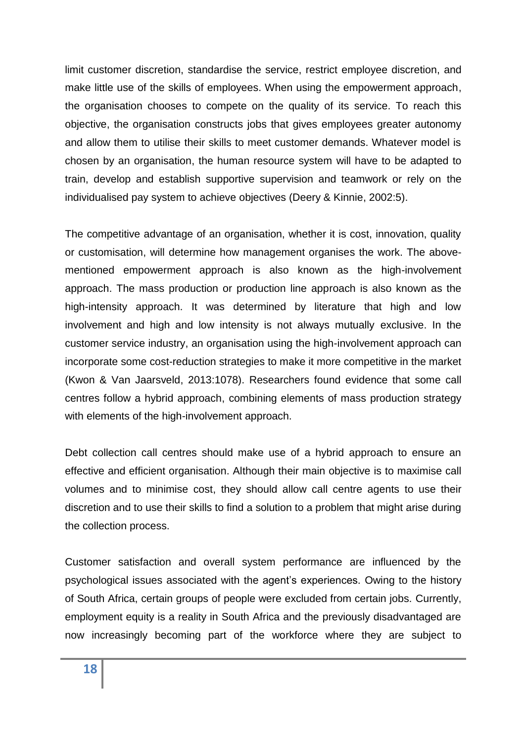limit customer discretion, standardise the service, restrict employee discretion, and make little use of the skills of employees. When using the empowerment approach, the organisation chooses to compete on the quality of its service. To reach this objective, the organisation constructs jobs that gives employees greater autonomy and allow them to utilise their skills to meet customer demands. Whatever model is chosen by an organisation, the human resource system will have to be adapted to train, develop and establish supportive supervision and teamwork or rely on the individualised pay system to achieve objectives (Deery & Kinnie, 2002:5).

The competitive advantage of an organisation, whether it is cost, innovation, quality or customisation, will determine how management organises the work. The above-mentioned empowerment approach is also known as the high-involvement approach. The mass production or production line approach is also known as the high-intensity approach. It was determined by literature that high and low involvement and high and low intensity is not always mutually exclusive. In the customer service industry, an organisation using the high-involvement approach can incorporate some cost-reduction strategies to make it more competitive in the market (Kwon & Van Jaarsveld, 2013:1078). Researchers found evidence that some call centres follow a hybrid approach, combining elements of mass production strategy with elements of the high-involvement approach.

Debt collection call centres should make use of a hybrid approach to ensure an effective and efficient organisation. Although their main objective is to maximise call volumes and to minimise cost, they should allow call centre agents to use their discretion and to use their skills to find a solution to a problem that might arise during the collection process.

Customer satisfaction and overall system performance are influenced by the psychological issues associated with the agent's experiences. Owing to the history of South Africa, certain groups of people were excluded from certain jobs. Currently, employment equity is a reality in South Africa and the previously disadvantaged are now increasingly becoming part of the workforce where they are subject to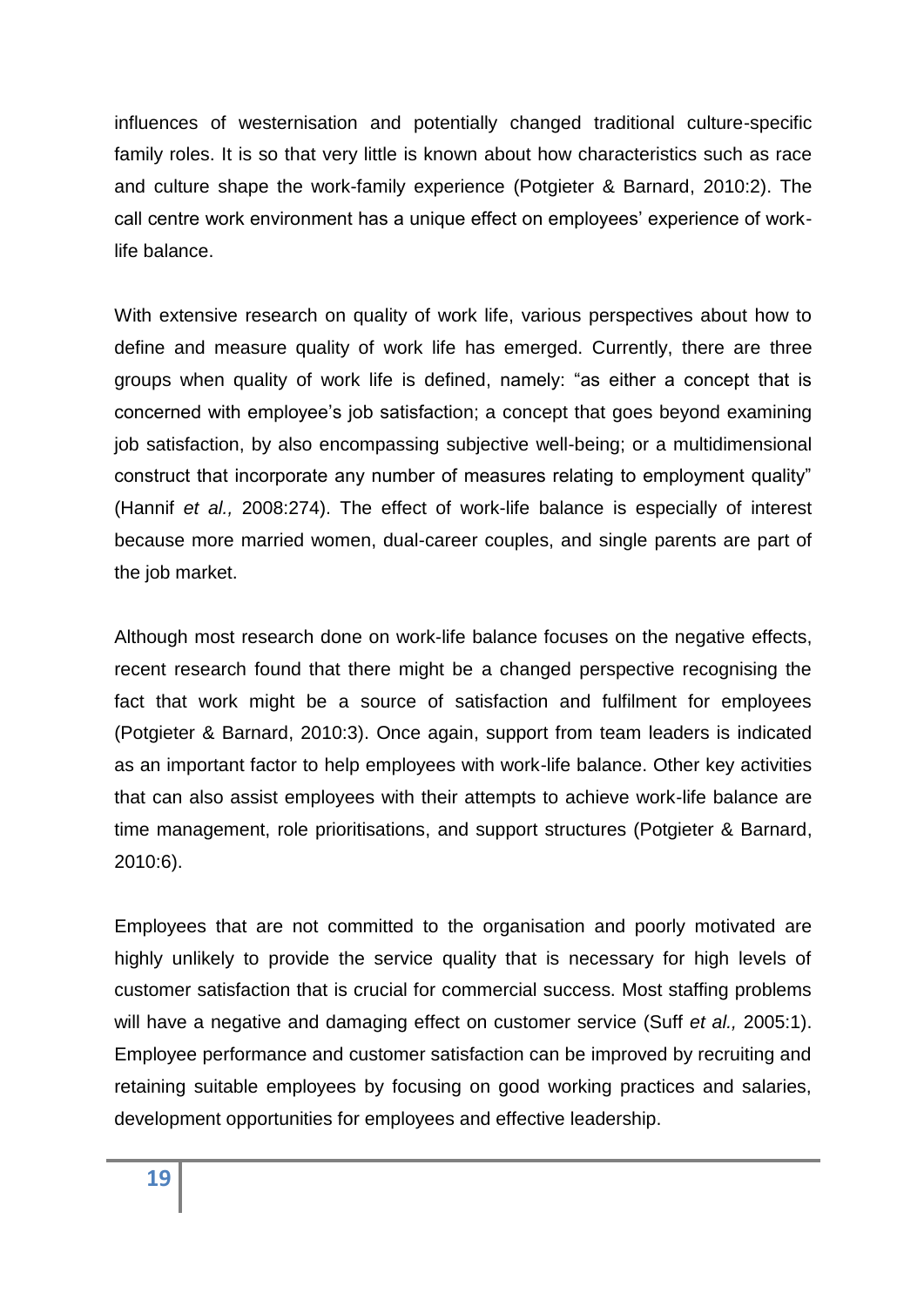influences of westernisation and potentially changed traditional culture-specific family roles. It is so that very little is known about how characteristics such as race and culture shape the work-family experience (Potgieter & Barnard, 2010:2). The call centre work environment has a unique effect on employees' experience of work-life balance.

With extensive research on quality of work life, various perspectives about how to define and measure quality of work life has emerged. Currently, there are three groups when quality of work life is defined, namely: "as either a concept that is concerned with employee's job satisfaction; a concept that goes beyond examining job satisfaction, by also encompassing subjective well-being; or a multidimensional construct that incorporate any number of measures relating to employment quality" (Hannif *et al.,* 2008:274). The effect of work-life balance is especially of interest because more married women, dual-career couples, and single parents are part of the job market.

Although most research done on work-life balance focuses on the negative effects, recent research found that there might be a changed perspective recognising the fact that work might be a source of satisfaction and fulfilment for employees (Potgieter & Barnard, 2010:3). Once again, support from team leaders is indicated as an important factor to help employees with work-life balance. Other key activities that can also assist employees with their attempts to achieve work-life balance are time management, role prioritisations, and support structures (Potgieter & Barnard, 2010:6).

Employees that are not committed to the organisation and poorly motivated are highly unlikely to provide the service quality that is necessary for high levels of customer satisfaction that is crucial for commercial success. Most staffing problems will have a negative and damaging effect on customer service (Suff *et al.,* 2005:1). Employee performance and customer satisfaction can be improved by recruiting and retaining suitable employees by focusing on good working practices and salaries, development opportunities for employees and effective leadership.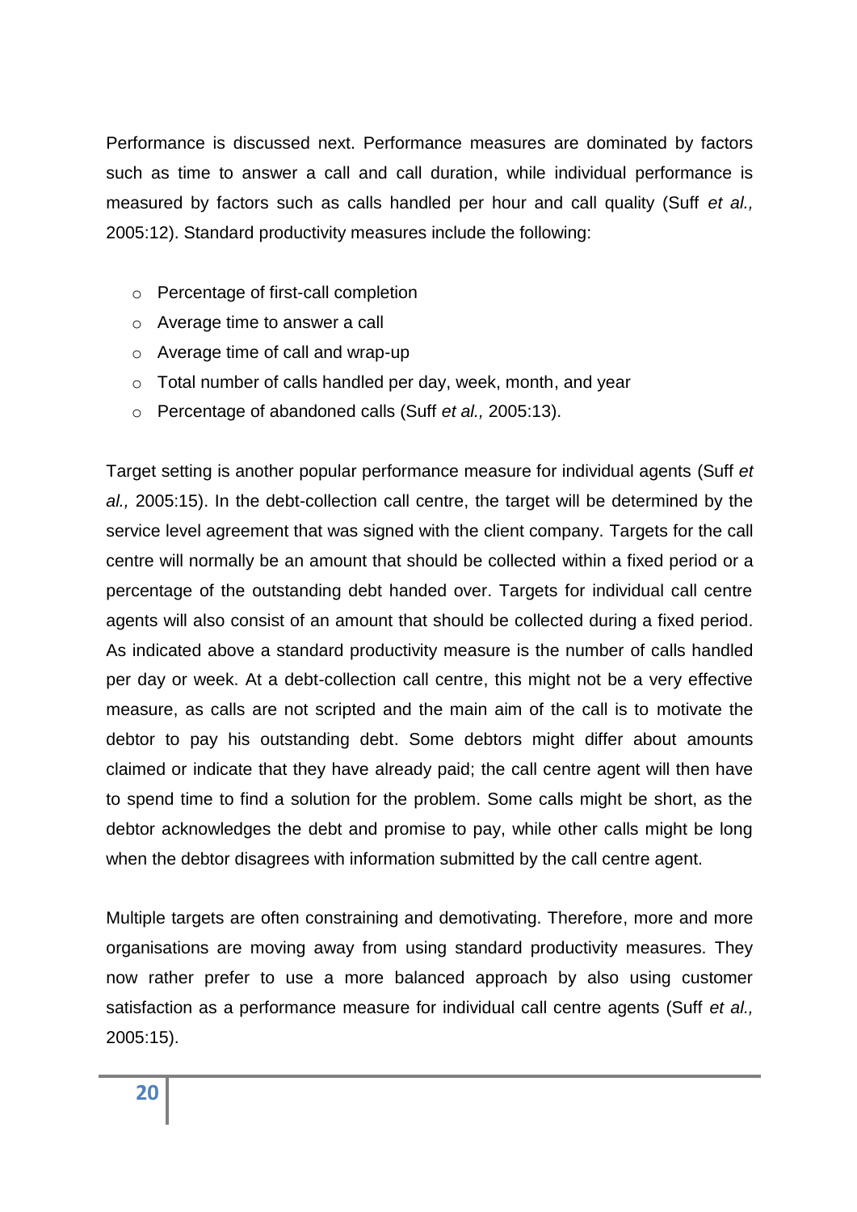Performance is discussed next. Performance measures are dominated by factors such as time to answer a call and call duration, while individual performance is measured by factors such as calls handled per hour and call quality (Suff *et al.,* 2005:12). Standard productivity measures include the following:

- Percentage of first-call completion
- Average time to answer a call
- Average time of call and wrap-up
- Total number of calls handled per day, week, month, and year
- Percentage of abandoned calls (Suff *et al.,* 2005:13).

Target setting is another popular performance measure for individual agents (Suff *et al.,* 2005:15). In the debt-collection call centre, the target will be determined by the service level agreement that was signed with the client company. Targets for the call centre will normally be an amount that should be collected within a fixed period or a percentage of the outstanding debt handed over. Targets for individual call centre agents will also consist of an amount that should be collected during a fixed period. As indicated above a standard productivity measure is the number of calls handled per day or week. At a debt-collection call centre, this might not be a very effective measure, as calls are not scripted and the main aim of the call is to motivate the debtor to pay his outstanding debt. Some debtors might differ about amounts claimed or indicate that they have already paid; the call centre agent will then have to spend time to find a solution for the problem. Some calls might be short, as the debtor acknowledges the debt and promise to pay, while other calls might be long when the debtor disagrees with information submitted by the call centre agent.

Multiple targets are often constraining and demotivating. Therefore, more and more organisations are moving away from using standard productivity measures. They now rather prefer to use a more balanced approach by also using customer satisfaction as a performance measure for individual call centre agents (Suff *et al.,* 2005:15).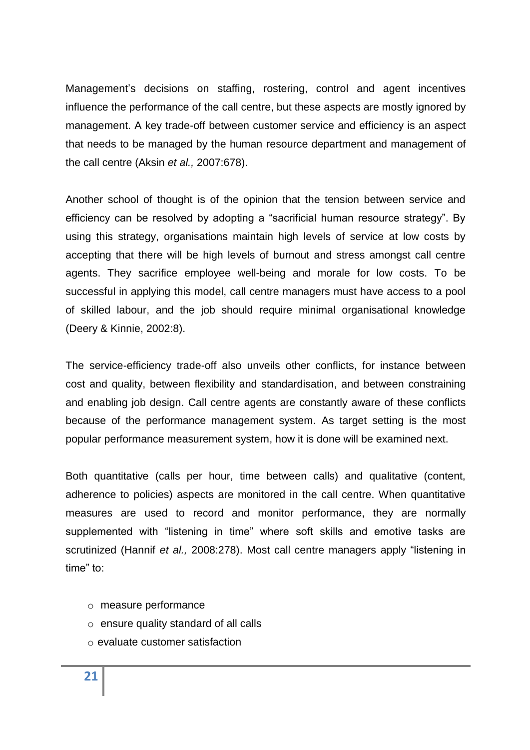Management's decisions on staffing, rostering, control and agent incentives influence the performance of the call centre, but these aspects are mostly ignored by management. A key trade-off between customer service and efficiency is an aspect that needs to be managed by the human resource department and management of the call centre (Aksin *et al.,* 2007:678).

Another school of thought is of the opinion that the tension between service and efficiency can be resolved by adopting a "sacrificial human resource strategy". By using this strategy, organisations maintain high levels of service at low costs by accepting that there will be high levels of burnout and stress amongst call centre agents. They sacrifice employee well-being and morale for low costs. To be successful in applying this model, call centre managers must have access to a pool of skilled labour, and the job should require minimal organisational knowledge (Deery & Kinnie, 2002:8).

The service-efficiency trade-off also unveils other conflicts, for instance between cost and quality, between flexibility and standardisation, and between constraining and enabling job design. Call centre agents are constantly aware of these conflicts because of the performance management system. As target setting is the most popular performance measurement system, how it is done will be examined next.

Both quantitative (calls per hour, time between calls) and qualitative (content, adherence to policies) aspects are monitored in the call centre. When quantitative measures are used to record and monitor performance, they are normally supplemented with "listening in time" where soft skills and emotive tasks are scrutinized (Hannif *et al.,* 2008:278). Most call centre managers apply "listening in time" to:

- measure performance
- ensure quality standard of all calls
- evaluate customer satisfaction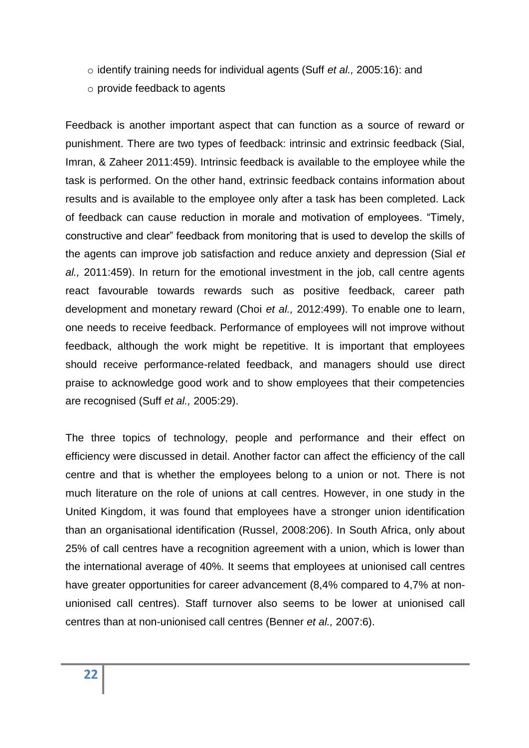- identify training needs for individual agents (Suff *et al.,* 2005:16): and
- provide feedback to agents

Feedback is another important aspect that can function as a source of reward or punishment. There are two types of feedback: intrinsic and extrinsic feedback (Sial, Imran, & Zaheer 2011:459). Intrinsic feedback is available to the employee while the task is performed. On the other hand, extrinsic feedback contains information about results and is available to the employee only after a task has been completed. Lack of feedback can cause reduction in morale and motivation of employees. "Timely, constructive and clear" feedback from monitoring that is used to develop the skills of the agents can improve job satisfaction and reduce anxiety and depression (Sial *et al.,* 2011:459). In return for the emotional investment in the job, call centre agents react favourable towards rewards such as positive feedback, career path development and monetary reward (Choi *et al.,* 2012:499). To enable one to learn, one needs to receive feedback. Performance of employees will not improve without feedback, although the work might be repetitive. It is important that employees should receive performance-related feedback, and managers should use direct praise to acknowledge good work and to show employees that their competencies are recognised (Suff *et al.,* 2005:29).

The three topics of technology, people and performance and their effect on efficiency were discussed in detail. Another factor can affect the efficiency of the call centre and that is whether the employees belong to a union or not. There is not much literature on the role of unions at call centres. However, in one study in the United Kingdom, it was found that employees have a stronger union identification than an organisational identification (Russel, 2008:206). In South Africa, only about 25% of call centres have a recognition agreement with a union, which is lower than the international average of 40%. It seems that employees at unionised call centres have greater opportunities for career advancement (8,4% compared to 4,7% at non-unionised call centres). Staff turnover also seems to be lower at unionised call centres than at non-unionised call centres (Benner *et al.,* 2007:6).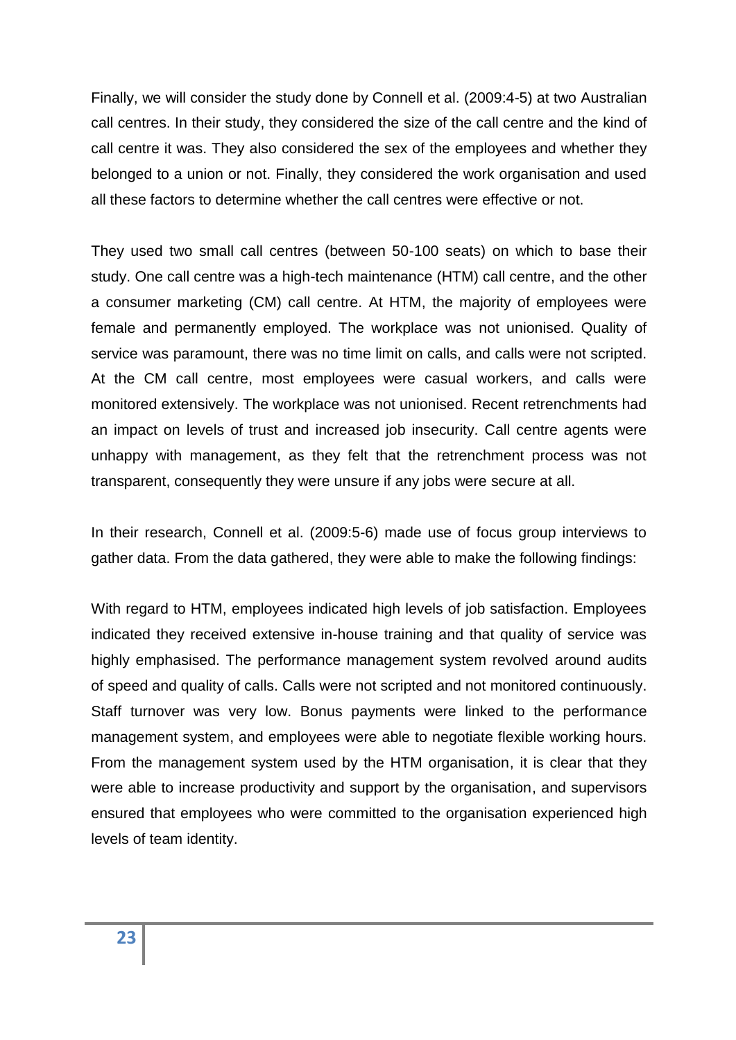Finally, we will consider the study done by Connell et al. (2009:4-5) at two Australian call centres. In their study, they considered the size of the call centre and the kind of call centre it was. They also considered the sex of the employees and whether they belonged to a union or not. Finally, they considered the work organisation and used all these factors to determine whether the call centres were effective or not.

They used two small call centres (between 50-100 seats) on which to base their study. One call centre was a high-tech maintenance (HTM) call centre, and the other a consumer marketing (CM) call centre. At HTM, the majority of employees were female and permanently employed. The workplace was not unionised. Quality of service was paramount, there was no time limit on calls, and calls were not scripted. At the CM call centre, most employees were casual workers, and calls were monitored extensively. The workplace was not unionised. Recent retrenchments had an impact on levels of trust and increased job insecurity. Call centre agents were unhappy with management, as they felt that the retrenchment process was not transparent, consequently they were unsure if any jobs were secure at all.

In their research, Connell et al. (2009:5-6) made use of focus group interviews to gather data. From the data gathered, they were able to make the following findings:

With regard to HTM, employees indicated high levels of job satisfaction. Employees indicated they received extensive in-house training and that quality of service was highly emphasised. The performance management system revolved around audits of speed and quality of calls. Calls were not scripted and not monitored continuously. Staff turnover was very low. Bonus payments were linked to the performance management system, and employees were able to negotiate flexible working hours. From the management system used by the HTM organisation, it is clear that they were able to increase productivity and support by the organisation, and supervisors ensured that employees who were committed to the organisation experienced high levels of team identity.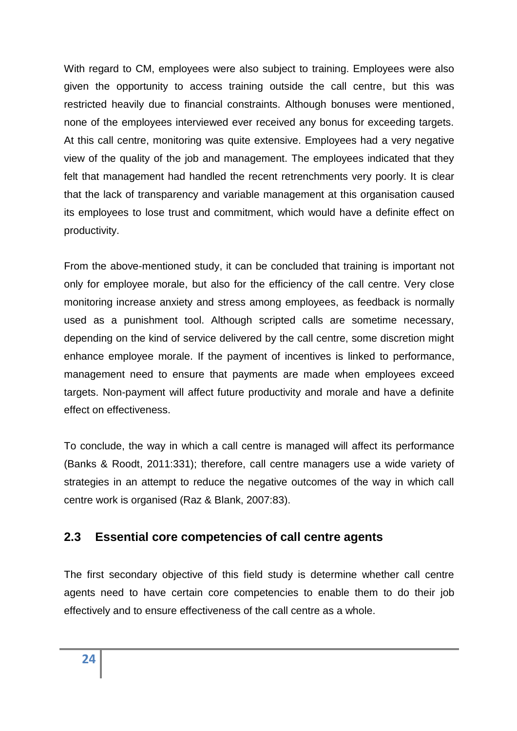With regard to CM, employees were also subject to training. Employees were also given the opportunity to access training outside the call centre, but this was restricted heavily due to financial constraints. Although bonuses were mentioned, none of the employees interviewed ever received any bonus for exceeding targets. At this call centre, monitoring was quite extensive. Employees had a very negative view of the quality of the job and management. The employees indicated that they felt that management had handled the recent retrenchments very poorly. It is clear that the lack of transparency and variable management at this organisation caused its employees to lose trust and commitment, which would have a definite effect on productivity.

From the above-mentioned study, it can be concluded that training is important not only for employee morale, but also for the efficiency of the call centre. Very close monitoring increase anxiety and stress among employees, as feedback is normally used as a punishment tool. Although scripted calls are sometime necessary, depending on the kind of service delivered by the call centre, some discretion might enhance employee morale. If the payment of incentives is linked to performance, management need to ensure that payments are made when employees exceed targets. Non-payment will affect future productivity and morale and have a definite effect on effectiveness.

To conclude, the way in which a call centre is managed will affect its performance (Banks & Roodt, 2011:331); therefore, call centre managers use a wide variety of strategies in an attempt to reduce the negative outcomes of the way in which call centre work is organised (Raz & Blank, 2007:83).

## 2.3 Essential core competencies of call centre agents

The first secondary objective of this field study is determine whether call centre agents need to have certain core competencies to enable them to do their job effectively and to ensure effectiveness of the call centre as a whole.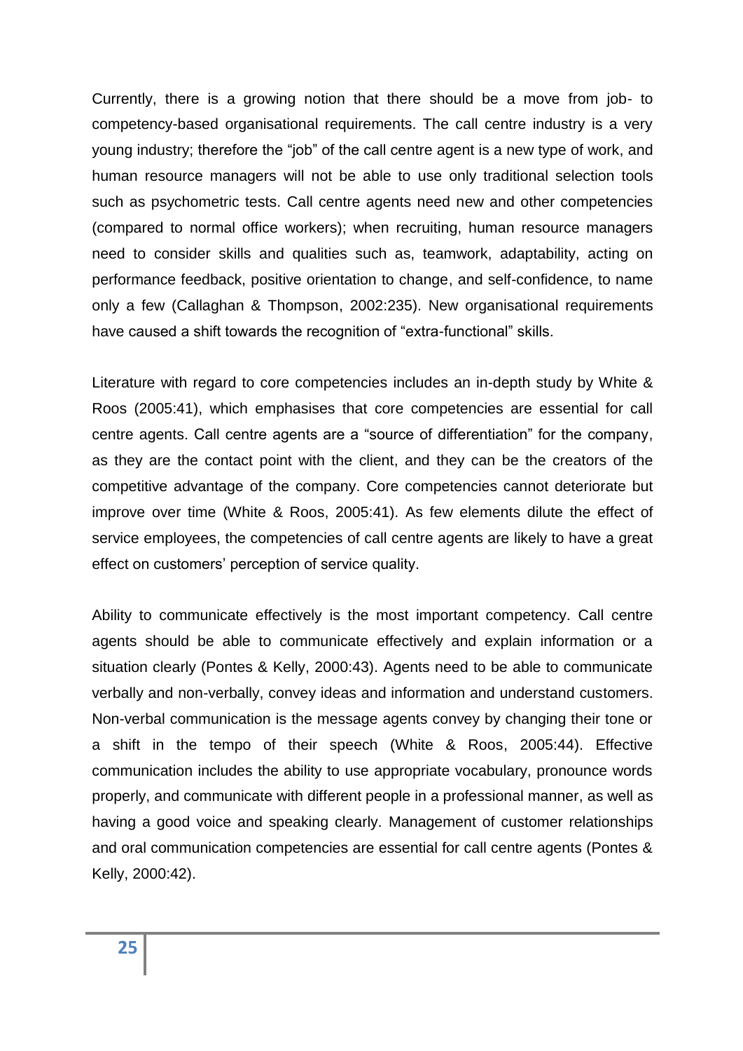Currently, there is a growing notion that there should be a move from job- to competency-based organisational requirements. The call centre industry is a very young industry; therefore the "job" of the call centre agent is a new type of work, and human resource managers will not be able to use only traditional selection tools such as psychometric tests. Call centre agents need new and other competencies (compared to normal office workers); when recruiting, human resource managers need to consider skills and qualities such as, teamwork, adaptability, acting on performance feedback, positive orientation to change, and self-confidence, to name only a few (Callaghan & Thompson, 2002:235). New organisational requirements have caused a shift towards the recognition of "extra-functional" skills.

Literature with regard to core competencies includes an in-depth study by White & Roos (2005:41), which emphasises that core competencies are essential for call centre agents. Call centre agents are a "source of differentiation" for the company, as they are the contact point with the client, and they can be the creators of the competitive advantage of the company. Core competencies cannot deteriorate but improve over time (White & Roos, 2005:41). As few elements dilute the effect of service employees, the competencies of call centre agents are likely to have a great effect on customers' perception of service quality.

Ability to communicate effectively is the most important competency. Call centre agents should be able to communicate effectively and explain information or a situation clearly (Pontes & Kelly, 2000:43). Agents need to be able to communicate verbally and non-verbally, convey ideas and information and understand customers. Non-verbal communication is the message agents convey by changing their tone or a shift in the tempo of their speech (White & Roos, 2005:44). Effective communication includes the ability to use appropriate vocabulary, pronounce words properly, and communicate with different people in a professional manner, as well as having a good voice and speaking clearly. Management of customer relationships and oral communication competencies are essential for call centre agents (Pontes & Kelly, 2000:42).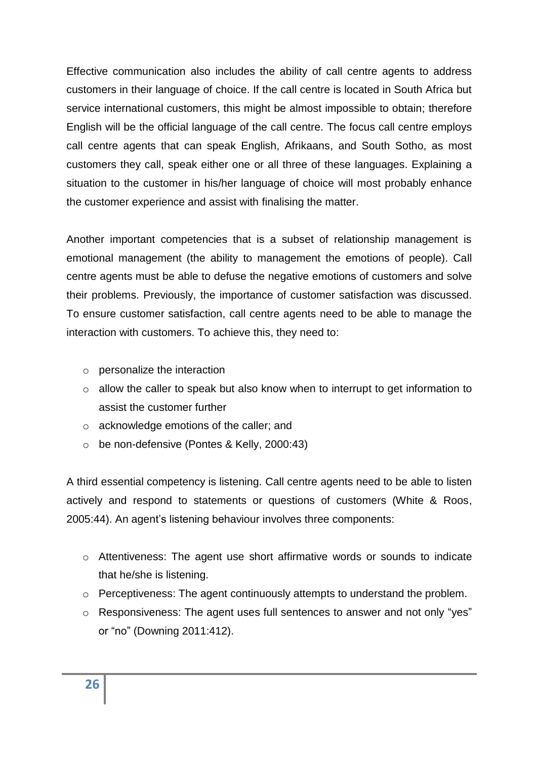Effective communication also includes the ability of call centre agents to address customers in their language of choice. If the call centre is located in South Africa but service international customers, this might be almost impossible to obtain; therefore English will be the official language of the call centre. The focus call centre employs call centre agents that can speak English, Afrikaans, and South Sotho, as most customers they call, speak either one or all three of these languages. Explaining a situation to the customer in his/her language of choice will most probably enhance the customer experience and assist with finalising the matter.

Another important competencies that is a subset of relationship management is emotional management (the ability to management the emotions of people). Call centre agents must be able to defuse the negative emotions of customers and solve their problems. Previously, the importance of customer satisfaction was discussed. To ensure customer satisfaction, call centre agents need to be able to manage the interaction with customers. To achieve this, they need to:

- personalize the interaction
- allow the caller to speak but also know when to interrupt to get information to assist the customer further
- acknowledge emotions of the caller; and
- be non-defensive (Pontes & Kelly, 2000:43)

A third essential competency is listening. Call centre agents need to be able to listen actively and respond to statements or questions of customers (White & Roos, 2005:44). An agent's listening behaviour involves three components:

- Attentiveness: The agent use short affirmative words or sounds to indicate that he/she is listening.
- Perceptiveness: The agent continuously attempts to understand the problem.
- Responsiveness: The agent uses full sentences to answer and not only "yes" or "no" (Downing 2011:412).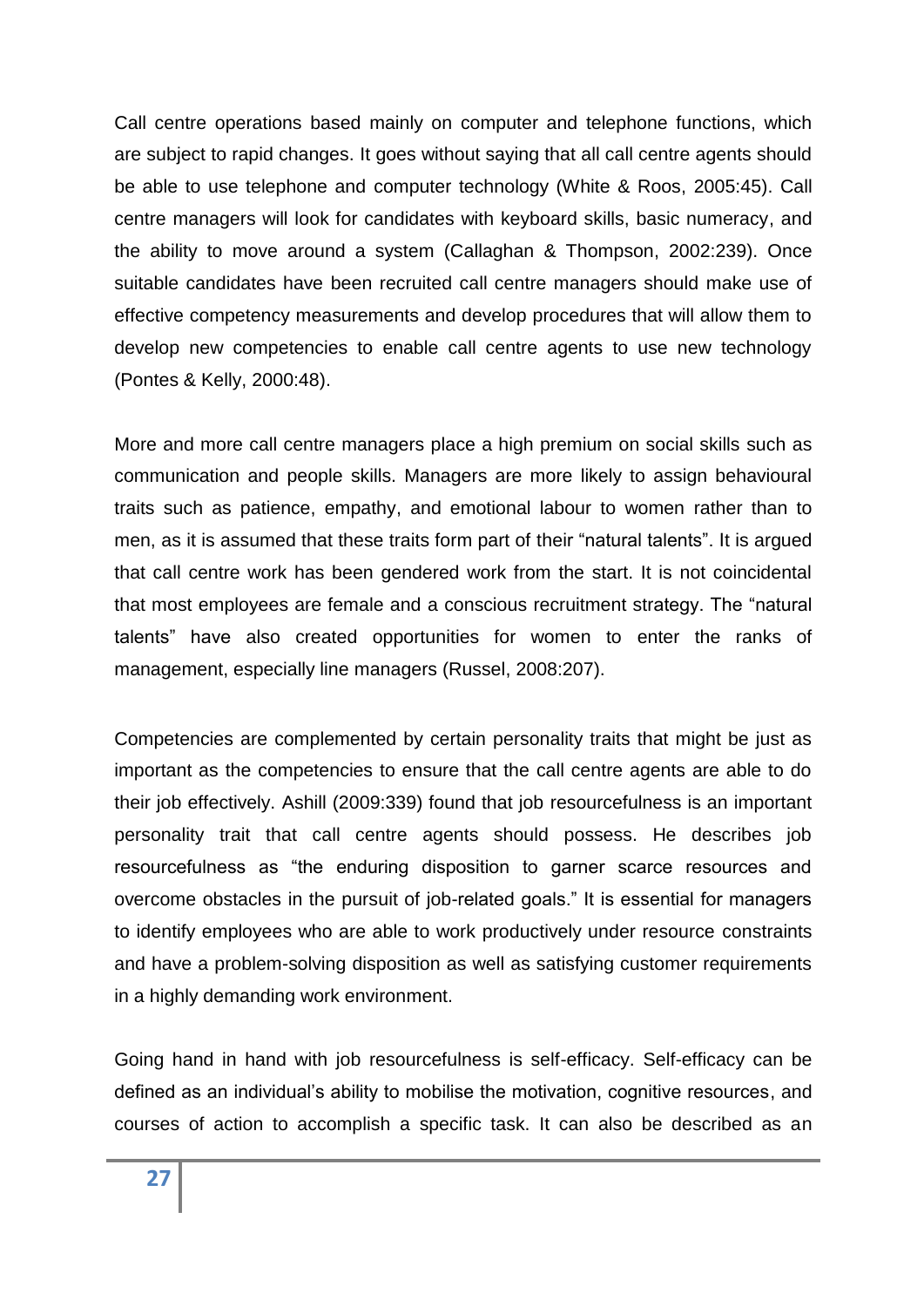Call centre operations based mainly on computer and telephone functions, which are subject to rapid changes. It goes without saying that all call centre agents should be able to use telephone and computer technology (White & Roos, 2005:45). Call centre managers will look for candidates with keyboard skills, basic numeracy, and the ability to move around a system (Callaghan & Thompson, 2002:239). Once suitable candidates have been recruited call centre managers should make use of effective competency measurements and develop procedures that will allow them to develop new competencies to enable call centre agents to use new technology (Pontes & Kelly, 2000:48).

More and more call centre managers place a high premium on social skills such as communication and people skills. Managers are more likely to assign behavioural traits such as patience, empathy, and emotional labour to women rather than to men, as it is assumed that these traits form part of their "natural talents". It is argued that call centre work has been gendered work from the start. It is not coincidental that most employees are female and a conscious recruitment strategy. The "natural talents" have also created opportunities for women to enter the ranks of management, especially line managers (Russel, 2008:207).

Competencies are complemented by certain personality traits that might be just as important as the competencies to ensure that the call centre agents are able to do their job effectively. Ashill (2009:339) found that job resourcefulness is an important personality trait that call centre agents should possess. He describes job resourcefulness as "the enduring disposition to garner scarce resources and overcome obstacles in the pursuit of job-related goals." It is essential for managers to identify employees who are able to work productively under resource constraints and have a problem-solving disposition as well as satisfying customer requirements in a highly demanding work environment.

Going hand in hand with job resourcefulness is self-efficacy. Self-efficacy can be defined as an individual's ability to mobilise the motivation, cognitive resources, and courses of action to accomplish a specific task. It can also be described as an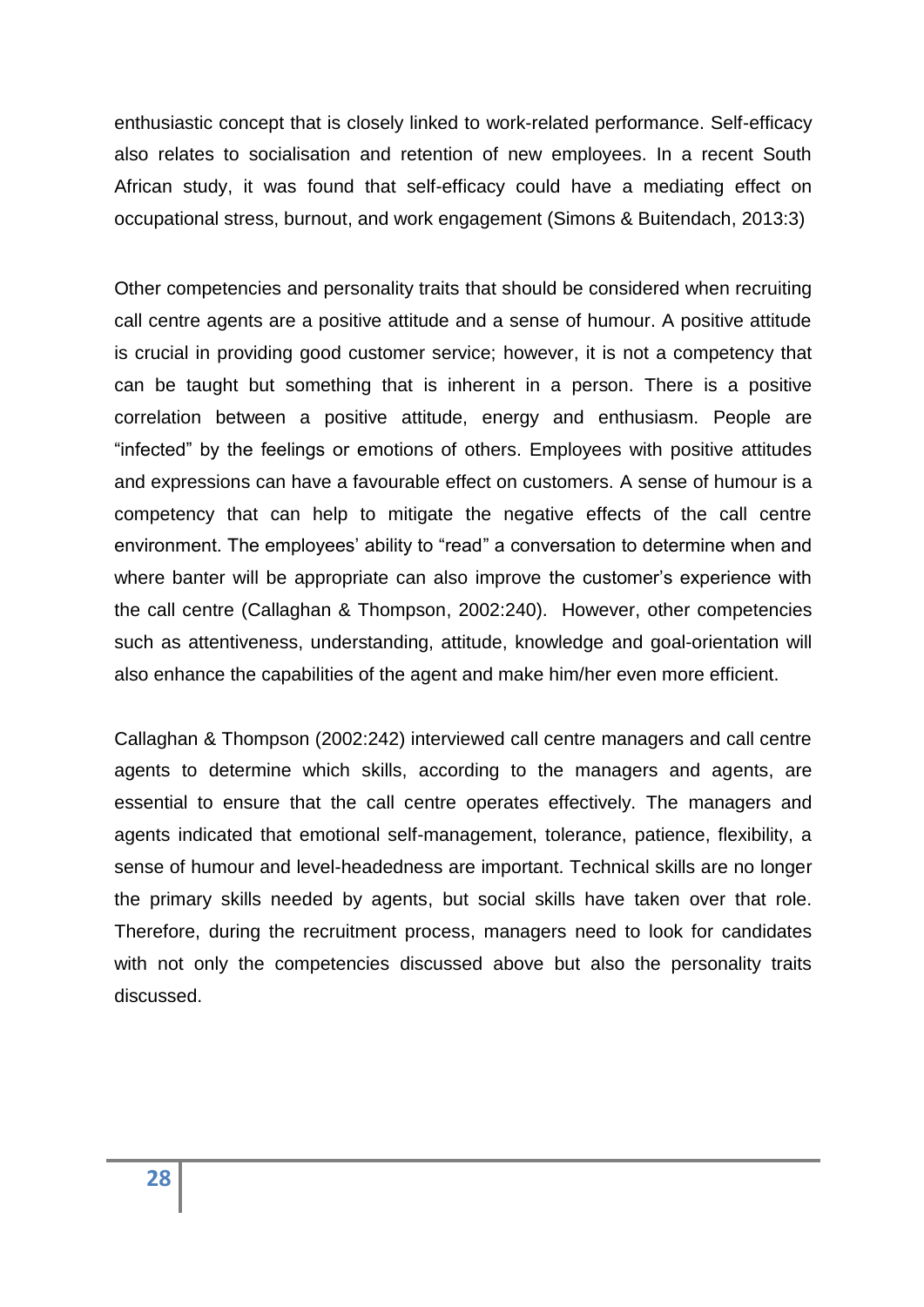enthusiastic concept that is closely linked to work-related performance. Self-efficacy also relates to socialisation and retention of new employees. In a recent South African study, it was found that self-efficacy could have a mediating effect on occupational stress, burnout, and work engagement (Simons & Buitendach, 2013:3)

Other competencies and personality traits that should be considered when recruiting call centre agents are a positive attitude and a sense of humour. A positive attitude is crucial in providing good customer service; however, it is not a competency that can be taught but something that is inherent in a person. There is a positive correlation between a positive attitude, energy and enthusiasm. People are "infected" by the feelings or emotions of others. Employees with positive attitudes and expressions can have a favourable effect on customers. A sense of humour is a competency that can help to mitigate the negative effects of the call centre environment. The employees' ability to "read" a conversation to determine when and where banter will be appropriate can also improve the customer's experience with the call centre (Callaghan & Thompson, 2002:240). However, other competencies such as attentiveness, understanding, attitude, knowledge and goal-orientation will also enhance the capabilities of the agent and make him/her even more efficient.

Callaghan & Thompson (2002:242) interviewed call centre managers and call centre agents to determine which skills, according to the managers and agents, are essential to ensure that the call centre operates effectively. The managers and agents indicated that emotional self-management, tolerance, patience, flexibility, a sense of humour and level-headedness are important. Technical skills are no longer the primary skills needed by agents, but social skills have taken over that role. Therefore, during the recruitment process, managers need to look for candidates with not only the competencies discussed above but also the personality traits discussed.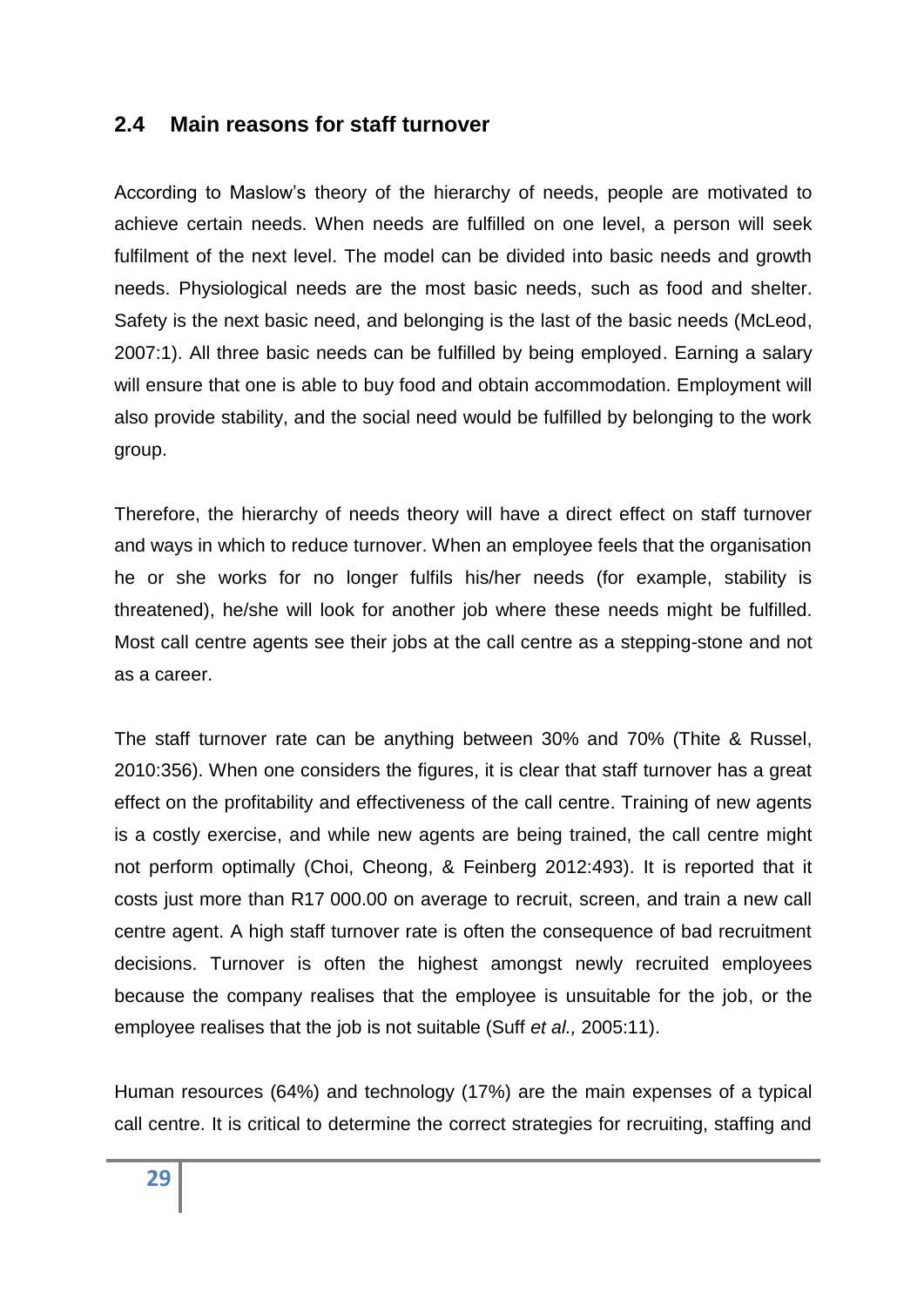## 2.4 Main reasons for staff turnover

According to Maslow's theory of the hierarchy of needs, people are motivated to achieve certain needs. When needs are fulfilled on one level, a person will seek fulfilment of the next level. The model can be divided into basic needs and growth needs. Physiological needs are the most basic needs, such as food and shelter. Safety is the next basic need, and belonging is the last of the basic needs (McLeod, 2007:1). All three basic needs can be fulfilled by being employed. Earning a salary will ensure that one is able to buy food and obtain accommodation. Employment will also provide stability, and the social need would be fulfilled by belonging to the work group.

Therefore, the hierarchy of needs theory will have a direct effect on staff turnover and ways in which to reduce turnover. When an employee feels that the organisation he or she works for no longer fulfils his/her needs (for example, stability is threatened), he/she will look for another job where these needs might be fulfilled. Most call centre agents see their jobs at the call centre as a stepping-stone and not as a career.

The staff turnover rate can be anything between 30% and 70% (Thite & Russel, 2010:356). When one considers the figures, it is clear that staff turnover has a great effect on the profitability and effectiveness of the call centre. Training of new agents is a costly exercise, and while new agents are being trained, the call centre might not perform optimally (Choi, Cheong, & Feinberg 2012:493). It is reported that it costs just more than R17 000.00 on average to recruit, screen, and train a new call centre agent. A high staff turnover rate is often the consequence of bad recruitment decisions. Turnover is often the highest amongst newly recruited employees because the company realises that the employee is unsuitable for the job, or the employee realises that the job is not suitable (Suff *et al.,* 2005:11).

Human resources (64%) and technology (17%) are the main expenses of a typical call centre. It is critical to determine the correct strategies for recruiting, staffing and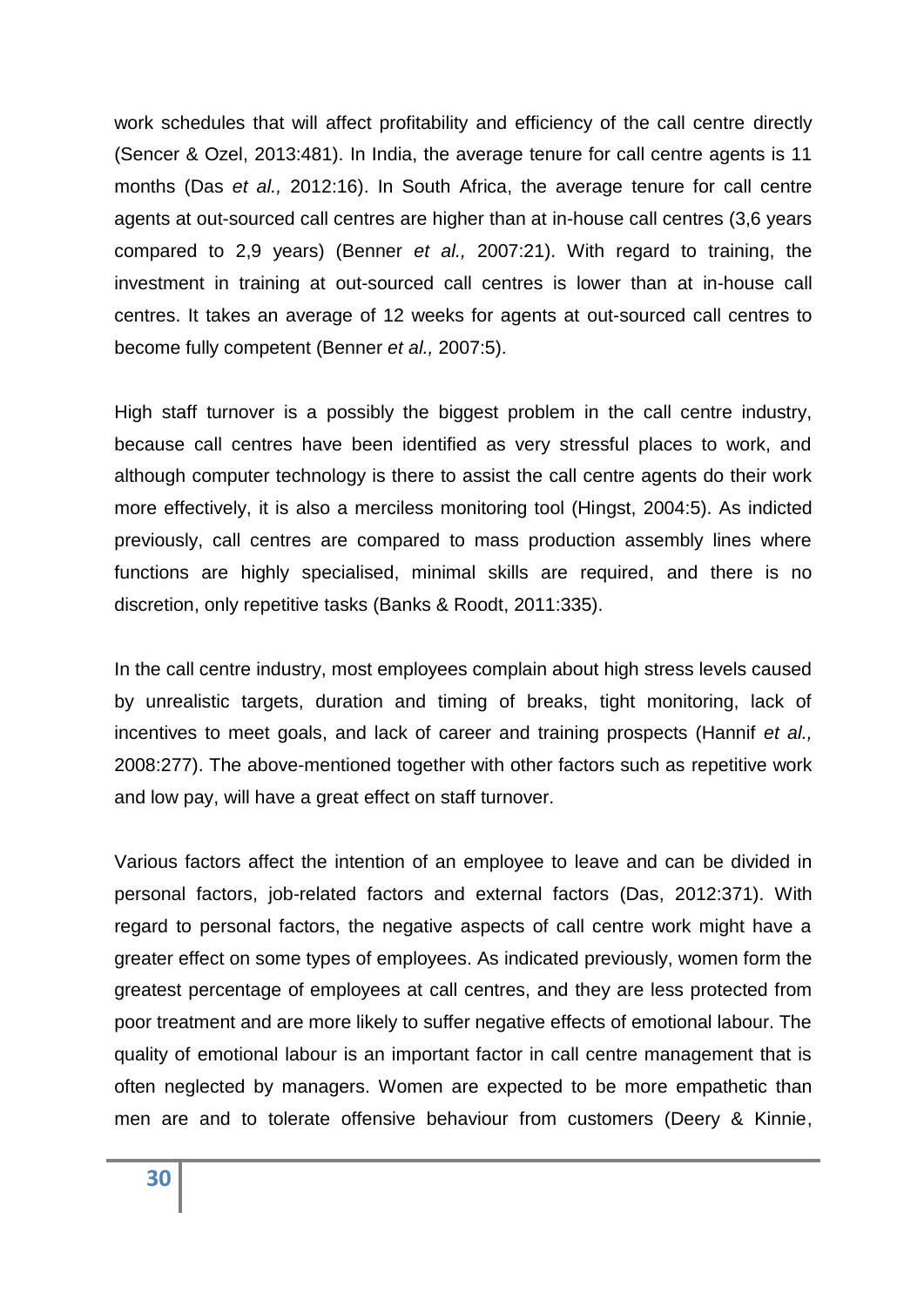work schedules that will affect profitability and efficiency of the call centre directly (Sencer & Ozel, 2013:481). In India, the average tenure for call centre agents is 11 months (Das *et al.,* 2012:16). In South Africa, the average tenure for call centre agents at out-sourced call centres are higher than at in-house call centres (3,6 years compared to 2,9 years) (Benner *et al.,* 2007:21). With regard to training, the investment in training at out-sourced call centres is lower than at in-house call centres. It takes an average of 12 weeks for agents at out-sourced call centres to become fully competent (Benner *et al.,* 2007:5).

High staff turnover is a possibly the biggest problem in the call centre industry, because call centres have been identified as very stressful places to work, and although computer technology is there to assist the call centre agents do their work more effectively, it is also a merciless monitoring tool (Hingst, 2004:5). As indicted previously, call centres are compared to mass production assembly lines where functions are highly specialised, minimal skills are required, and there is no discretion, only repetitive tasks (Banks & Roodt, 2011:335).

In the call centre industry, most employees complain about high stress levels caused by unrealistic targets, duration and timing of breaks, tight monitoring, lack of incentives to meet goals, and lack of career and training prospects (Hannif *et al.,* 2008:277). The above-mentioned together with other factors such as repetitive work and low pay, will have a great effect on staff turnover.

Various factors affect the intention of an employee to leave and can be divided in personal factors, job-related factors and external factors (Das, 2012:371). With regard to personal factors, the negative aspects of call centre work might have a greater effect on some types of employees. As indicated previously, women form the greatest percentage of employees at call centres, and they are less protected from poor treatment and are more likely to suffer negative effects of emotional labour. The quality of emotional labour is an important factor in call centre management that is often neglected by managers. Women are expected to be more empathetic than men are and to tolerate offensive behaviour from customers (Deery & Kinnie,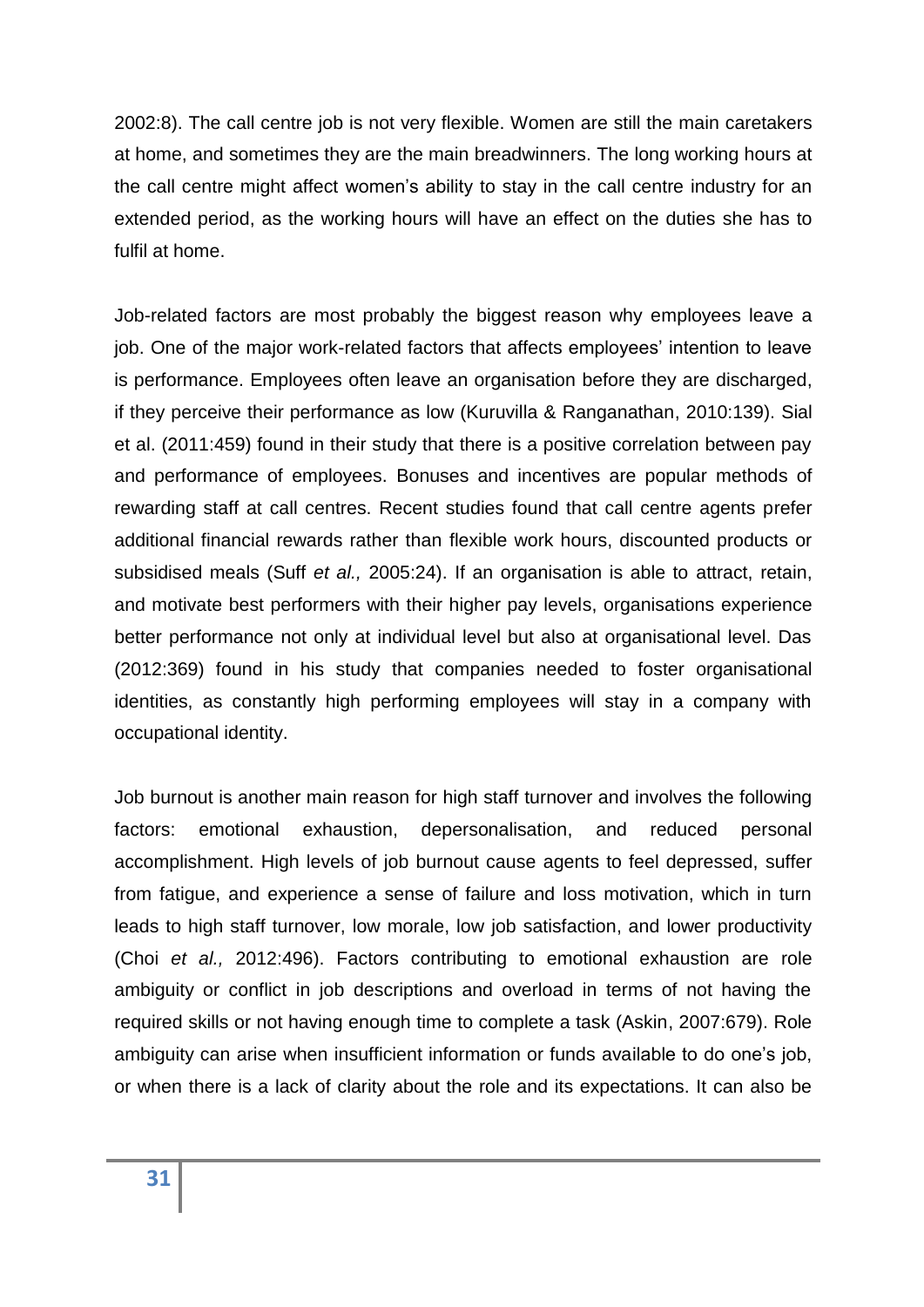2002:8). The call centre job is not very flexible. Women are still the main caretakers at home, and sometimes they are the main breadwinners. The long working hours at the call centre might affect women's ability to stay in the call centre industry for an extended period, as the working hours will have an effect on the duties she has to fulfil at home.

Job-related factors are most probably the biggest reason why employees leave a job. One of the major work-related factors that affects employees' intention to leave is performance. Employees often leave an organisation before they are discharged, if they perceive their performance as low (Kuruvilla & Ranganathan, 2010:139). Sial et al. (2011:459) found in their study that there is a positive correlation between pay and performance of employees. Bonuses and incentives are popular methods of rewarding staff at call centres. Recent studies found that call centre agents prefer additional financial rewards rather than flexible work hours, discounted products or subsidised meals (Suff *et al.,* 2005:24). If an organisation is able to attract, retain, and motivate best performers with their higher pay levels, organisations experience better performance not only at individual level but also at organisational level. Das (2012:369) found in his study that companies needed to foster organisational identities, as constantly high performing employees will stay in a company with occupational identity.

Job burnout is another main reason for high staff turnover and involves the following factors: emotional exhaustion, depersonalisation, and reduced personal accomplishment. High levels of job burnout cause agents to feel depressed, suffer from fatigue, and experience a sense of failure and loss motivation, which in turn leads to high staff turnover, low morale, low job satisfaction, and lower productivity (Choi *et al.,* 2012:496). Factors contributing to emotional exhaustion are role ambiguity or conflict in job descriptions and overload in terms of not having the required skills or not having enough time to complete a task (Askin, 2007:679). Role ambiguity can arise when insufficient information or funds available to do one's job, or when there is a lack of clarity about the role and its expectations. It can also be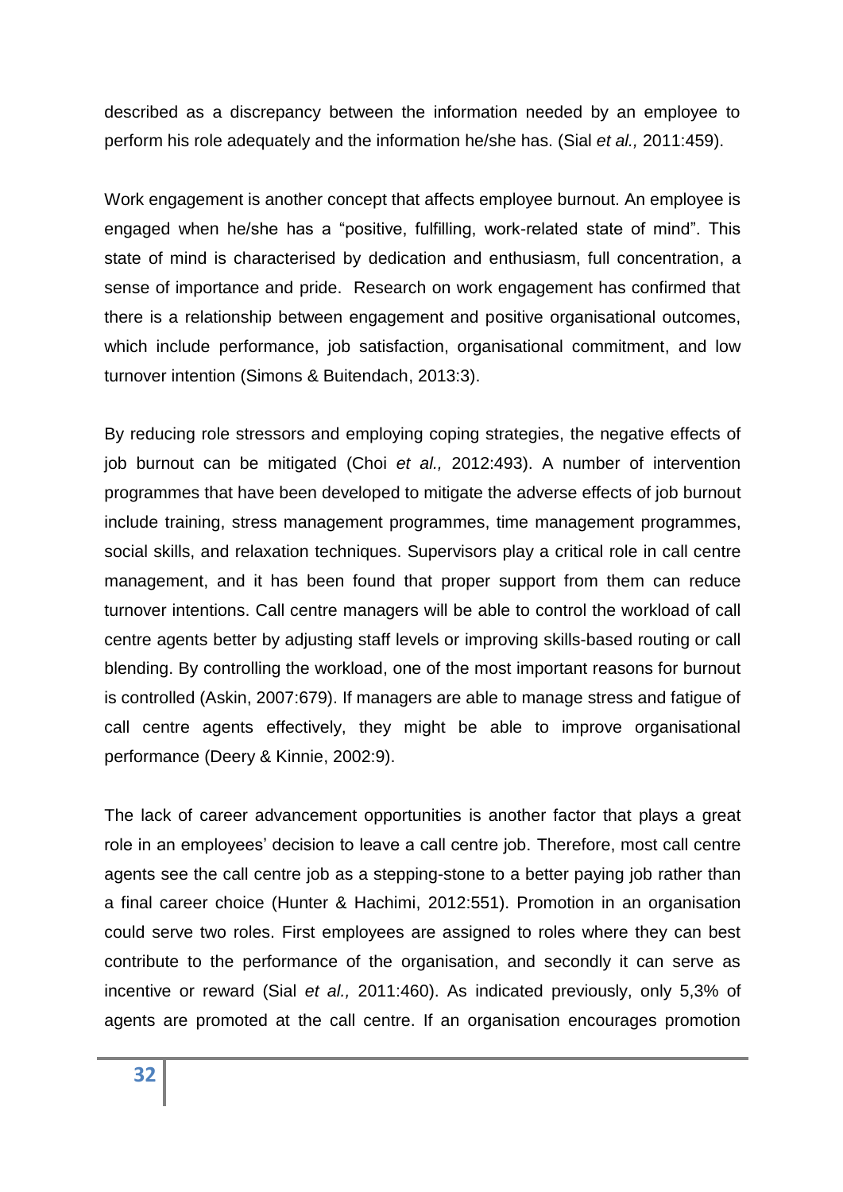described as a discrepancy between the information needed by an employee to perform his role adequately and the information he/she has. (Sial *et al.,* 2011:459).

Work engagement is another concept that affects employee burnout. An employee is engaged when he/she has a "positive, fulfilling, work-related state of mind". This state of mind is characterised by dedication and enthusiasm, full concentration, a sense of importance and pride. Research on work engagement has confirmed that there is a relationship between engagement and positive organisational outcomes, which include performance, job satisfaction, organisational commitment, and low turnover intention (Simons & Buitendach, 2013:3).

By reducing role stressors and employing coping strategies, the negative effects of job burnout can be mitigated (Choi *et al.,* 2012:493). A number of intervention programmes that have been developed to mitigate the adverse effects of job burnout include training, stress management programmes, time management programmes, social skills, and relaxation techniques. Supervisors play a critical role in call centre management, and it has been found that proper support from them can reduce turnover intentions. Call centre managers will be able to control the workload of call centre agents better by adjusting staff levels or improving skills-based routing or call blending. By controlling the workload, one of the most important reasons for burnout is controlled (Askin, 2007:679). If managers are able to manage stress and fatigue of call centre agents effectively, they might be able to improve organisational performance (Deery & Kinnie, 2002:9).

The lack of career advancement opportunities is another factor that plays a great role in an employees' decision to leave a call centre job. Therefore, most call centre agents see the call centre job as a stepping-stone to a better paying job rather than a final career choice (Hunter & Hachimi, 2012:551). Promotion in an organisation could serve two roles. First employees are assigned to roles where they can best contribute to the performance of the organisation, and secondly it can serve as incentive or reward (Sial *et al.,* 2011:460). As indicated previously, only 5,3% of agents are promoted at the call centre. If an organisation encourages promotion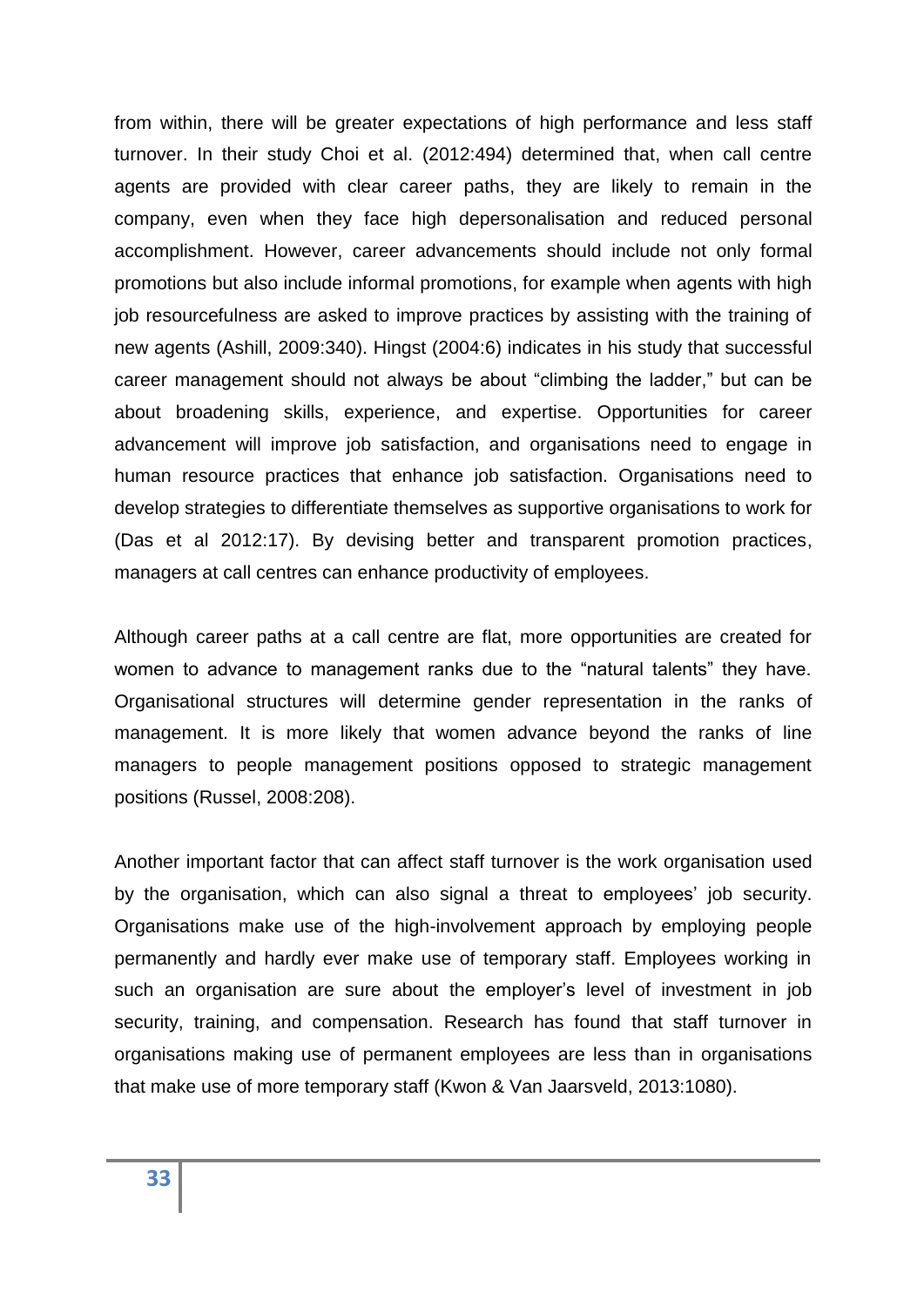from within, there will be greater expectations of high performance and less staff turnover. In their study Choi et al. (2012:494) determined that, when call centre agents are provided with clear career paths, they are likely to remain in the company, even when they face high depersonalisation and reduced personal accomplishment. However, career advancements should include not only formal promotions but also include informal promotions, for example when agents with high job resourcefulness are asked to improve practices by assisting with the training of new agents (Ashill, 2009:340). Hingst (2004:6) indicates in his study that successful career management should not always be about "climbing the ladder," but can be about broadening skills, experience, and expertise. Opportunities for career advancement will improve job satisfaction, and organisations need to engage in human resource practices that enhance job satisfaction. Organisations need to develop strategies to differentiate themselves as supportive organisations to work for (Das et al 2012:17). By devising better and transparent promotion practices, managers at call centres can enhance productivity of employees.

Although career paths at a call centre are flat, more opportunities are created for women to advance to management ranks due to the "natural talents" they have. Organisational structures will determine gender representation in the ranks of management. It is more likely that women advance beyond the ranks of line managers to people management positions opposed to strategic management positions (Russel, 2008:208).

Another important factor that can affect staff turnover is the work organisation used by the organisation, which can also signal a threat to employees' job security. Organisations make use of the high-involvement approach by employing people permanently and hardly ever make use of temporary staff. Employees working in such an organisation are sure about the employer's level of investment in job security, training, and compensation. Research has found that staff turnover in organisations making use of permanent employees are less than in organisations that make use of more temporary staff (Kwon & Van Jaarsveld, 2013:1080).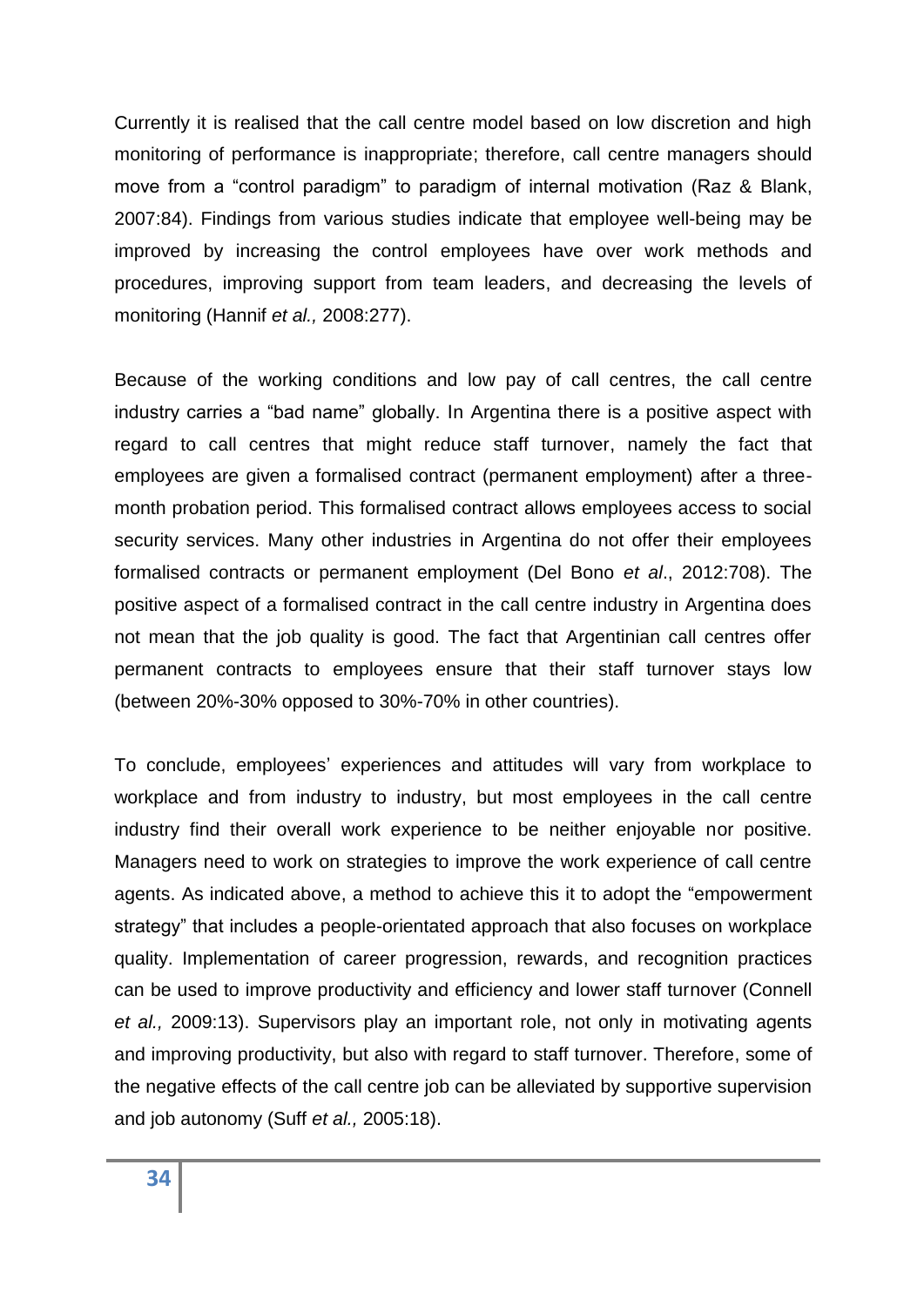Currently it is realised that the call centre model based on low discretion and high monitoring of performance is inappropriate; therefore, call centre managers should move from a "control paradigm" to paradigm of internal motivation (Raz & Blank, 2007:84). Findings from various studies indicate that employee well-being may be improved by increasing the control employees have over work methods and procedures, improving support from team leaders, and decreasing the levels of monitoring (Hannif *et al.,* 2008:277).

Because of the working conditions and low pay of call centres, the call centre industry carries a "bad name" globally. In Argentina there is a positive aspect with regard to call centres that might reduce staff turnover, namely the fact that employees are given a formalised contract (permanent employment) after a three-month probation period. This formalised contract allows employees access to social security services. Many other industries in Argentina do not offer their employees formalised contracts or permanent employment (Del Bono *et al*., 2012:708). The positive aspect of a formalised contract in the call centre industry in Argentina does not mean that the job quality is good. The fact that Argentinian call centres offer permanent contracts to employees ensure that their staff turnover stays low (between 20%-30% opposed to 30%-70% in other countries).

To conclude, employees' experiences and attitudes will vary from workplace to workplace and from industry to industry, but most employees in the call centre industry find their overall work experience to be neither enjoyable nor positive. Managers need to work on strategies to improve the work experience of call centre agents. As indicated above, a method to achieve this it to adopt the "empowerment strategy" that includes a people-orientated approach that also focuses on workplace quality. Implementation of career progression, rewards, and recognition practices can be used to improve productivity and efficiency and lower staff turnover (Connell *et al.,* 2009:13). Supervisors play an important role, not only in motivating agents and improving productivity, but also with regard to staff turnover. Therefore, some of the negative effects of the call centre job can be alleviated by supportive supervision and job autonomy (Suff *et al.,* 2005:18).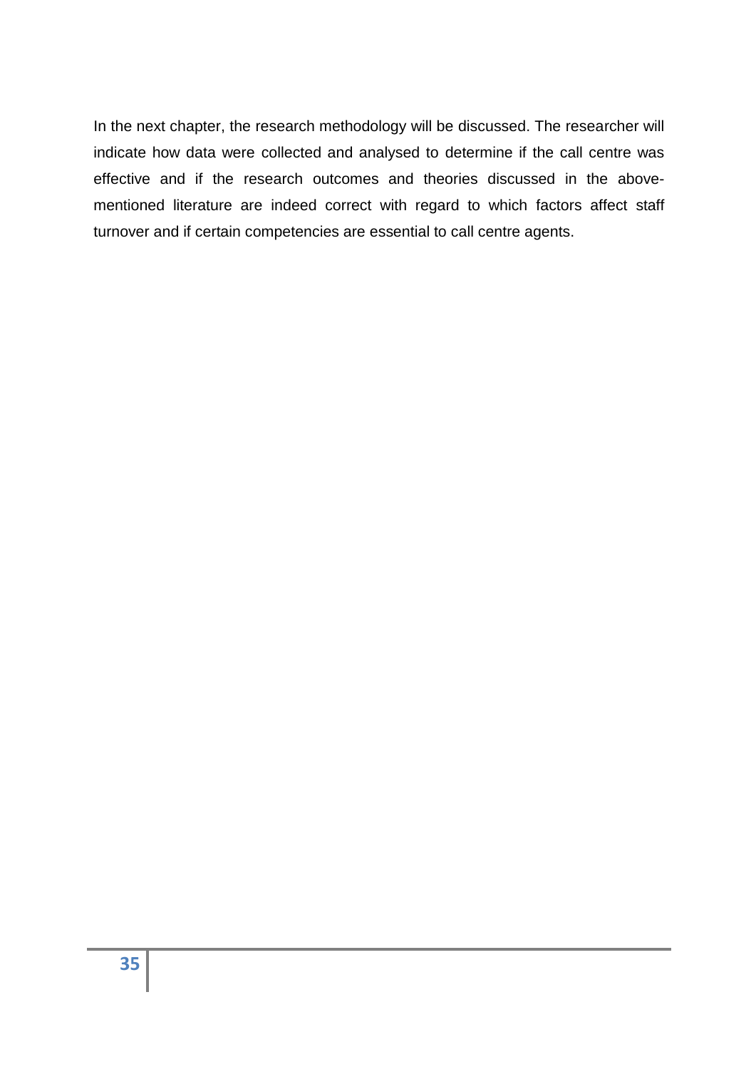In the next chapter, the research methodology will be discussed. The researcher will indicate how data were collected and analysed to determine if the call centre was effective and if the research outcomes and theories discussed in the above-mentioned literature are indeed correct with regard to which factors affect staff turnover and if certain competencies are essential to call centre agents.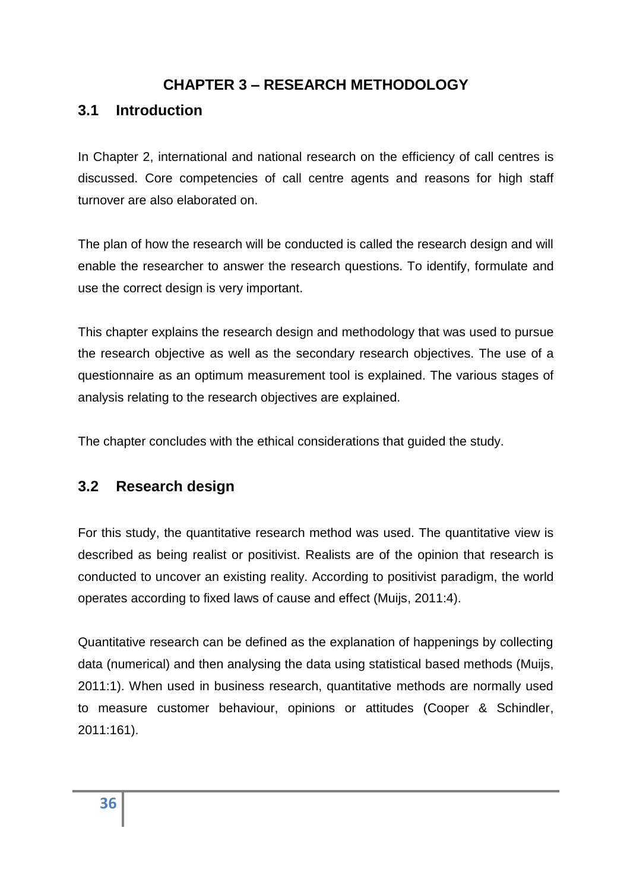# CHAPTER 3 – RESEARCH METHODOLOGY

## 3.1 Introduction

In Chapter 2, international and national research on the efficiency of call centres is discussed. Core competencies of call centre agents and reasons for high staff turnover are also elaborated on.

The plan of how the research will be conducted is called the research design and will enable the researcher to answer the research questions. To identify, formulate and use the correct design is very important.

This chapter explains the research design and methodology that was used to pursue the research objective as well as the secondary research objectives. The use of a questionnaire as an optimum measurement tool is explained. The various stages of analysis relating to the research objectives are explained.

The chapter concludes with the ethical considerations that guided the study.

## 3.2 Research design

For this study, the quantitative research method was used. The quantitative view is described as being realist or positivist. Realists are of the opinion that research is conducted to uncover an existing reality. According to positivist paradigm, the world operates according to fixed laws of cause and effect (Muijs, 2011:4).

Quantitative research can be defined as the explanation of happenings by collecting data (numerical) and then analysing the data using statistical based methods (Muijs, 2011:1). When used in business research, quantitative methods are normally used to measure customer behaviour, opinions or attitudes (Cooper & Schindler, 2011:161).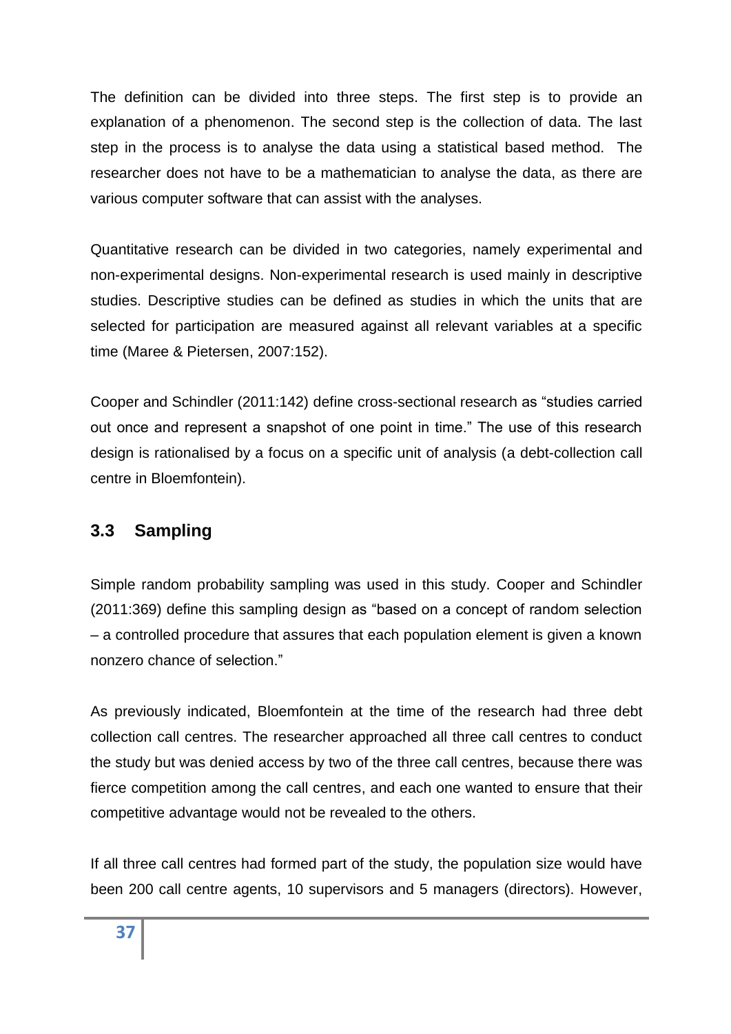The definition can be divided into three steps. The first step is to provide an explanation of a phenomenon. The second step is the collection of data. The last step in the process is to analyse the data using a statistical based method. The researcher does not have to be a mathematician to analyse the data, as there are various computer software that can assist with the analyses.

Quantitative research can be divided in two categories, namely experimental and non-experimental designs. Non-experimental research is used mainly in descriptive studies. Descriptive studies can be defined as studies in which the units that are selected for participation are measured against all relevant variables at a specific time (Maree & Pietersen, 2007:152).

Cooper and Schindler (2011:142) define cross-sectional research as "studies carried out once and represent a snapshot of one point in time." The use of this research design is rationalised by a focus on a specific unit of analysis (a debt-collection call centre in Bloemfontein).

## 3.3 Sampling

Simple random probability sampling was used in this study. Cooper and Schindler (2011:369) define this sampling design as "based on a concept of random selection – a controlled procedure that assures that each population element is given a known nonzero chance of selection."

As previously indicated, Bloemfontein at the time of the research had three debt collection call centres. The researcher approached all three call centres to conduct the study but was denied access by two of the three call centres, because there was fierce competition among the call centres, and each one wanted to ensure that their competitive advantage would not be revealed to the others.

If all three call centres had formed part of the study, the population size would have been 200 call centre agents, 10 supervisors and 5 managers (directors). However,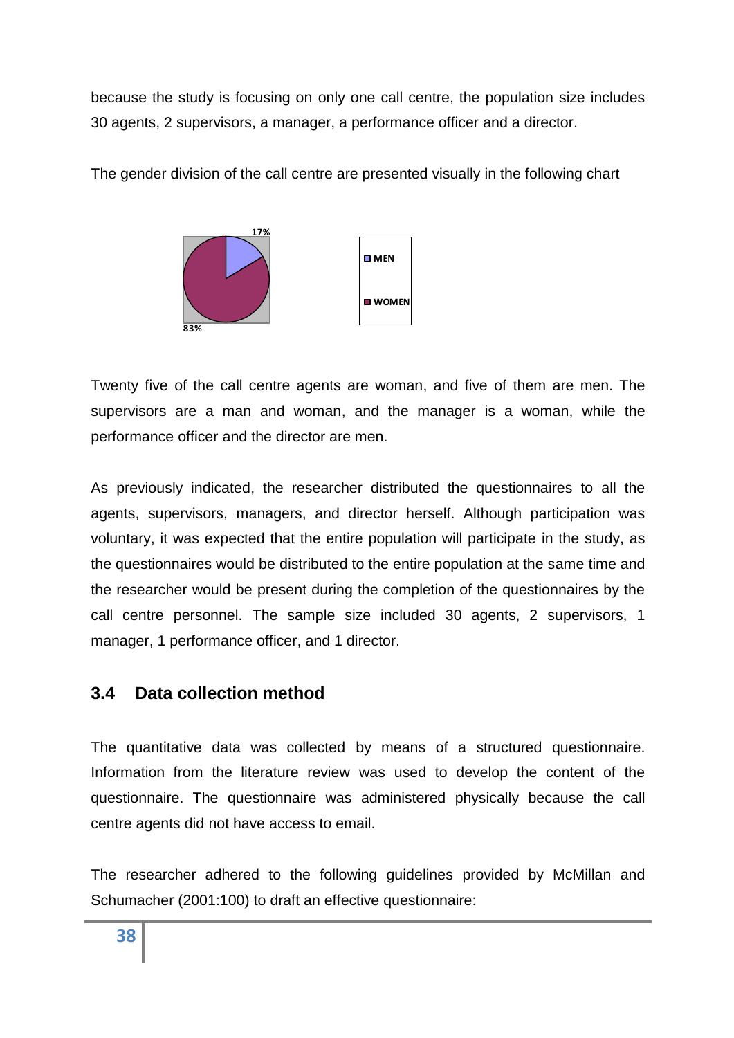because the study is focusing on only one call centre, the population size includes 30 agents, 2 supervisors, a manager, a performance officer and a director.

The gender division of the call centre are presented visually in the following chart

17%

83%

MEN

WOMEN

Twenty five of the call centre agents are woman, and five of them are men. The supervisors are a man and woman, and the manager is a woman, while the performance officer and the director are men.

As previously indicated, the researcher distributed the questionnaires to all the agents, supervisors, managers, and director herself. Although participation was voluntary, it was expected that the entire population will participate in the study, as the questionnaires would be distributed to the entire population at the same time and the researcher would be present during the completion of the questionnaires by the call centre personnel. The sample size included 30 agents, 2 supervisors, 1 manager, 1 performance officer, and 1 director.

## 3.4 Data collection method

The quantitative data was collected by means of a structured questionnaire. Information from the literature review was used to develop the content of the questionnaire. The questionnaire was administered physically because the call centre agents did not have access to email.

The researcher adhered to the following guidelines provided by McMillan and Schumacher (2001:100) to draft an effective questionnaire: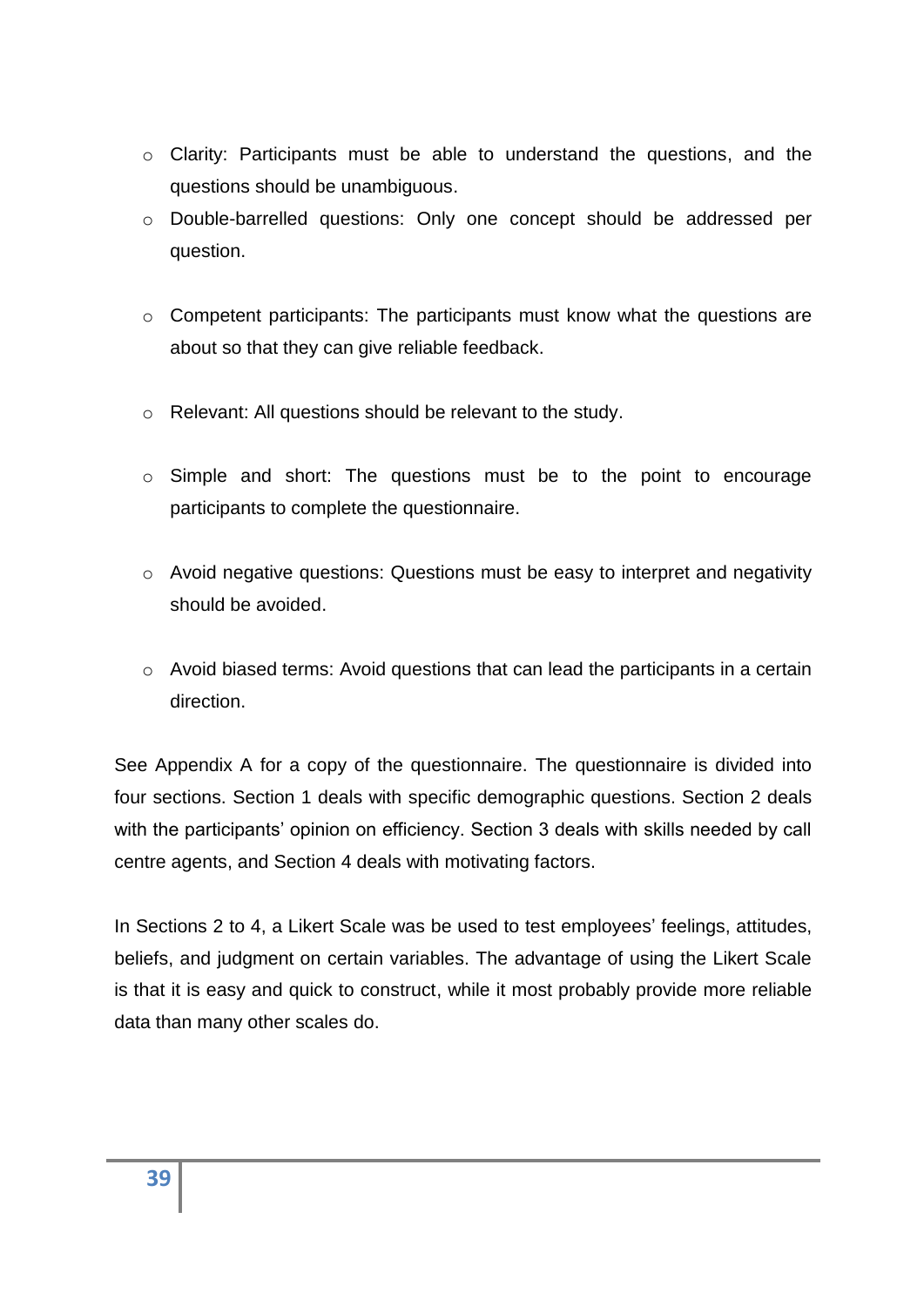- Clarity: Participants must be able to understand the questions, and the questions should be unambiguous.
- Double-barrelled questions: Only one concept should be addressed per question.
- Competent participants: The participants must know what the questions are about so that they can give reliable feedback.
- Relevant: All questions should be relevant to the study.
- Simple and short: The questions must be to the point to encourage participants to complete the questionnaire.
- Avoid negative questions: Questions must be easy to interpret and negativity should be avoided.
- Avoid biased terms: Avoid questions that can lead the participants in a certain direction.

See Appendix A for a copy of the questionnaire. The questionnaire is divided into four sections. Section 1 deals with specific demographic questions. Section 2 deals with the participants' opinion on efficiency. Section 3 deals with skills needed by call centre agents, and Section 4 deals with motivating factors.

In Sections 2 to 4, a Likert Scale was be used to test employees' feelings, attitudes, beliefs, and judgment on certain variables. The advantage of using the Likert Scale is that it is easy and quick to construct, while it most probably provide more reliable data than many other scales do.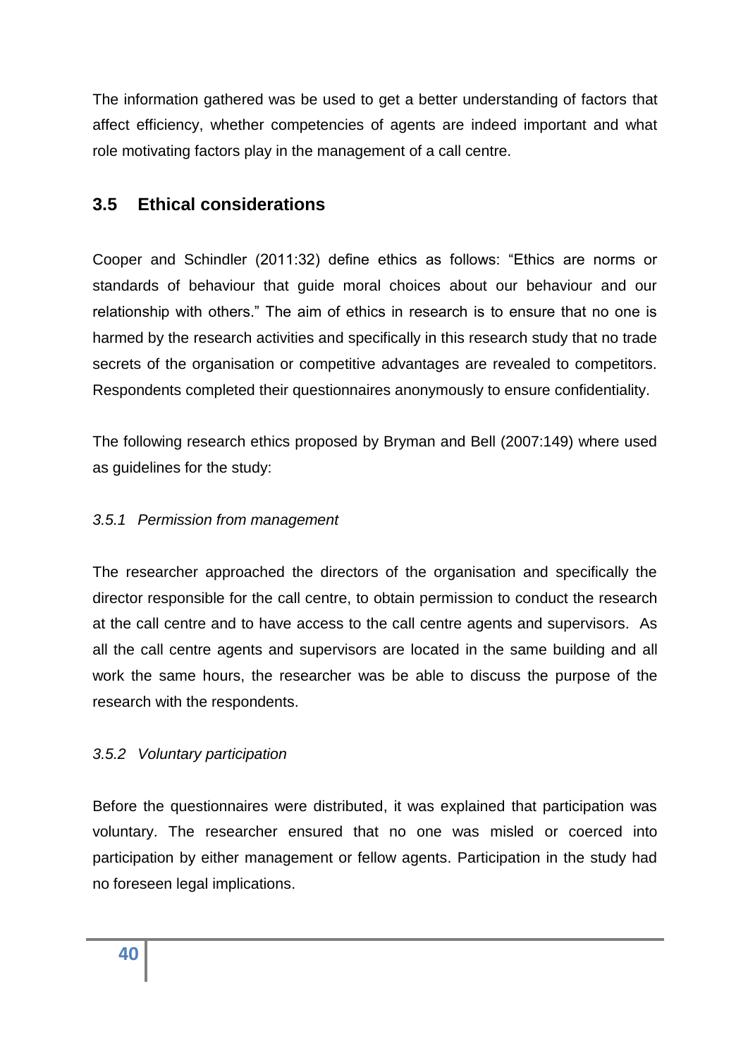The information gathered was be used to get a better understanding of factors that affect efficiency, whether competencies of agents are indeed important and what role motivating factors play in the management of a call centre.

## 3.5 Ethical considerations

Cooper and Schindler (2011:32) define ethics as follows: "Ethics are norms or standards of behaviour that guide moral choices about our behaviour and our relationship with others." The aim of ethics in research is to ensure that no one is harmed by the research activities and specifically in this research study that no trade secrets of the organisation or competitive advantages are revealed to competitors. Respondents completed their questionnaires anonymously to ensure confidentiality.

The following research ethics proposed by Bryman and Bell (2007:149) where used as guidelines for the study:

### *3.5.1 Permission from management*

The researcher approached the directors of the organisation and specifically the director responsible for the call centre, to obtain permission to conduct the research at the call centre and to have access to the call centre agents and supervisors. As all the call centre agents and supervisors are located in the same building and all work the same hours, the researcher was be able to discuss the purpose of the research with the respondents.

### *3.5.2 Voluntary participation*

Before the questionnaires were distributed, it was explained that participation was voluntary. The researcher ensured that no one was misled or coerced into participation by either management or fellow agents. Participation in the study had no foreseen legal implications.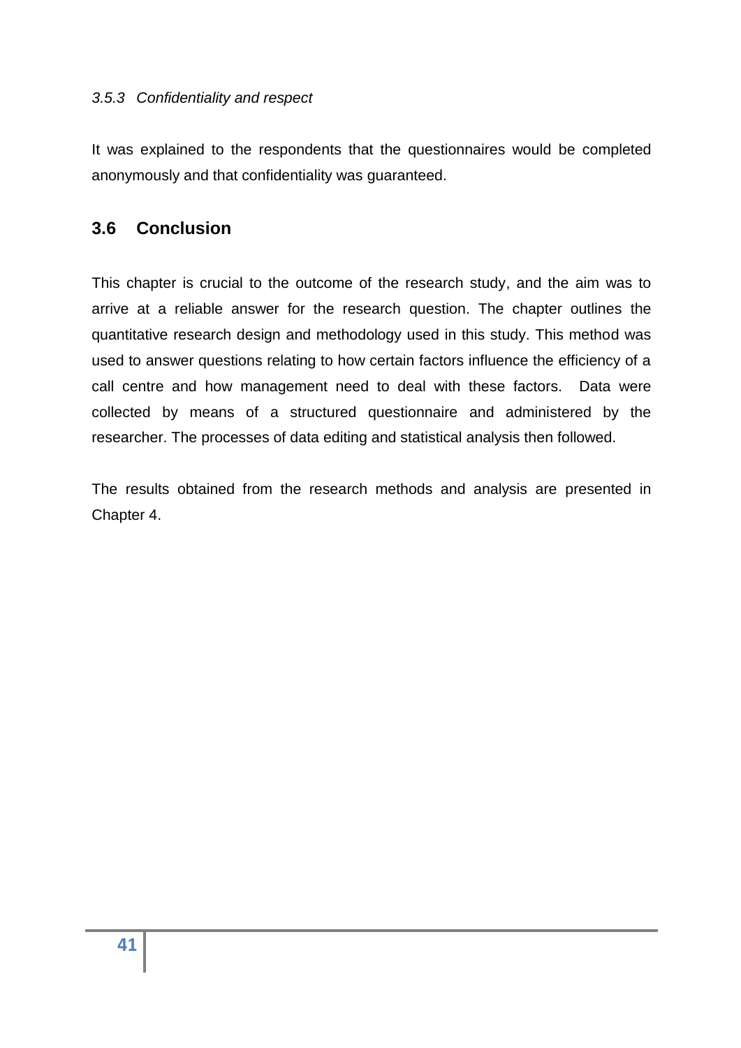### *3.5.3 Confidentiality and respect*

It was explained to the respondents that the questionnaires would be completed anonymously and that confidentiality was guaranteed.

## 3.6 Conclusion

This chapter is crucial to the outcome of the research study, and the aim was to arrive at a reliable answer for the research question. The chapter outlines the quantitative research design and methodology used in this study. This method was used to answer questions relating to how certain factors influence the efficiency of a call centre and how management need to deal with these factors. Data were collected by means of a structured questionnaire and administered by the researcher. The processes of data editing and statistical analysis then followed.

The results obtained from the research methods and analysis are presented in Chapter 4.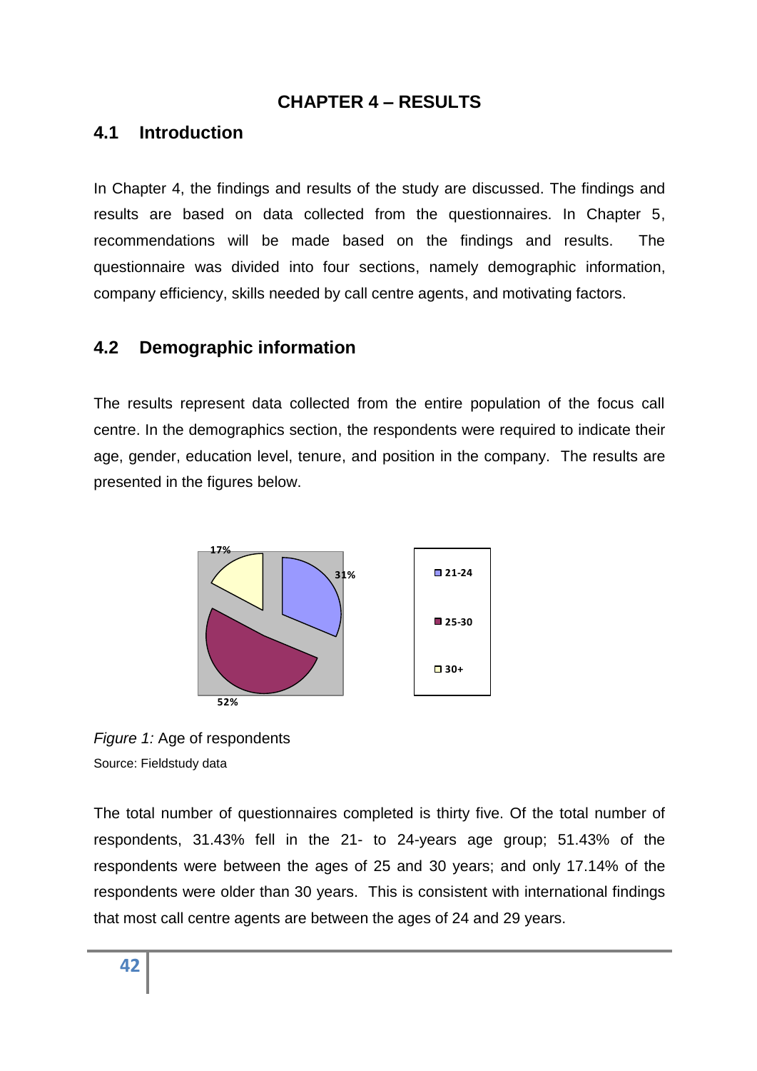# CHAPTER 4 – RESULTS

## 4.1 Introduction

In Chapter 4, the findings and results of the study are discussed. The findings and results are based on data collected from the questionnaires. In Chapter 5, recommendations will be made based on the findings and results. The questionnaire was divided into four sections, namely demographic information, company efficiency, skills needed by call centre agents, and motivating factors.

## 4.2 Demographic information

The results represent data collected from the entire population of the focus call centre. In the demographics section, the respondents were required to indicate their age, gender, education level, tenure, and position in the company. The results are presented in the figures below.

| Age | Percentage |
|---|---|
| 21-24 | 31% |
| 25-30 | 52% |
| 30+ | 17% |

*Figure 1:* Age of respondents

Source: Fieldstudy data

The total number of questionnaires completed is thirty five. Of the total number of respondents, 31.43% fell in the 21- to 24-years age group; 51.43% of the respondents were between the ages of 25 and 30 years; and only 17.14% of the respondents were older than 30 years. This is consistent with international findings that most call centre agents are between the ages of 24 and 29 years.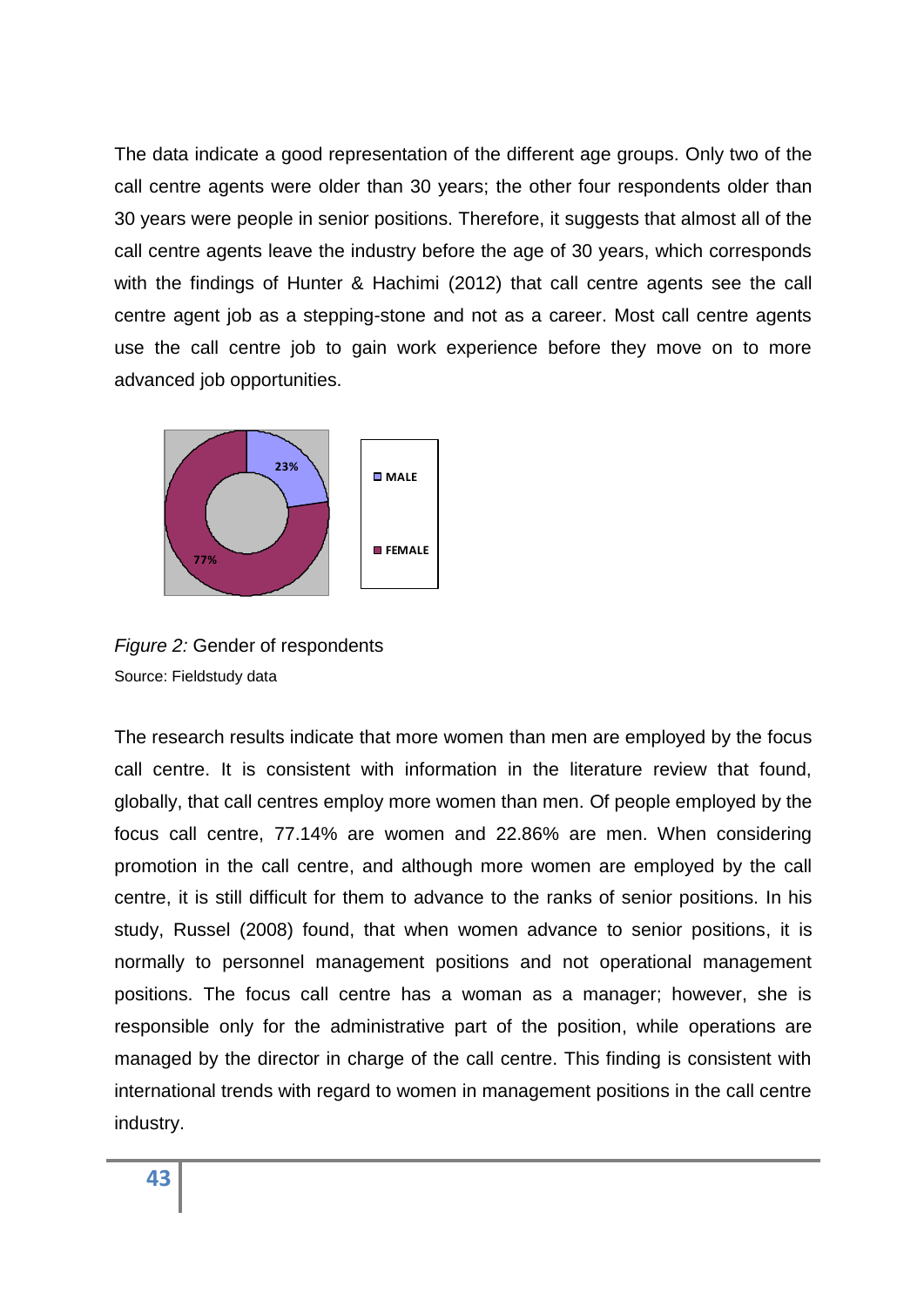The data indicate a good representation of the different age groups. Only two of the call centre agents were older than 30 years; the other four respondents older than 30 years were people in senior positions. Therefore, it suggests that almost all of the call centre agents leave the industry before the age of 30 years, which corresponds with the findings of Hunter & Hachimi (2012) that call centre agents see the call centre agent job as a stepping-stone and not as a career. Most call centre agents use the call centre job to gain work experience before they move on to more advanced job opportunities.

*Figure 2:* Gender of respondents
Source: Fieldstudy data

The research results indicate that more women than men are employed by the focus call centre. It is consistent with information in the literature review that found, globally, that call centres employ more women than men. Of people employed by the focus call centre, 77.14% are women and 22.86% are men. When considering promotion in the call centre, and although more women are employed by the call centre, it is still difficult for them to advance to the ranks of senior positions. In his study, Russel (2008) found, that when women advance to senior positions, it is normally to personnel management positions and not operational management positions. The focus call centre has a woman as a manager; however, she is responsible only for the administrative part of the position, while operations are managed by the director in charge of the call centre. This finding is consistent with international trends with regard to women in management positions in the call centre industry.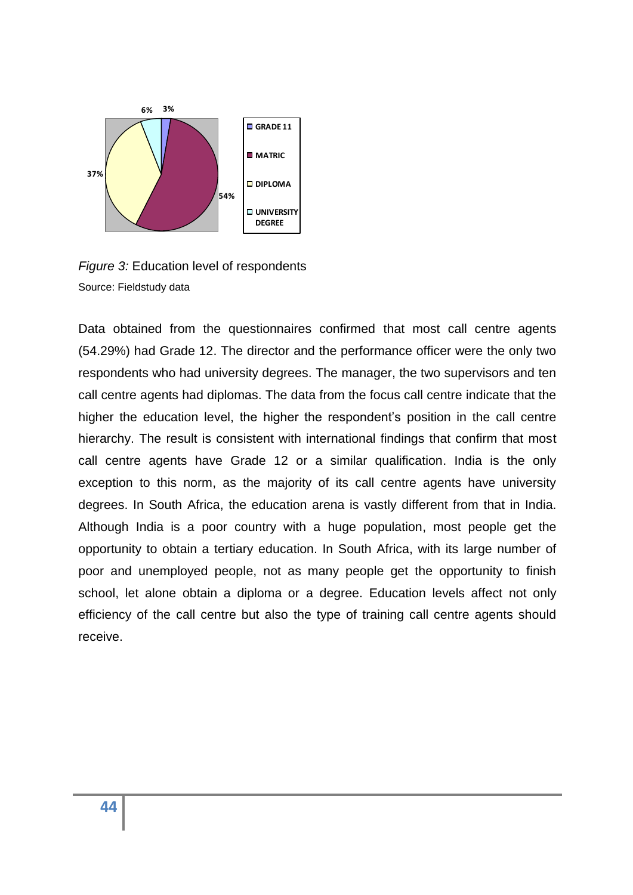*Figure 3:* Education level of respondents

Source: Fieldstudy data

Data obtained from the questionnaires confirmed that most call centre agents (54.29%) had Grade 12. The director and the performance officer were the only two respondents who had university degrees. The manager, the two supervisors and ten call centre agents had diplomas. The data from the focus call centre indicate that the higher the education level, the higher the respondent's position in the call centre hierarchy. The result is consistent with international findings that confirm that most call centre agents have Grade 12 or a similar qualification. India is the only exception to this norm, as the majority of its call centre agents have university degrees. In South Africa, the education arena is vastly different from that in India. Although India is a poor country with a huge population, most people get the opportunity to obtain a tertiary education. In South Africa, with its large number of poor and unemployed people, not as many people get the opportunity to finish school, let alone obtain a diploma or a degree. Education levels affect not only efficiency of the call centre but also the type of training call centre agents should receive.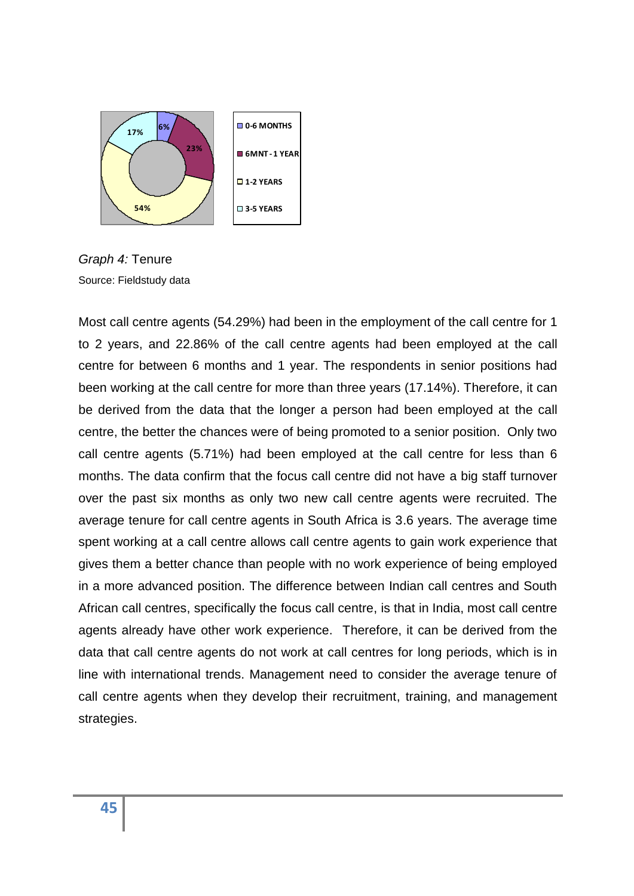*Graph 4:* Tenure
Source: Fieldstudy data

Most call centre agents (54.29%) had been in the employment of the call centre for 1 to 2 years, and 22.86% of the call centre agents had been employed at the call centre for between 6 months and 1 year. The respondents in senior positions had been working at the call centre for more than three years (17.14%). Therefore, it can be derived from the data that the longer a person had been employed at the call centre, the better the chances were of being promoted to a senior position. Only two call centre agents (5.71%) had been employed at the call centre for less than 6 months. The data confirm that the focus call centre did not have a big staff turnover over the past six months as only two new call centre agents were recruited. The average tenure for call centre agents in South Africa is 3.6 years. The average time spent working at a call centre allows call centre agents to gain work experience that gives them a better chance than people with no work experience of being employed in a more advanced position. The difference between Indian call centres and South African call centres, specifically the focus call centre, is that in India, most call centre agents already have other work experience. Therefore, it can be derived from the data that call centre agents do not work at call centres for long periods, which is in line with international trends. Management need to consider the average tenure of call centre agents when they develop their recruitment, training, and management strategies.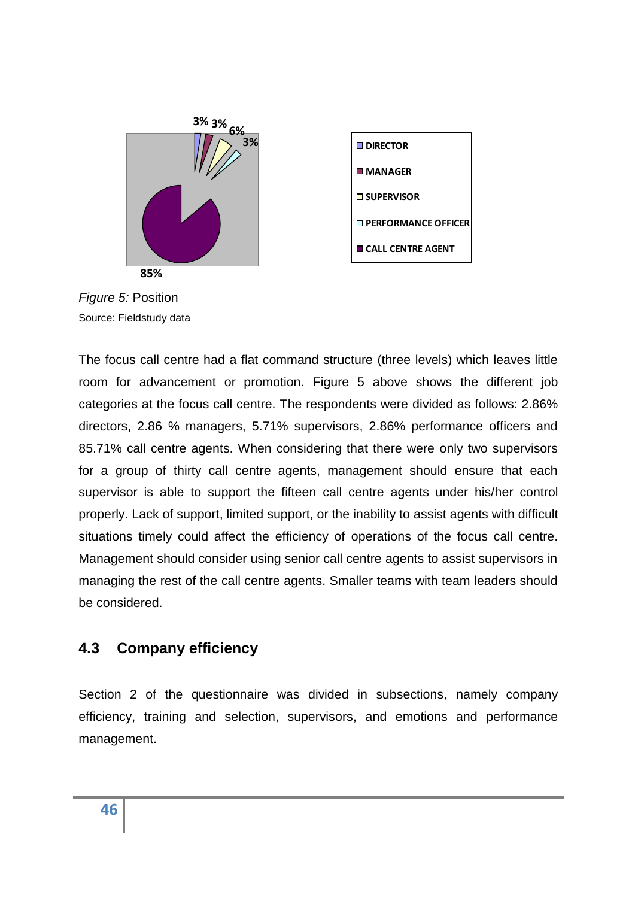*Figure 5:* Position

Source: Fieldstudy data

The focus call centre had a flat command structure (three levels) which leaves little room for advancement or promotion. Figure 5 above shows the different job categories at the focus call centre. The respondents were divided as follows: 2.86% directors, 2.86 % managers, 5.71% supervisors, 2.86% performance officers and 85.71% call centre agents. When considering that there were only two supervisors for a group of thirty call centre agents, management should ensure that each supervisor is able to support the fifteen call centre agents under his/her control properly. Lack of support, limited support, or the inability to assist agents with difficult situations timely could affect the efficiency of operations of the focus call centre. Management should consider using senior call centre agents to assist supervisors in managing the rest of the call centre agents. Smaller teams with team leaders should be considered.

## 4.3 Company efficiency

Section 2 of the questionnaire was divided in subsections, namely company efficiency, training and selection, supervisors, and emotions and performance management.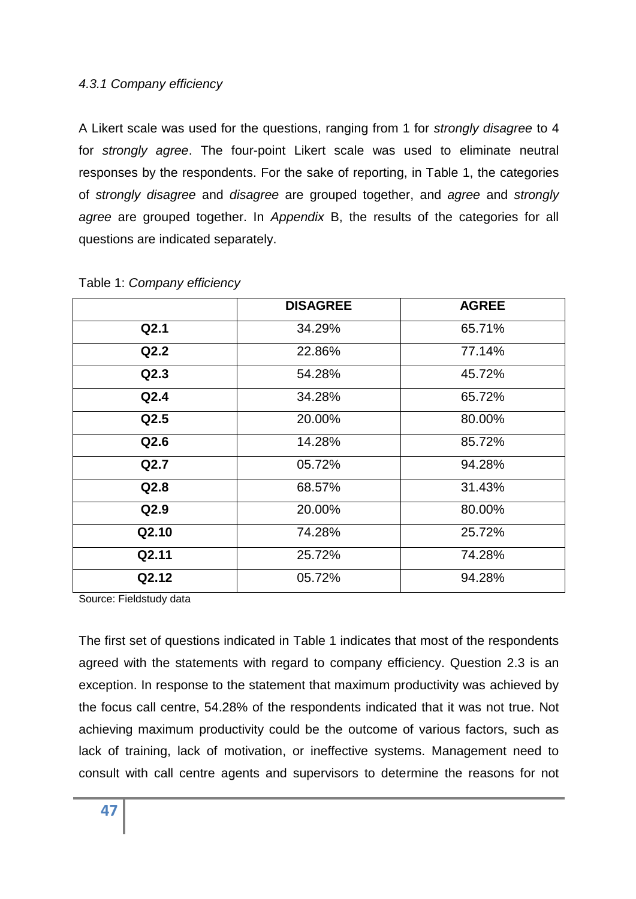#### *4.3.1 Company efficiency*

A Likert scale was used for the questions, ranging from 1 for *strongly disagree* to 4 for *strongly agree*. The four-point Likert scale was used to eliminate neutral responses by the respondents. For the sake of reporting, in Table 1, the categories of *strongly disagree* and *disagree* are grouped together, and *agree* and *strongly agree* are grouped together. In *Appendix* B, the results of the categories for all questions are indicated separately.

Table 1: *Company efficiency*

| | **DISAGREE** | **AGREE** |
|---|---|---|
| **Q2.1** | 34.29% | 65.71% |
| **Q2.2** | 22.86% | 77.14% |
| **Q2.3** | 54.28% | 45.72% |
| **Q2.4** | 34.28% | 65.72% |
| **Q2.5** | 20.00% | 80.00% |
| **Q2.6** | 14.28% | 85.72% |
| **Q2.7** | 05.72% | 94.28% |
| **Q2.8** | 68.57% | 31.43% |
| **Q2.9** | 20.00% | 80.00% |
| **Q2.10** | 74.28% | 25.72% |
| **Q2.11** | 25.72% | 74.28% |
| **Q2.12** | 05.72% | 94.28% |

Source: Fieldstudy data

The first set of questions indicated in Table 1 indicates that most of the respondents agreed with the statements with regard to company efficiency. Question 2.3 is an exception. In response to the statement that maximum productivity was achieved by the focus call centre, 54.28% of the respondents indicated that it was not true. Not achieving maximum productivity could be the outcome of various factors, such as lack of training, lack of motivation, or ineffective systems. Management need to consult with call centre agents and supervisors to determine the reasons for not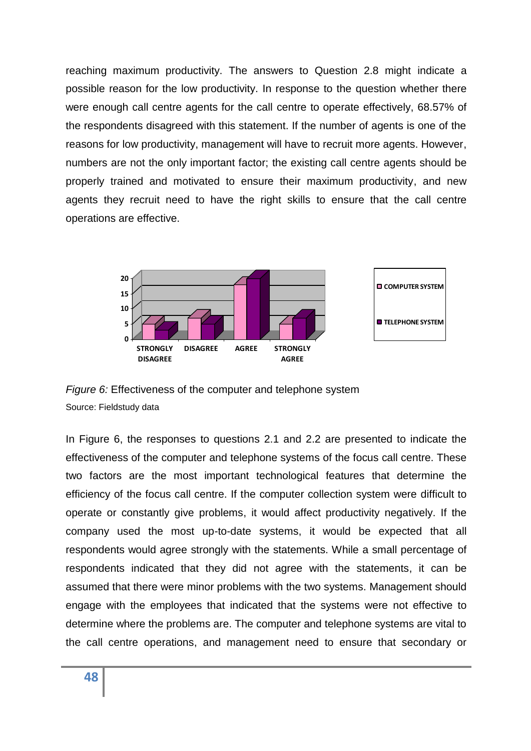reaching maximum productivity. The answers to Question 2.8 might indicate a possible reason for the low productivity. In response to the question whether there were enough call centre agents for the call centre to operate effectively, 68.57% of the respondents disagreed with this statement. If the number of agents is one of the reasons for low productivity, management will have to recruit more agents. However, numbers are not the only important factor; the existing call centre agents should be properly trained and motivated to ensure their maximum productivity, and new agents they recruit need to have the right skills to ensure that the call centre operations are effective.

*Figure 6:* Effectiveness of the computer and telephone system
Source: Fieldstudy data

In Figure 6, the responses to questions 2.1 and 2.2 are presented to indicate the effectiveness of the computer and telephone systems of the focus call centre. These two factors are the most important technological features that determine the efficiency of the focus call centre. If the computer collection system were difficult to operate or constantly give problems, it would affect productivity negatively. If the company used the most up-to-date systems, it would be expected that all respondents would agree strongly with the statements. While a small percentage of respondents indicated that they did not agree with the statements, it can be assumed that there were minor problems with the two systems. Management should engage with the employees that indicated that the systems were not effective to determine where the problems are. The computer and telephone systems are vital to the call centre operations, and management need to ensure that secondary or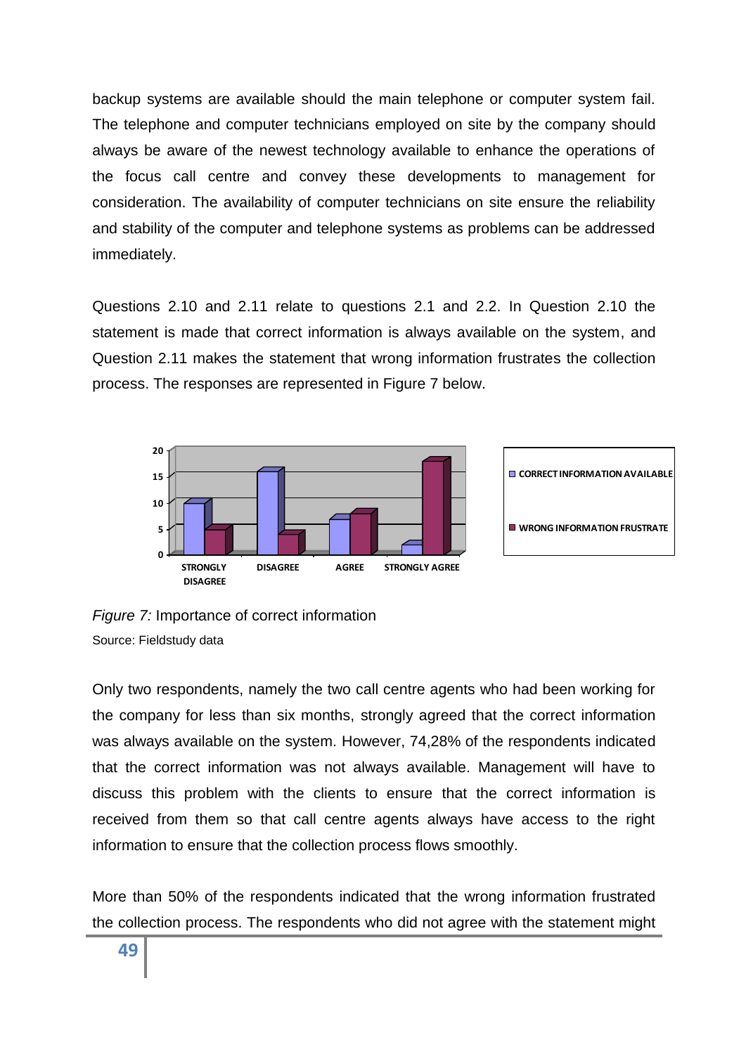backup systems are available should the main telephone or computer system fail. The telephone and computer technicians employed on site by the company should always be aware of the newest technology available to enhance the operations of the focus call centre and convey these developments to management for consideration. The availability of computer technicians on site ensure the reliability and stability of the computer and telephone systems as problems can be addressed immediately.

Questions 2.10 and 2.11 relate to questions 2.1 and 2.2. In Question 2.10 the statement is made that correct information is always available on the system, and Question 2.11 makes the statement that wrong information frustrates the collection process. The responses are represented in Figure 7 below.

*Figure 7:* Importance of correct information

Source: Fieldstudy data

Only two respondents, namely the two call centre agents who had been working for the company for less than six months, strongly agreed that the correct information was always available on the system. However, 74,28% of the respondents indicated that the correct information was not always available. Management will have to discuss this problem with the clients to ensure that the correct information is received from them so that call centre agents always have access to the right information to ensure that the collection process flows smoothly.

More than 50% of the respondents indicated that the wrong information frustrated the collection process. The respondents who did not agree with the statement might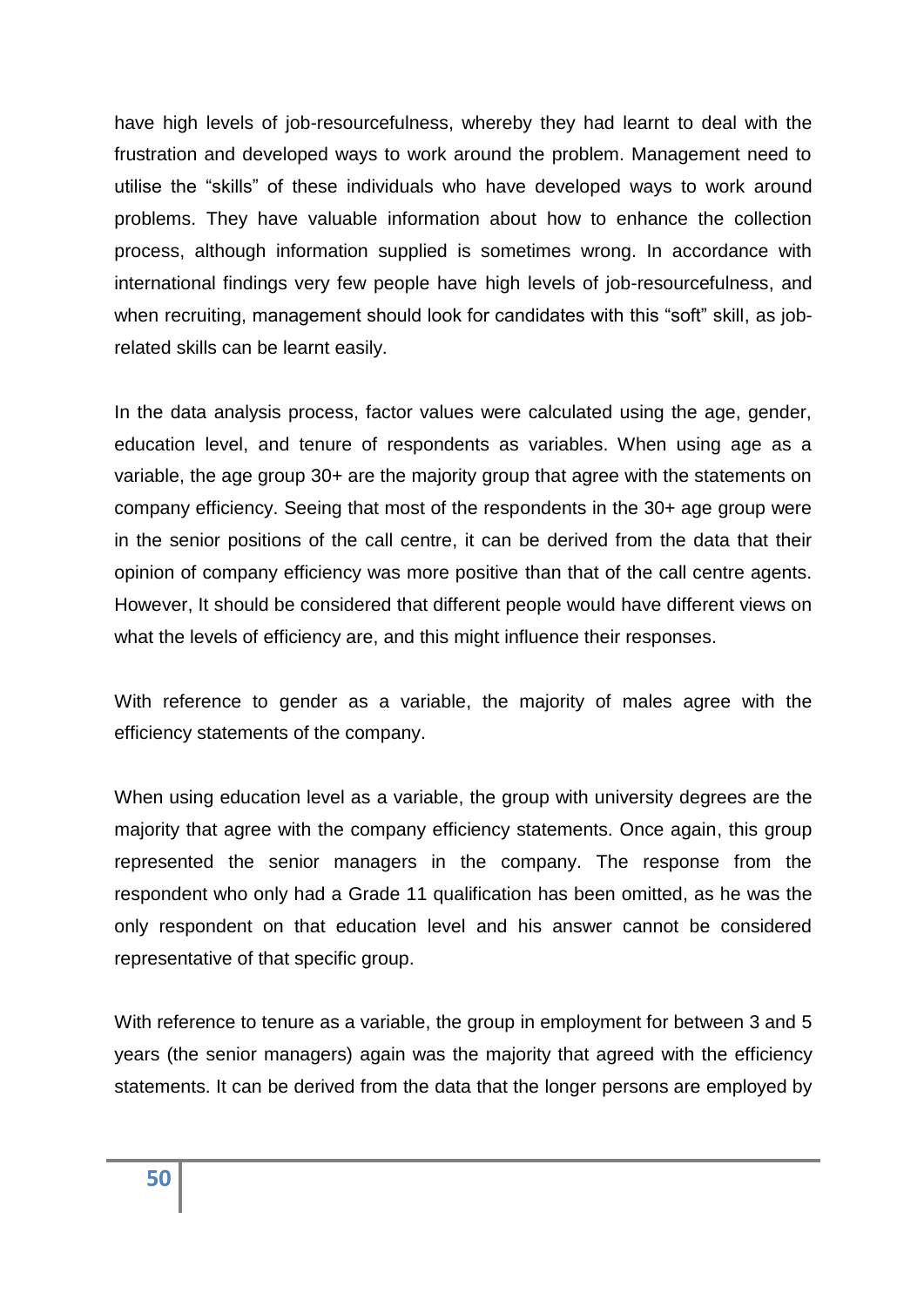have high levels of job-resourcefulness, whereby they had learnt to deal with the frustration and developed ways to work around the problem. Management need to utilise the "skills" of these individuals who have developed ways to work around problems. They have valuable information about how to enhance the collection process, although information supplied is sometimes wrong. In accordance with international findings very few people have high levels of job-resourcefulness, and when recruiting, management should look for candidates with this "soft" skill, as job-related skills can be learnt easily.

In the data analysis process, factor values were calculated using the age, gender, education level, and tenure of respondents as variables. When using age as a variable, the age group 30+ are the majority group that agree with the statements on company efficiency. Seeing that most of the respondents in the 30+ age group were in the senior positions of the call centre, it can be derived from the data that their opinion of company efficiency was more positive than that of the call centre agents. However, It should be considered that different people would have different views on what the levels of efficiency are, and this might influence their responses.

With reference to gender as a variable, the majority of males agree with the efficiency statements of the company.

When using education level as a variable, the group with university degrees are the majority that agree with the company efficiency statements. Once again, this group represented the senior managers in the company. The response from the respondent who only had a Grade 11 qualification has been omitted, as he was the only respondent on that education level and his answer cannot be considered representative of that specific group.

With reference to tenure as a variable, the group in employment for between 3 and 5 years (the senior managers) again was the majority that agreed with the efficiency statements. It can be derived from the data that the longer persons are employed by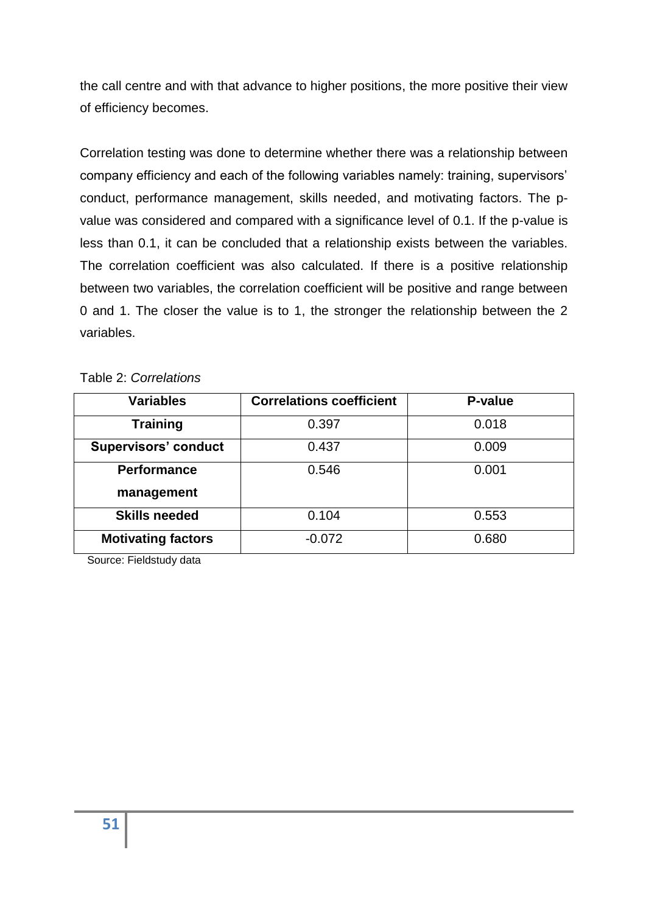the call centre and with that advance to higher positions, the more positive their view of efficiency becomes.

Correlation testing was done to determine whether there was a relationship between company efficiency and each of the following variables namely: training, supervisors' conduct, performance management, skills needed, and motivating factors. The p-value was considered and compared with a significance level of 0.1. If the p-value is less than 0.1, it can be concluded that a relationship exists between the variables. The correlation coefficient was also calculated. If there is a positive relationship between two variables, the correlation coefficient will be positive and range between 0 and 1. The closer the value is to 1, the stronger the relationship between the 2 variables.

Table 2: *Correlations*

| **Variables** | **Correlations coefficient** | **P-value** |
|---|---|---|
| **Training** | 0.397 | 0.018 |
| **Supervisors' conduct** | 0.437 | 0.009 |
| **Performance management** | 0.546 | 0.001 |
| **Skills needed** | 0.104 | 0.553 |
| **Motivating factors** | -0.072 | 0.680 |

Source: Fieldstudy data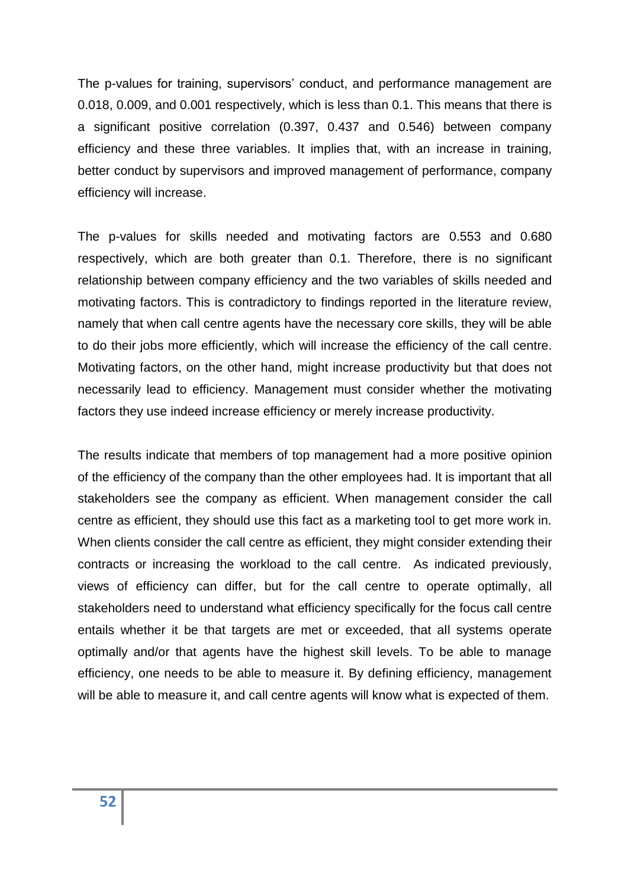The p-values for training, supervisors' conduct, and performance management are 0.018, 0.009, and 0.001 respectively, which is less than 0.1. This means that there is a significant positive correlation (0.397, 0.437 and 0.546) between company efficiency and these three variables. It implies that, with an increase in training, better conduct by supervisors and improved management of performance, company efficiency will increase.

The p-values for skills needed and motivating factors are 0.553 and 0.680 respectively, which are both greater than 0.1. Therefore, there is no significant relationship between company efficiency and the two variables of skills needed and motivating factors. This is contradictory to findings reported in the literature review, namely that when call centre agents have the necessary core skills, they will be able to do their jobs more efficiently, which will increase the efficiency of the call centre. Motivating factors, on the other hand, might increase productivity but that does not necessarily lead to efficiency. Management must consider whether the motivating factors they use indeed increase efficiency or merely increase productivity.

The results indicate that members of top management had a more positive opinion of the efficiency of the company than the other employees had. It is important that all stakeholders see the company as efficient. When management consider the call centre as efficient, they should use this fact as a marketing tool to get more work in. When clients consider the call centre as efficient, they might consider extending their contracts or increasing the workload to the call centre. As indicated previously, views of efficiency can differ, but for the call centre to operate optimally, all stakeholders need to understand what efficiency specifically for the focus call centre entails whether it be that targets are met or exceeded, that all systems operate optimally and/or that agents have the highest skill levels. To be able to manage efficiency, one needs to be able to measure it. By defining efficiency, management will be able to measure it, and call centre agents will know what is expected of them.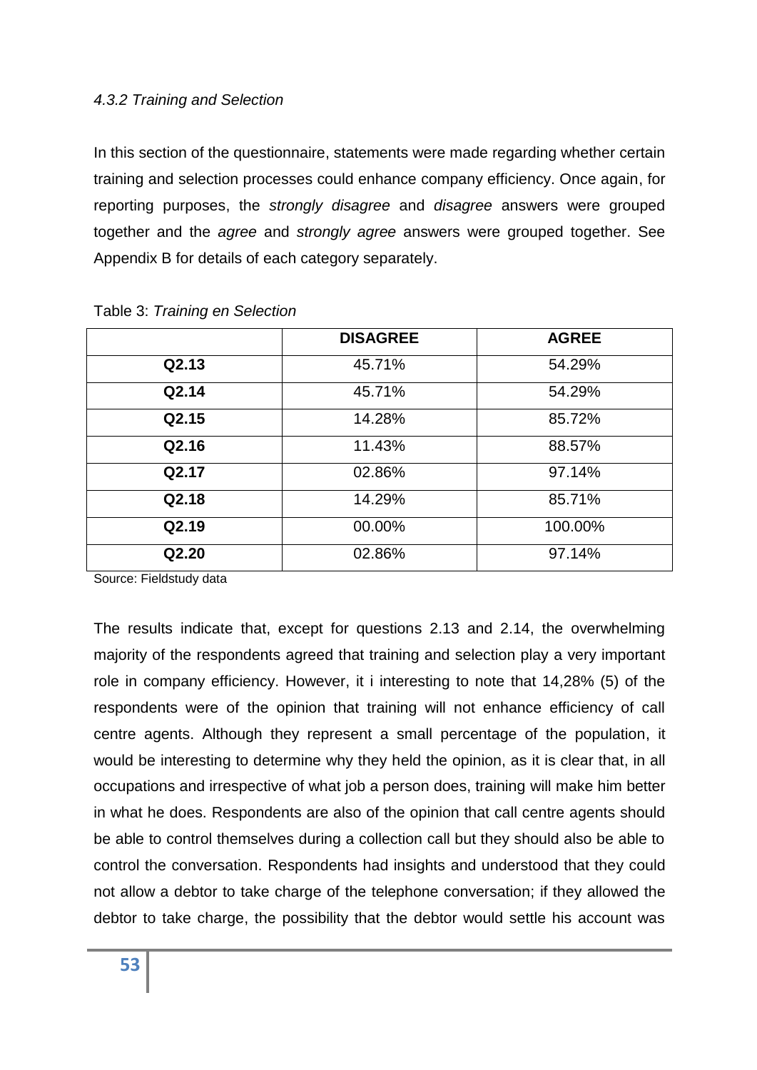#### *4.3.2 Training and Selection*

In this section of the questionnaire, statements were made regarding whether certain training and selection processes could enhance company efficiency. Once again, for reporting purposes, the *strongly disagree* and *disagree* answers were grouped together and the *agree* and *strongly agree* answers were grouped together. See Appendix B for details of each category separately.

Table 3: *Training en Selection*

| | DISAGREE | AGREE |
|---|---|---|
| **Q2.13** | 45.71% | 54.29% |
| **Q2.14** | 45.71% | 54.29% |
| **Q2.15** | 14.28% | 85.72% |
| **Q2.16** | 11.43% | 88.57% |
| **Q2.17** | 02.86% | 97.14% |
| **Q2.18** | 14.29% | 85.71% |
| **Q2.19** | 00.00% | 100.00% |
| **Q2.20** | 02.86% | 97.14% |

Source: Fieldstudy data

The results indicate that, except for questions 2.13 and 2.14, the overwhelming majority of the respondents agreed that training and selection play a very important role in company efficiency. However, it i interesting to note that 14,28% (5) of the respondents were of the opinion that training will not enhance efficiency of call centre agents. Although they represent a small percentage of the population, it would be interesting to determine why they held the opinion, as it is clear that, in all occupations and irrespective of what job a person does, training will make him better in what he does. Respondents are also of the opinion that call centre agents should be able to control themselves during a collection call but they should also be able to control the conversation. Respondents had insights and understood that they could not allow a debtor to take charge of the telephone conversation; if they allowed the debtor to take charge, the possibility that the debtor would settle his account was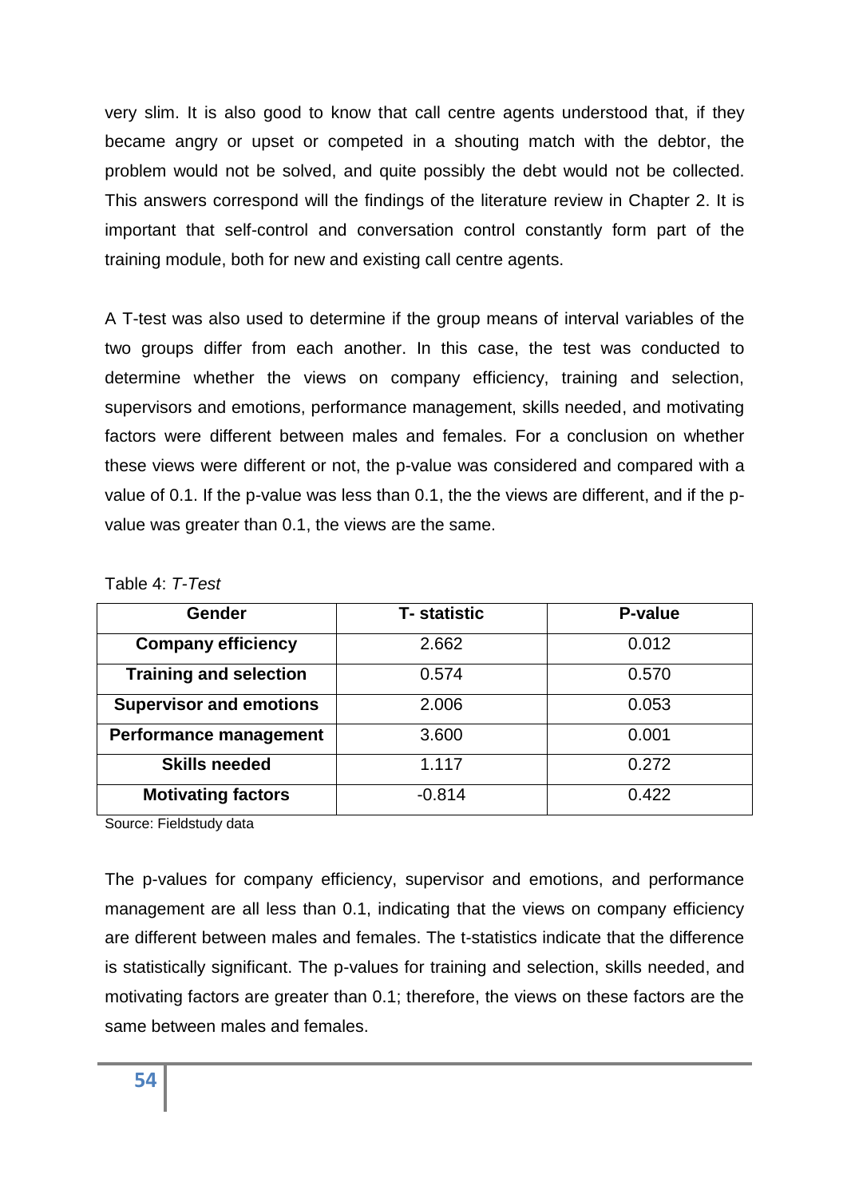very slim. It is also good to know that call centre agents understood that, if they became angry or upset or competed in a shouting match with the debtor, the problem would not be solved, and quite possibly the debt would not be collected. This answers correspond will the findings of the literature review in Chapter 2. It is important that self-control and conversation control constantly form part of the training module, both for new and existing call centre agents.

A T-test was also used to determine if the group means of interval variables of the two groups differ from each another. In this case, the test was conducted to determine whether the views on company efficiency, training and selection, supervisors and emotions, performance management, skills needed, and motivating factors were different between males and females. For a conclusion on whether these views were different or not, the p-value was considered and compared with a value of 0.1. If the p-value was less than 0.1, the the views are different, and if the p-value was greater than 0.1, the views are the same.

Table 4: *T-Test*

| Gender | T- statistic | P-value |
|---|---|---|
| **Company efficiency** | 2.662 | 0.012 |
| **Training and selection** | 0.574 | 0.570 |
| **Supervisor and emotions** | 2.006 | 0.053 |
| **Performance management** | 3.600 | 0.001 |
| **Skills needed** | 1.117 | 0.272 |
| **Motivating factors** | -0.814 | 0.422 |

Source: Fieldstudy data

The p-values for company efficiency, supervisor and emotions, and performance management are all less than 0.1, indicating that the views on company efficiency are different between males and females. The t-statistics indicate that the difference is statistically significant. The p-values for training and selection, skills needed, and motivating factors are greater than 0.1; therefore, the views on these factors are the same between males and females.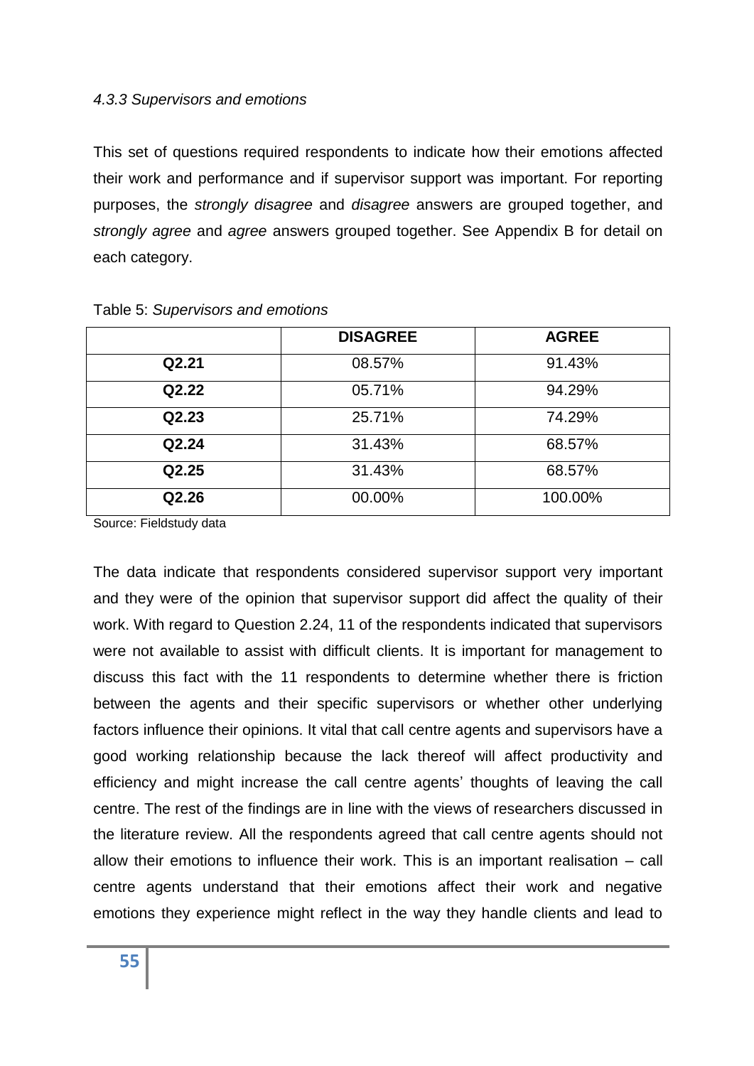#### *4.3.3 Supervisors and emotions*

This set of questions required respondents to indicate how their emotions affected their work and performance and if supervisor support was important. For reporting purposes, the *strongly disagree* and *disagree* answers are grouped together, and *strongly agree* and *agree* answers grouped together. See Appendix B for detail on each category.

Table 5: *Supervisors and emotions*

| | **DISAGREE** | **AGREE** |
|---|---|---|
| **Q2.21** | 08.57% | 91.43% |
| **Q2.22** | 05.71% | 94.29% |
| **Q2.23** | 25.71% | 74.29% |
| **Q2.24** | 31.43% | 68.57% |
| **Q2.25** | 31.43% | 68.57% |
| **Q2.26** | 00.00% | 100.00% |

Source: Fieldstudy data

The data indicate that respondents considered supervisor support very important and they were of the opinion that supervisor support did affect the quality of their work. With regard to Question 2.24, 11 of the respondents indicated that supervisors were not available to assist with difficult clients. It is important for management to discuss this fact with the 11 respondents to determine whether there is friction between the agents and their specific supervisors or whether other underlying factors influence their opinions. It vital that call centre agents and supervisors have a good working relationship because the lack thereof will affect productivity and efficiency and might increase the call centre agents' thoughts of leaving the call centre. The rest of the findings are in line with the views of researchers discussed in the literature review. All the respondents agreed that call centre agents should not allow their emotions to influence their work. This is an important realisation – call centre agents understand that their emotions affect their work and negative emotions they experience might reflect in the way they handle clients and lead to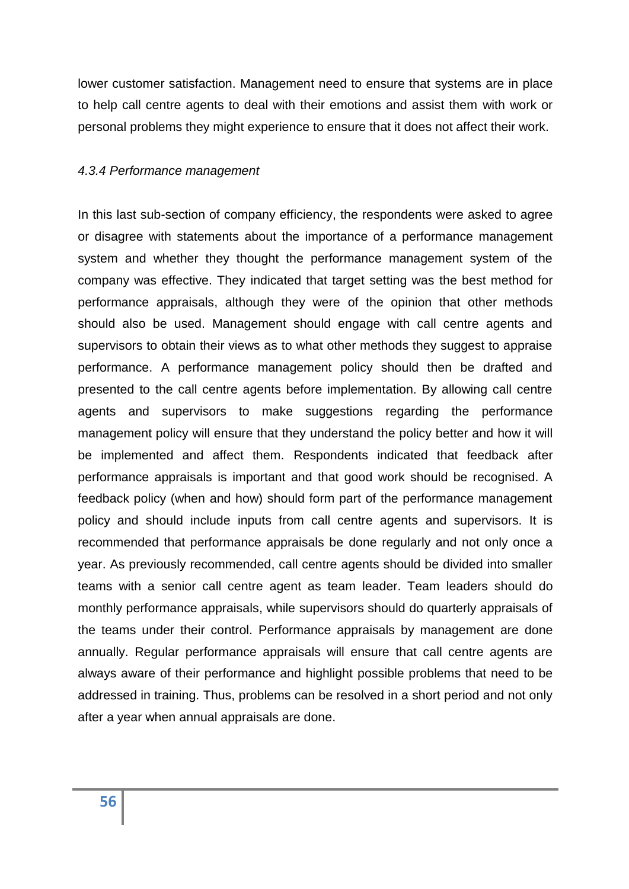lower customer satisfaction. Management need to ensure that systems are in place to help call centre agents to deal with their emotions and assist them with work or personal problems they might experience to ensure that it does not affect their work.

#### *4.3.4 Performance management*

In this last sub-section of company efficiency, the respondents were asked to agree or disagree with statements about the importance of a performance management system and whether they thought the performance management system of the company was effective. They indicated that target setting was the best method for performance appraisals, although they were of the opinion that other methods should also be used. Management should engage with call centre agents and supervisors to obtain their views as to what other methods they suggest to appraise performance. A performance management policy should then be drafted and presented to the call centre agents before implementation. By allowing call centre agents and supervisors to make suggestions regarding the performance management policy will ensure that they understand the policy better and how it will be implemented and affect them. Respondents indicated that feedback after performance appraisals is important and that good work should be recognised. A feedback policy (when and how) should form part of the performance management policy and should include inputs from call centre agents and supervisors. It is recommended that performance appraisals be done regularly and not only once a year. As previously recommended, call centre agents should be divided into smaller teams with a senior call centre agent as team leader. Team leaders should do monthly performance appraisals, while supervisors should do quarterly appraisals of the teams under their control. Performance appraisals by management are done annually. Regular performance appraisals will ensure that call centre agents are always aware of their performance and highlight possible problems that need to be addressed in training. Thus, problems can be resolved in a short period and not only after a year when annual appraisals are done.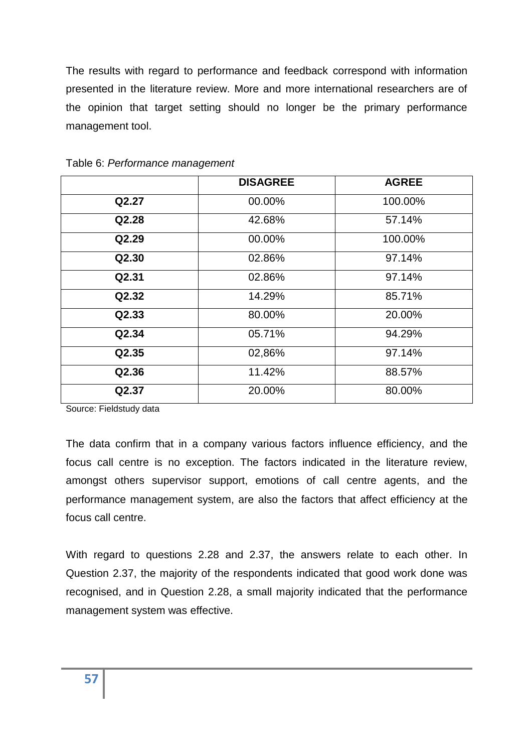The results with regard to performance and feedback correspond with information presented in the literature review. More and more international researchers are of the opinion that target setting should no longer be the primary performance management tool.

Table 6: *Performance management*

| | **DISAGREE** | **AGREE** |
|---|---|---|
| **Q2.27** | 00.00% | 100.00% |
| **Q2.28** | 42.68% | 57.14% |
| **Q2.29** | 00.00% | 100.00% |
| **Q2.30** | 02.86% | 97.14% |
| **Q2.31** | 02.86% | 97.14% |
| **Q2.32** | 14.29% | 85.71% |
| **Q2.33** | 80.00% | 20.00% |
| **Q2.34** | 05.71% | 94.29% |
| **Q2.35** | 02,86% | 97.14% |
| **Q2.36** | 11.42% | 88.57% |
| **Q2.37** | 20.00% | 80.00% |

Source: Fieldstudy data

The data confirm that in a company various factors influence efficiency, and the focus call centre is no exception. The factors indicated in the literature review, amongst others supervisor support, emotions of call centre agents, and the performance management system, are also the factors that affect efficiency at the focus call centre.

With regard to questions 2.28 and 2.37, the answers relate to each other. In Question 2.37, the majority of the respondents indicated that good work done was recognised, and in Question 2.28, a small majority indicated that the performance management system was effective.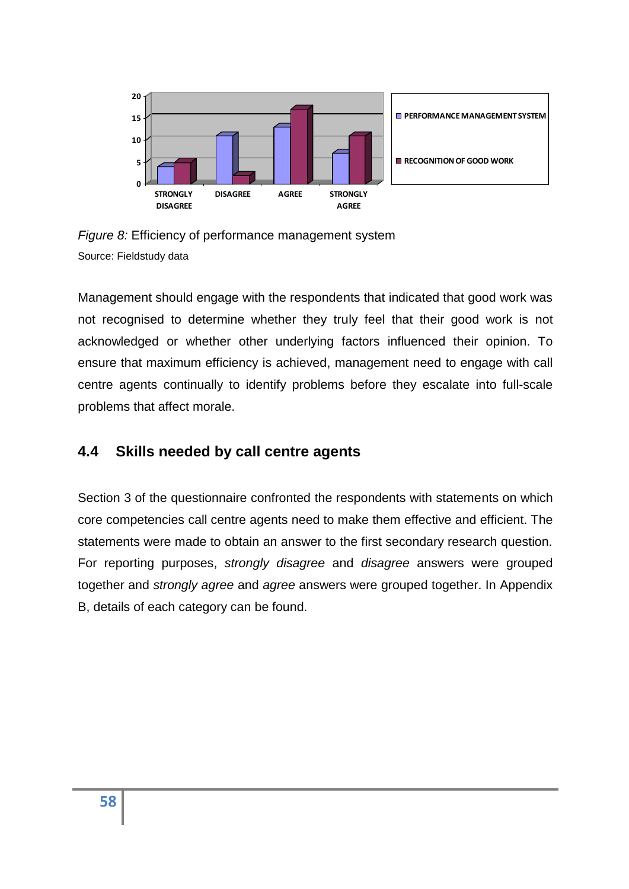*Figure 8:* Efficiency of performance management system

Source: Fieldstudy data

Management should engage with the respondents that indicated that good work was not recognised to determine whether they truly feel that their good work is not acknowledged or whether other underlying factors influenced their opinion. To ensure that maximum efficiency is achieved, management need to engage with call centre agents continually to identify problems before they escalate into full-scale problems that affect morale.

## 4.4 Skills needed by call centre agents

Section 3 of the questionnaire confronted the respondents with statements on which core competencies call centre agents need to make them effective and efficient. The statements were made to obtain an answer to the first secondary research question. For reporting purposes, *strongly disagree* and *disagree* answers were grouped together and *strongly agree* and *agree* answers were grouped together. In Appendix B, details of each category can be found.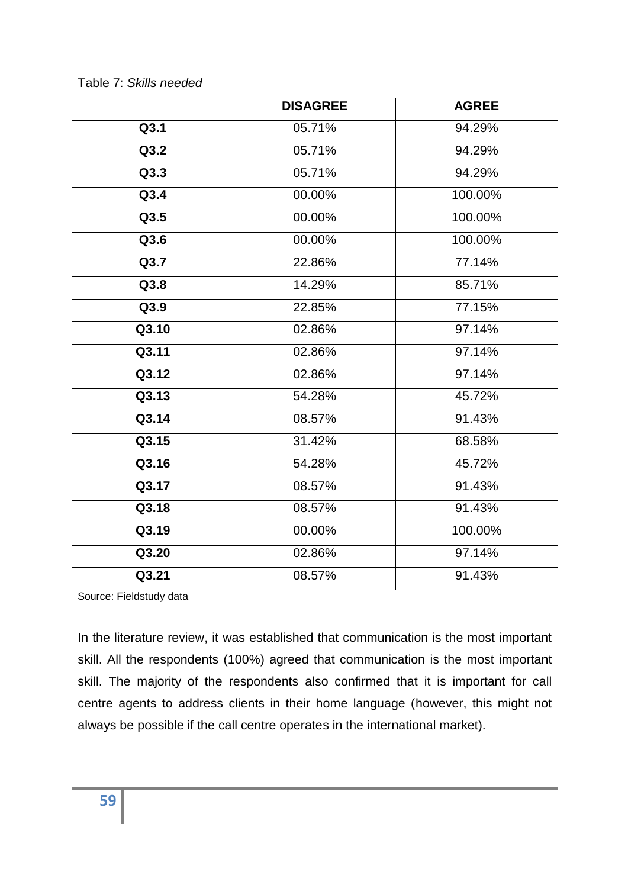Table 7: *Skills needed*

| | **DISAGREE** | **AGREE** |
|---|---|---|
| **Q3.1** | 05.71% | 94.29% |
| **Q3.2** | 05.71% | 94.29% |
| **Q3.3** | 05.71% | 94.29% |
| **Q3.4** | 00.00% | 100.00% |
| **Q3.5** | 00.00% | 100.00% |
| **Q3.6** | 00.00% | 100.00% |
| **Q3.7** | 22.86% | 77.14% |
| **Q3.8** | 14.29% | 85.71% |
| **Q3.9** | 22.85% | 77.15% |
| **Q3.10** | 02.86% | 97.14% |
| **Q3.11** | 02.86% | 97.14% |
| **Q3.12** | 02.86% | 97.14% |
| **Q3.13** | 54.28% | 45.72% |
| **Q3.14** | 08.57% | 91.43% |
| **Q3.15** | 31.42% | 68.58% |
| **Q3.16** | 54.28% | 45.72% |
| **Q3.17** | 08.57% | 91.43% |
| **Q3.18** | 08.57% | 91.43% |
| **Q3.19** | 00.00% | 100.00% |
| **Q3.20** | 02.86% | 97.14% |
| **Q3.21** | 08.57% | 91.43% |

Source: Fieldstudy data

In the literature review, it was established that communication is the most important skill. All the respondents (100%) agreed that communication is the most important skill. The majority of the respondents also confirmed that it is important for call centre agents to address clients in their home language (however, this might not always be possible if the call centre operates in the international market).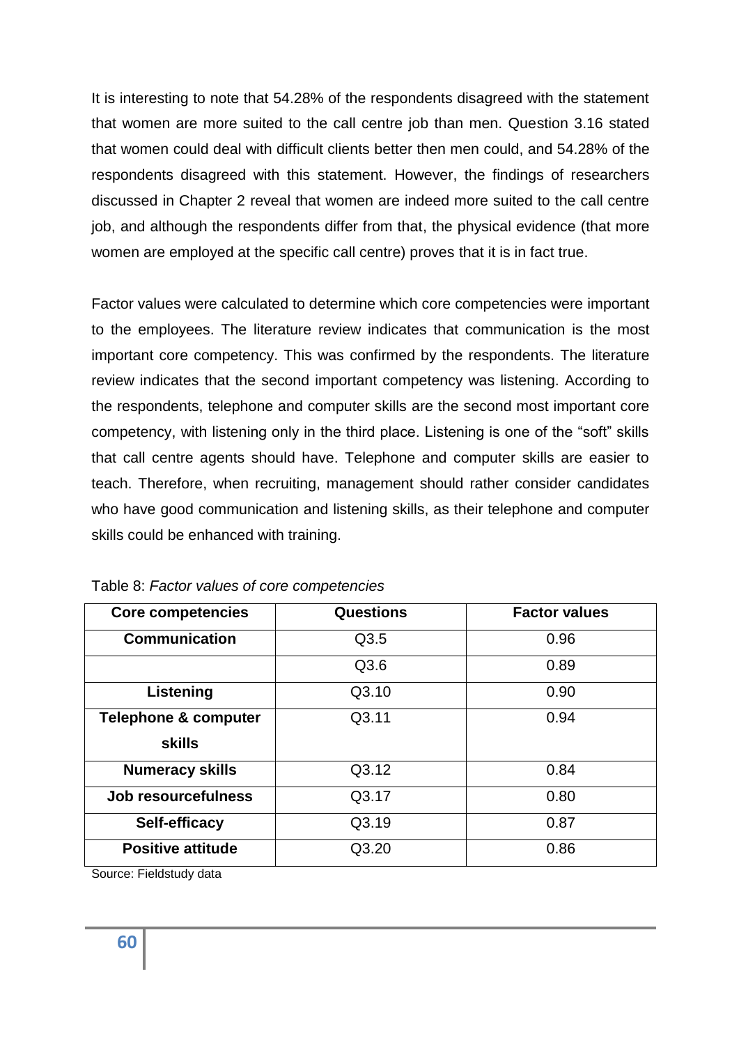It is interesting to note that 54.28% of the respondents disagreed with the statement that women are more suited to the call centre job than men. Question 3.16 stated that women could deal with difficult clients better then men could, and 54.28% of the respondents disagreed with this statement. However, the findings of researchers discussed in Chapter 2 reveal that women are indeed more suited to the call centre job, and although the respondents differ from that, the physical evidence (that more women are employed at the specific call centre) proves that it is in fact true.

Factor values were calculated to determine which core competencies were important to the employees. The literature review indicates that communication is the most important core competency. This was confirmed by the respondents. The literature review indicates that the second important competency was listening. According to the respondents, telephone and computer skills are the second most important core competency, with listening only in the third place. Listening is one of the "soft" skills that call centre agents should have. Telephone and computer skills are easier to teach. Therefore, when recruiting, management should rather consider candidates who have good communication and listening skills, as their telephone and computer skills could be enhanced with training.

Table 8: *Factor values of core competencies*

| Core competencies | Questions | Factor values |
|---|---|---|
| **Communication** | Q3.5 | 0.96 |
| | Q3.6 | 0.89 |
| **Listening** | Q3.10 | 0.90 |
| **Telephone & computer skills** | Q3.11 | 0.94 |
| **Numeracy skills** | Q3.12 | 0.84 |
| **Job resourcefulness** | Q3.17 | 0.80 |
| **Self-efficacy** | Q3.19 | 0.87 |
| **Positive attitude** | Q3.20 | 0.86 |

Source: Fieldstudy data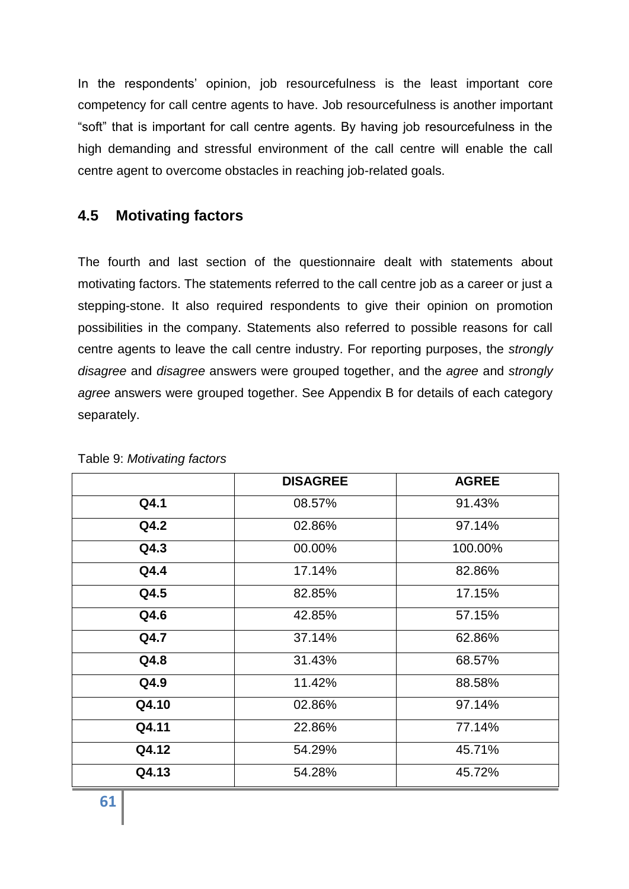In the respondents' opinion, job resourcefulness is the least important core competency for call centre agents to have. Job resourcefulness is another important "soft" that is important for call centre agents. By having job resourcefulness in the high demanding and stressful environment of the call centre will enable the call centre agent to overcome obstacles in reaching job-related goals.

## 4.5 Motivating factors

The fourth and last section of the questionnaire dealt with statements about motivating factors. The statements referred to the call centre job as a career or just a stepping-stone. It also required respondents to give their opinion on promotion possibilities in the company. Statements also referred to possible reasons for call centre agents to leave the call centre industry. For reporting purposes, the *strongly disagree* and *disagree* answers were grouped together, and the *agree* and *strongly agree* answers were grouped together. See Appendix B for details of each category separately.

Table 9: *Motivating factors*

| | DISAGREE | AGREE |
|---|---|---|
| **Q4.1** | 08.57% | 91.43% |
| **Q4.2** | 02.86% | 97.14% |
| **Q4.3** | 00.00% | 100.00% |
| **Q4.4** | 17.14% | 82.86% |
| **Q4.5** | 82.85% | 17.15% |
| **Q4.6** | 42.85% | 57.15% |
| **Q4.7** | 37.14% | 62.86% |
| **Q4.8** | 31.43% | 68.57% |
| **Q4.9** | 11.42% | 88.58% |
| **Q4.10** | 02.86% | 97.14% |
| **Q4.11** | 22.86% | 77.14% |
| **Q4.12** | 54.29% | 45.71% |
| **Q4.13** | 54.28% | 45.72% |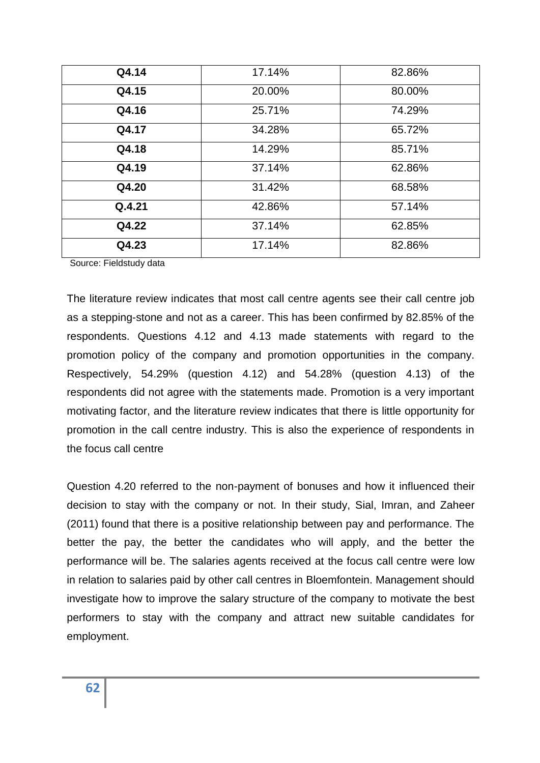| Q4.14 | 17.14% | 82.86% |
|---|---|---|
| Q4.15 | 20.00% | 80.00% |
| Q4.16 | 25.71% | 74.29% |
| Q4.17 | 34.28% | 65.72% |
| Q4.18 | 14.29% | 85.71% |
| Q4.19 | 37.14% | 62.86% |
| Q4.20 | 31.42% | 68.58% |
| Q.4.21 | 42.86% | 57.14% |
| Q4.22 | 37.14% | 62.85% |
| Q4.23 | 17.14% | 82.86% |

Source: Fieldstudy data

The literature review indicates that most call centre agents see their call centre job as a stepping-stone and not as a career. This has been confirmed by 82.85% of the respondents. Questions 4.12 and 4.13 made statements with regard to the promotion policy of the company and promotion opportunities in the company. Respectively, 54.29% (question 4.12) and 54.28% (question 4.13) of the respondents did not agree with the statements made. Promotion is a very important motivating factor, and the literature review indicates that there is little opportunity for promotion in the call centre industry. This is also the experience of respondents in the focus call centre

Question 4.20 referred to the non-payment of bonuses and how it influenced their decision to stay with the company or not. In their study, Sial, Imran, and Zaheer (2011) found that there is a positive relationship between pay and performance. The better the pay, the better the candidates who will apply, and the better the performance will be. The salaries agents received at the focus call centre were low in relation to salaries paid by other call centres in Bloemfontein. Management should investigate how to improve the salary structure of the company to motivate the best performers to stay with the company and attract new suitable candidates for employment.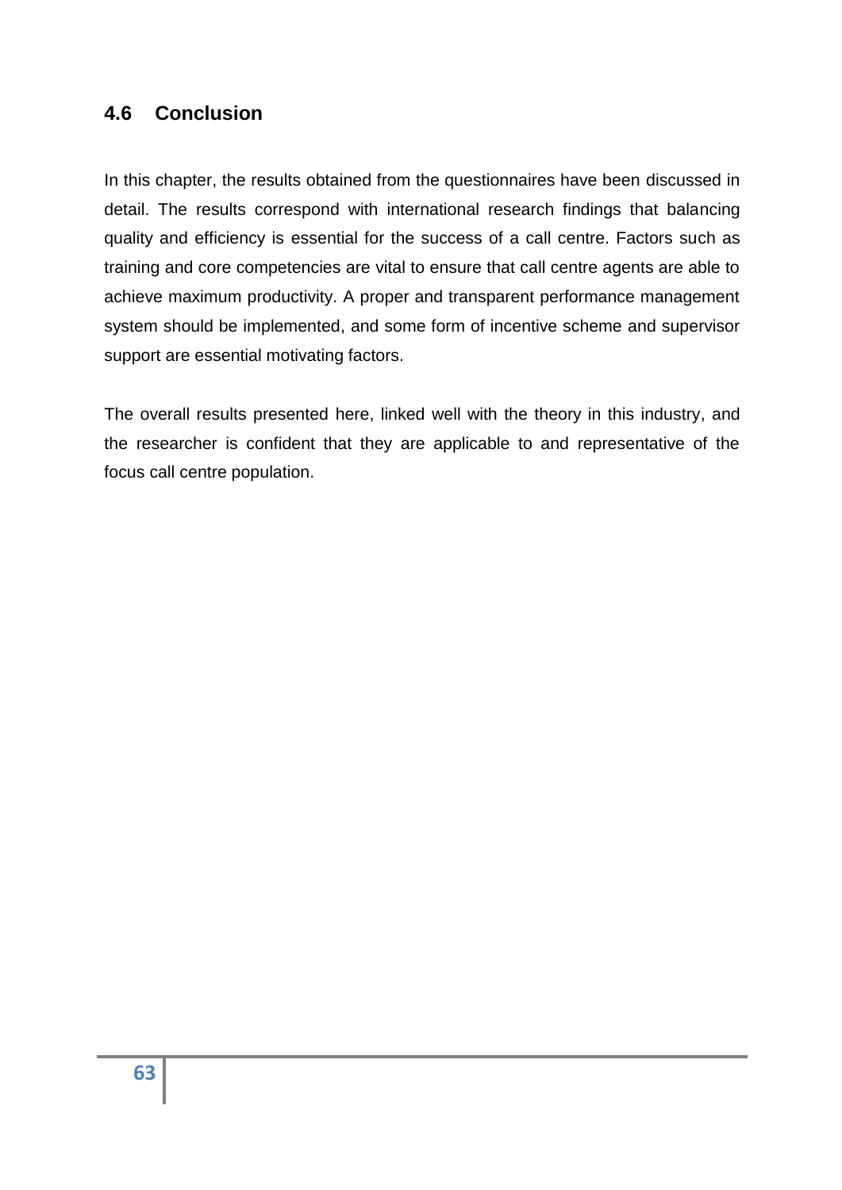## 4.6 Conclusion

In this chapter, the results obtained from the questionnaires have been discussed in detail. The results correspond with international research findings that balancing quality and efficiency is essential for the success of a call centre. Factors such as training and core competencies are vital to ensure that call centre agents are able to achieve maximum productivity. A proper and transparent performance management system should be implemented, and some form of incentive scheme and supervisor support are essential motivating factors.

The overall results presented here, linked well with the theory in this industry, and the researcher is confident that they are applicable to and representative of the focus call centre population.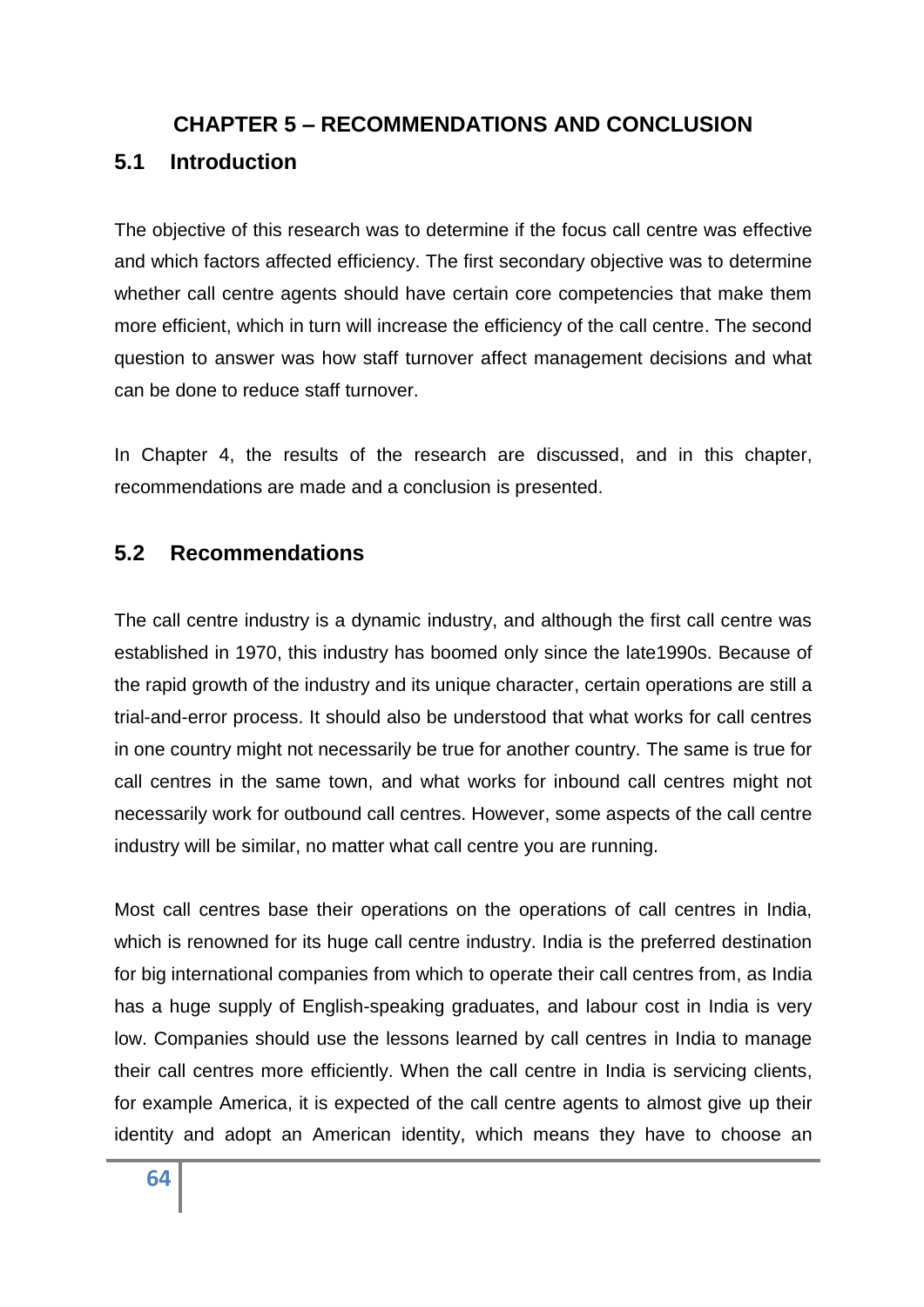# CHAPTER 5 – RECOMMENDATIONS AND CONCLUSION

## 5.1 Introduction

The objective of this research was to determine if the focus call centre was effective and which factors affected efficiency. The first secondary objective was to determine whether call centre agents should have certain core competencies that make them more efficient, which in turn will increase the efficiency of the call centre. The second question to answer was how staff turnover affect management decisions and what can be done to reduce staff turnover.

In Chapter 4, the results of the research are discussed, and in this chapter, recommendations are made and a conclusion is presented.

## 5.2 Recommendations

The call centre industry is a dynamic industry, and although the first call centre was established in 1970, this industry has boomed only since the late1990s. Because of the rapid growth of the industry and its unique character, certain operations are still a trial-and-error process. It should also be understood that what works for call centres in one country might not necessarily be true for another country. The same is true for call centres in the same town, and what works for inbound call centres might not necessarily work for outbound call centres. However, some aspects of the call centre industry will be similar, no matter what call centre you are running.

Most call centres base their operations on the operations of call centres in India, which is renowned for its huge call centre industry. India is the preferred destination for big international companies from which to operate their call centres from, as India has a huge supply of English-speaking graduates, and labour cost in India is very low. Companies should use the lessons learned by call centres in India to manage their call centres more efficiently. When the call centre in India is servicing clients, for example America, it is expected of the call centre agents to almost give up their identity and adopt an American identity, which means they have to choose an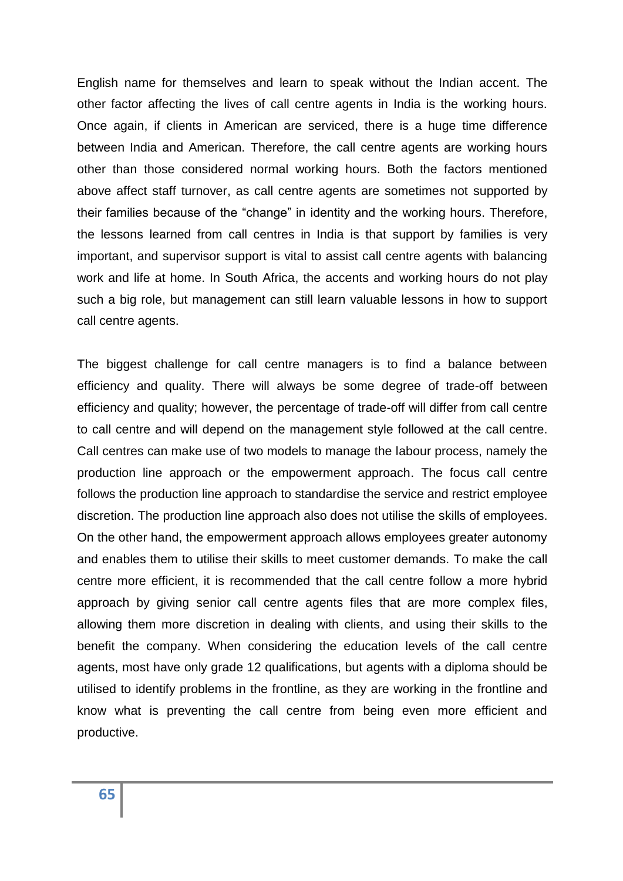English name for themselves and learn to speak without the Indian accent. The other factor affecting the lives of call centre agents in India is the working hours. Once again, if clients in American are serviced, there is a huge time difference between India and American. Therefore, the call centre agents are working hours other than those considered normal working hours. Both the factors mentioned above affect staff turnover, as call centre agents are sometimes not supported by their families because of the "change" in identity and the working hours. Therefore, the lessons learned from call centres in India is that support by families is very important, and supervisor support is vital to assist call centre agents with balancing work and life at home. In South Africa, the accents and working hours do not play such a big role, but management can still learn valuable lessons in how to support call centre agents.

The biggest challenge for call centre managers is to find a balance between efficiency and quality. There will always be some degree of trade-off between efficiency and quality; however, the percentage of trade-off will differ from call centre to call centre and will depend on the management style followed at the call centre. Call centres can make use of two models to manage the labour process, namely the production line approach or the empowerment approach. The focus call centre follows the production line approach to standardise the service and restrict employee discretion. The production line approach also does not utilise the skills of employees. On the other hand, the empowerment approach allows employees greater autonomy and enables them to utilise their skills to meet customer demands. To make the call centre more efficient, it is recommended that the call centre follow a more hybrid approach by giving senior call centre agents files that are more complex files, allowing them more discretion in dealing with clients, and using their skills to the benefit the company. When considering the education levels of the call centre agents, most have only grade 12 qualifications, but agents with a diploma should be utilised to identify problems in the frontline, as they are working in the frontline and know what is preventing the call centre from being even more efficient and productive.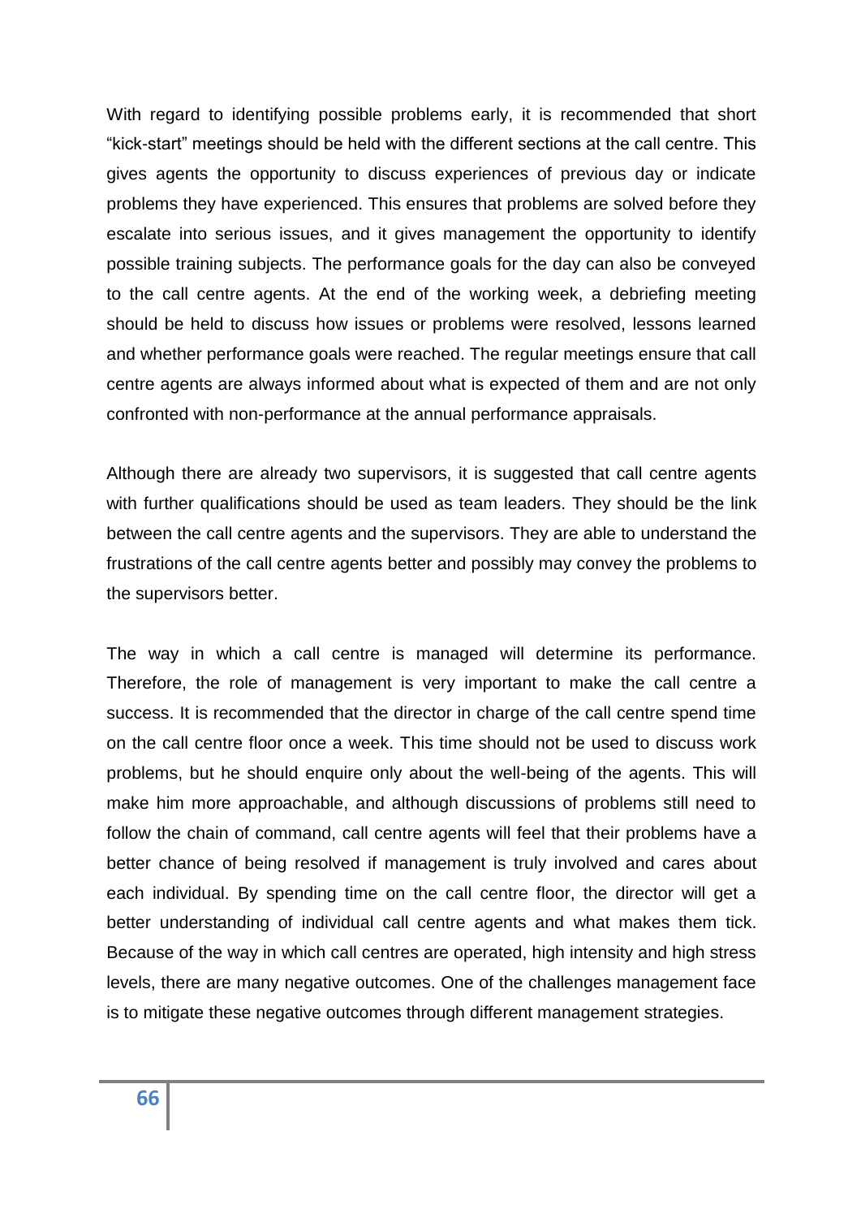With regard to identifying possible problems early, it is recommended that short “kick-start” meetings should be held with the different sections at the call centre. This gives agents the opportunity to discuss experiences of previous day or indicate problems they have experienced. This ensures that problems are solved before they escalate into serious issues, and it gives management the opportunity to identify possible training subjects. The performance goals for the day can also be conveyed to the call centre agents. At the end of the working week, a debriefing meeting should be held to discuss how issues or problems were resolved, lessons learned and whether performance goals were reached. The regular meetings ensure that call centre agents are always informed about what is expected of them and are not only confronted with non-performance at the annual performance appraisals.

Although there are already two supervisors, it is suggested that call centre agents with further qualifications should be used as team leaders. They should be the link between the call centre agents and the supervisors. They are able to understand the frustrations of the call centre agents better and possibly may convey the problems to the supervisors better.

The way in which a call centre is managed will determine its performance. Therefore, the role of management is very important to make the call centre a success. It is recommended that the director in charge of the call centre spend time on the call centre floor once a week. This time should not be used to discuss work problems, but he should enquire only about the well-being of the agents. This will make him more approachable, and although discussions of problems still need to follow the chain of command, call centre agents will feel that their problems have a better chance of being resolved if management is truly involved and cares about each individual. By spending time on the call centre floor, the director will get a better understanding of individual call centre agents and what makes them tick. Because of the way in which call centres are operated, high intensity and high stress levels, there are many negative outcomes. One of the challenges management face is to mitigate these negative outcomes through different management strategies.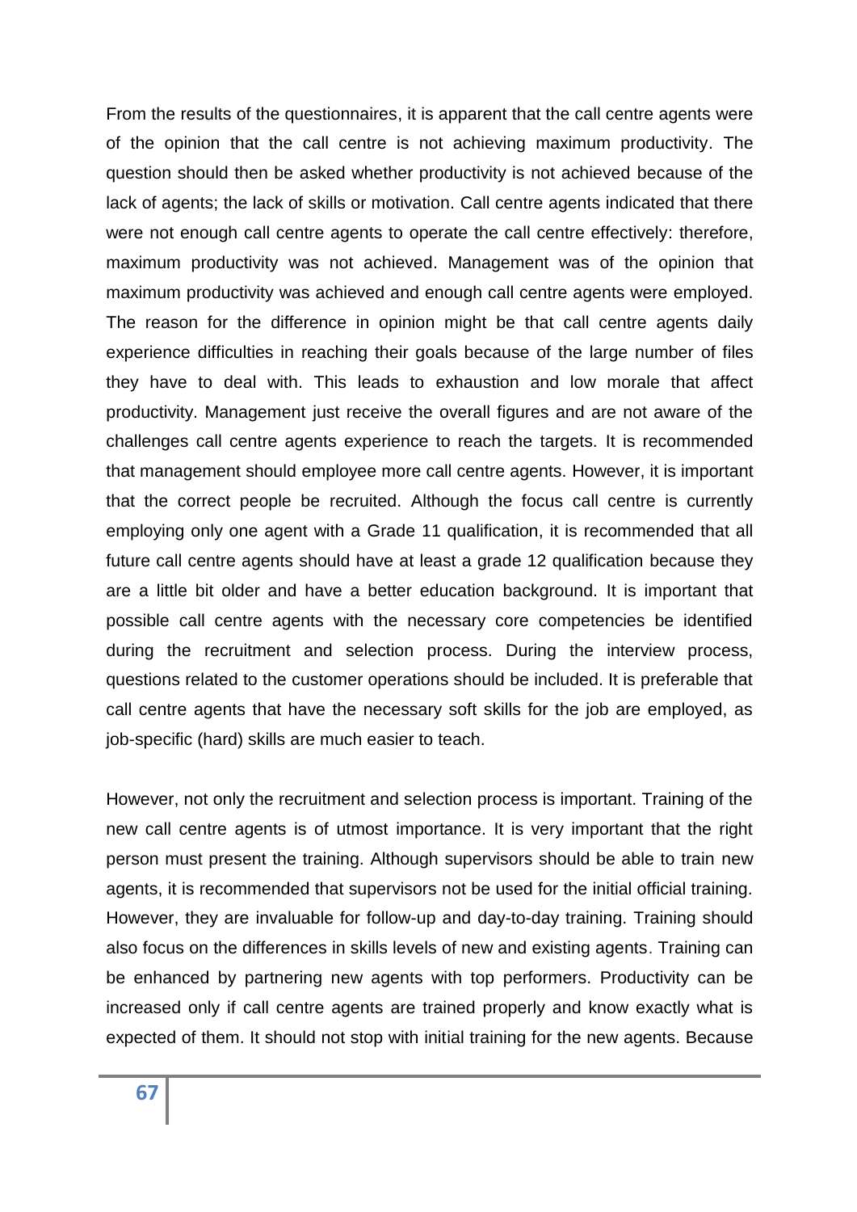From the results of the questionnaires, it is apparent that the call centre agents were of the opinion that the call centre is not achieving maximum productivity. The question should then be asked whether productivity is not achieved because of the lack of agents; the lack of skills or motivation. Call centre agents indicated that there were not enough call centre agents to operate the call centre effectively: therefore, maximum productivity was not achieved. Management was of the opinion that maximum productivity was achieved and enough call centre agents were employed. The reason for the difference in opinion might be that call centre agents daily experience difficulties in reaching their goals because of the large number of files they have to deal with. This leads to exhaustion and low morale that affect productivity. Management just receive the overall figures and are not aware of the challenges call centre agents experience to reach the targets. It is recommended that management should employee more call centre agents. However, it is important that the correct people be recruited. Although the focus call centre is currently employing only one agent with a Grade 11 qualification, it is recommended that all future call centre agents should have at least a grade 12 qualification because they are a little bit older and have a better education background. It is important that possible call centre agents with the necessary core competencies be identified during the recruitment and selection process. During the interview process, questions related to the customer operations should be included. It is preferable that call centre agents that have the necessary soft skills for the job are employed, as job-specific (hard) skills are much easier to teach.

However, not only the recruitment and selection process is important. Training of the new call centre agents is of utmost importance. It is very important that the right person must present the training. Although supervisors should be able to train new agents, it is recommended that supervisors not be used for the initial official training. However, they are invaluable for follow-up and day-to-day training. Training should also focus on the differences in skills levels of new and existing agents. Training can be enhanced by partnering new agents with top performers. Productivity can be increased only if call centre agents are trained properly and know exactly what is expected of them. It should not stop with initial training for the new agents. Because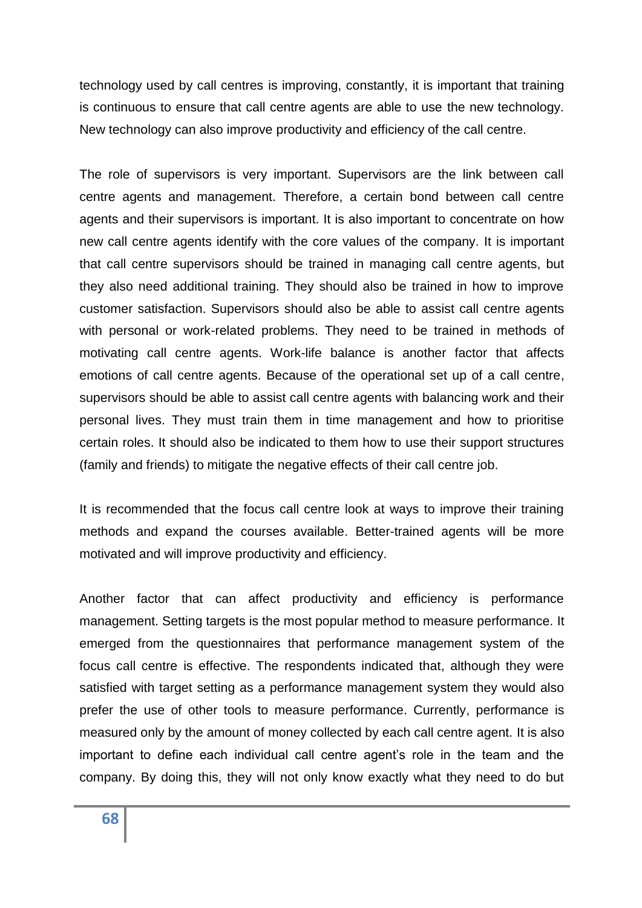technology used by call centres is improving, constantly, it is important that training is continuous to ensure that call centre agents are able to use the new technology. New technology can also improve productivity and efficiency of the call centre.

The role of supervisors is very important. Supervisors are the link between call centre agents and management. Therefore, a certain bond between call centre agents and their supervisors is important. It is also important to concentrate on how new call centre agents identify with the core values of the company. It is important that call centre supervisors should be trained in managing call centre agents, but they also need additional training. They should also be trained in how to improve customer satisfaction. Supervisors should also be able to assist call centre agents with personal or work-related problems. They need to be trained in methods of motivating call centre agents. Work-life balance is another factor that affects emotions of call centre agents. Because of the operational set up of a call centre, supervisors should be able to assist call centre agents with balancing work and their personal lives. They must train them in time management and how to prioritise certain roles. It should also be indicated to them how to use their support structures (family and friends) to mitigate the negative effects of their call centre job.

It is recommended that the focus call centre look at ways to improve their training methods and expand the courses available. Better-trained agents will be more motivated and will improve productivity and efficiency.

Another factor that can affect productivity and efficiency is performance management. Setting targets is the most popular method to measure performance. It emerged from the questionnaires that performance management system of the focus call centre is effective. The respondents indicated that, although they were satisfied with target setting as a performance management system they would also prefer the use of other tools to measure performance. Currently, performance is measured only by the amount of money collected by each call centre agent. It is also important to define each individual call centre agent's role in the team and the company. By doing this, they will not only know exactly what they need to do but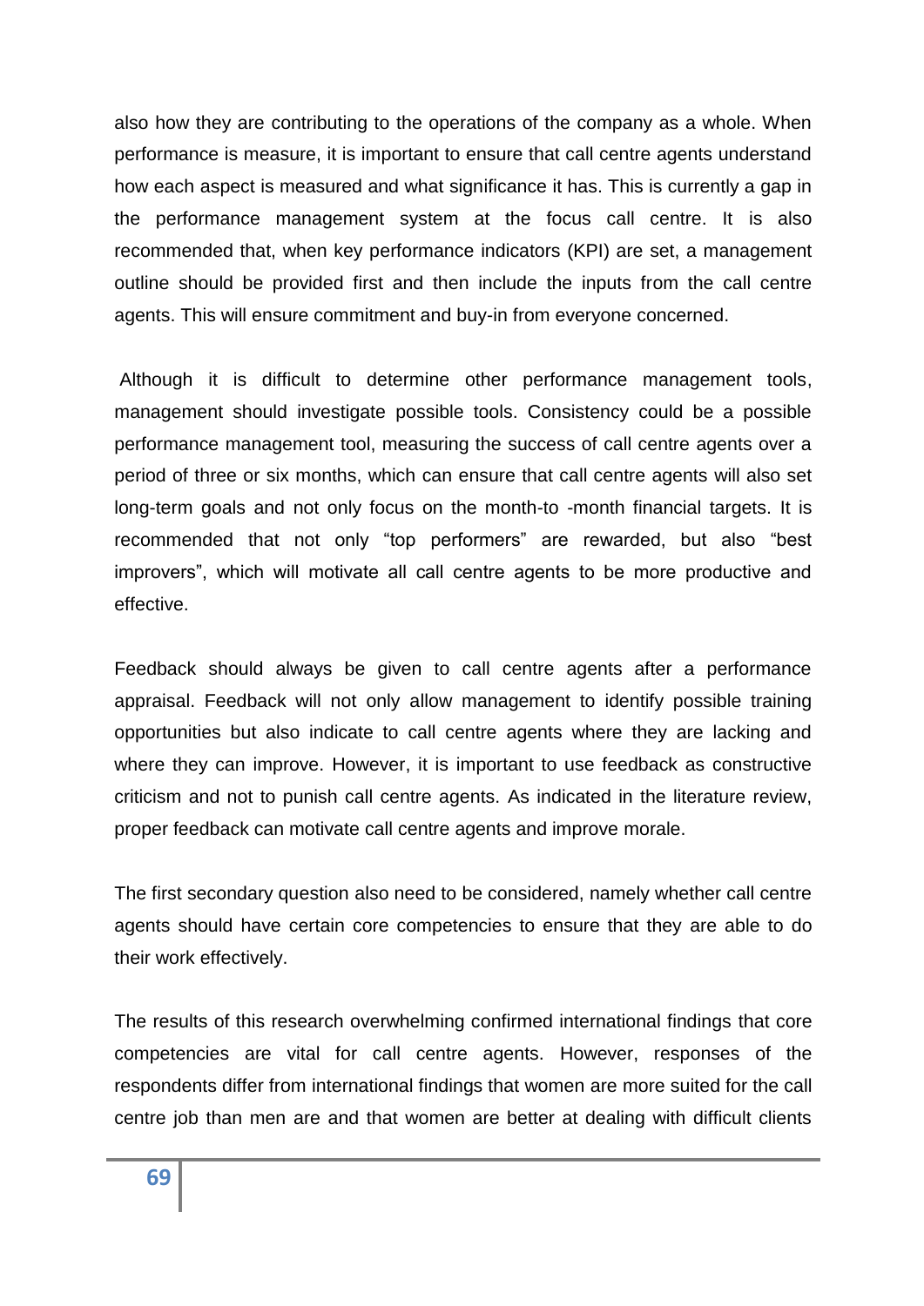also how they are contributing to the operations of the company as a whole. When performance is measure, it is important to ensure that call centre agents understand how each aspect is measured and what significance it has. This is currently a gap in the performance management system at the focus call centre. It is also recommended that, when key performance indicators (KPI) are set, a management outline should be provided first and then include the inputs from the call centre agents. This will ensure commitment and buy-in from everyone concerned.

Although it is difficult to determine other performance management tools, management should investigate possible tools. Consistency could be a possible performance management tool, measuring the success of call centre agents over a period of three or six months, which can ensure that call centre agents will also set long-term goals and not only focus on the month-to -month financial targets. It is recommended that not only "top performers" are rewarded, but also "best improvers", which will motivate all call centre agents to be more productive and effective.

Feedback should always be given to call centre agents after a performance appraisal. Feedback will not only allow management to identify possible training opportunities but also indicate to call centre agents where they are lacking and where they can improve. However, it is important to use feedback as constructive criticism and not to punish call centre agents. As indicated in the literature review, proper feedback can motivate call centre agents and improve morale.

The first secondary question also need to be considered, namely whether call centre agents should have certain core competencies to ensure that they are able to do their work effectively.

The results of this research overwhelming confirmed international findings that core competencies are vital for call centre agents. However, responses of the respondents differ from international findings that women are more suited for the call centre job than men are and that women are better at dealing with difficult clients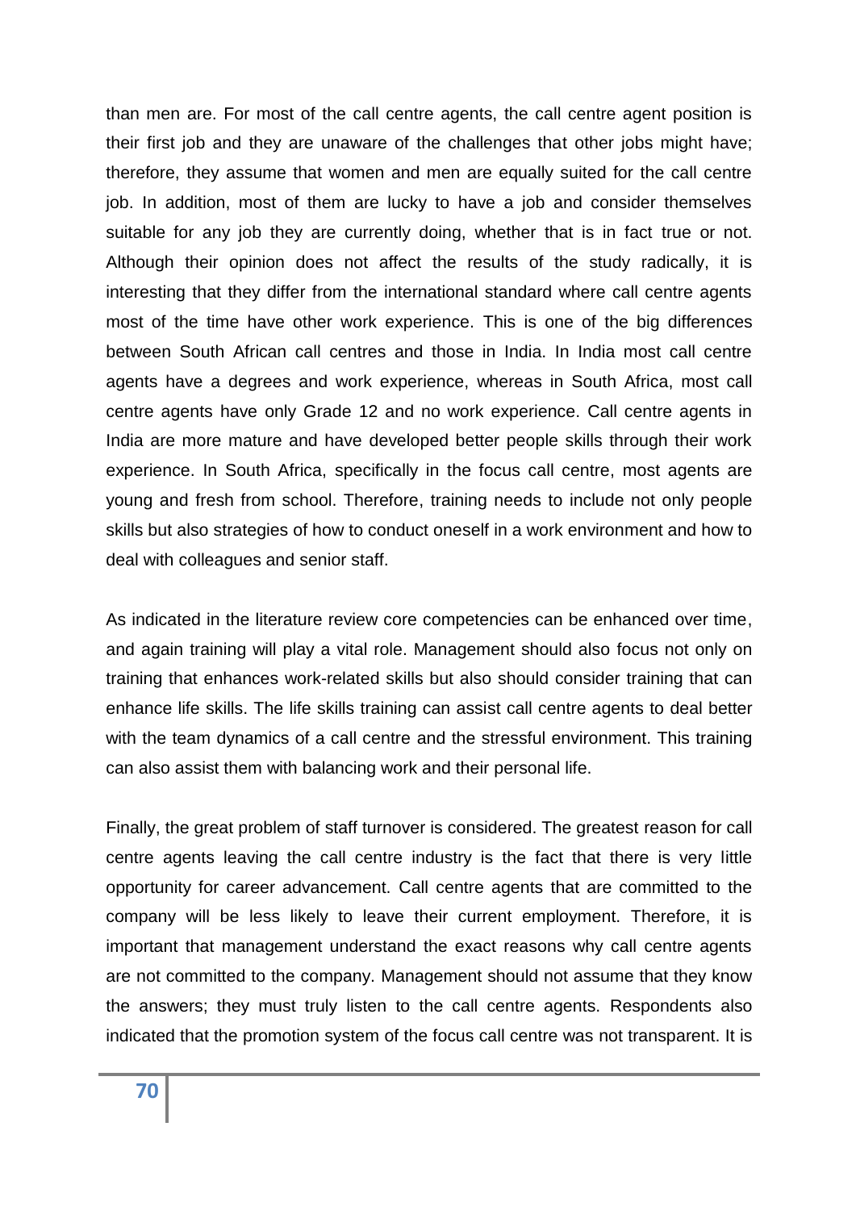than men are. For most of the call centre agents, the call centre agent position is their first job and they are unaware of the challenges that other jobs might have; therefore, they assume that women and men are equally suited for the call centre job. In addition, most of them are lucky to have a job and consider themselves suitable for any job they are currently doing, whether that is in fact true or not. Although their opinion does not affect the results of the study radically, it is interesting that they differ from the international standard where call centre agents most of the time have other work experience. This is one of the big differences between South African call centres and those in India. In India most call centre agents have a degrees and work experience, whereas in South Africa, most call centre agents have only Grade 12 and no work experience. Call centre agents in India are more mature and have developed better people skills through their work experience. In South Africa, specifically in the focus call centre, most agents are young and fresh from school. Therefore, training needs to include not only people skills but also strategies of how to conduct oneself in a work environment and how to deal with colleagues and senior staff.

As indicated in the literature review core competencies can be enhanced over time, and again training will play a vital role. Management should also focus not only on training that enhances work-related skills but also should consider training that can enhance life skills. The life skills training can assist call centre agents to deal better with the team dynamics of a call centre and the stressful environment. This training can also assist them with balancing work and their personal life.

Finally, the great problem of staff turnover is considered. The greatest reason for call centre agents leaving the call centre industry is the fact that there is very little opportunity for career advancement. Call centre agents that are committed to the company will be less likely to leave their current employment. Therefore, it is important that management understand the exact reasons why call centre agents are not committed to the company. Management should not assume that they know the answers; they must truly listen to the call centre agents. Respondents also indicated that the promotion system of the focus call centre was not transparent. It is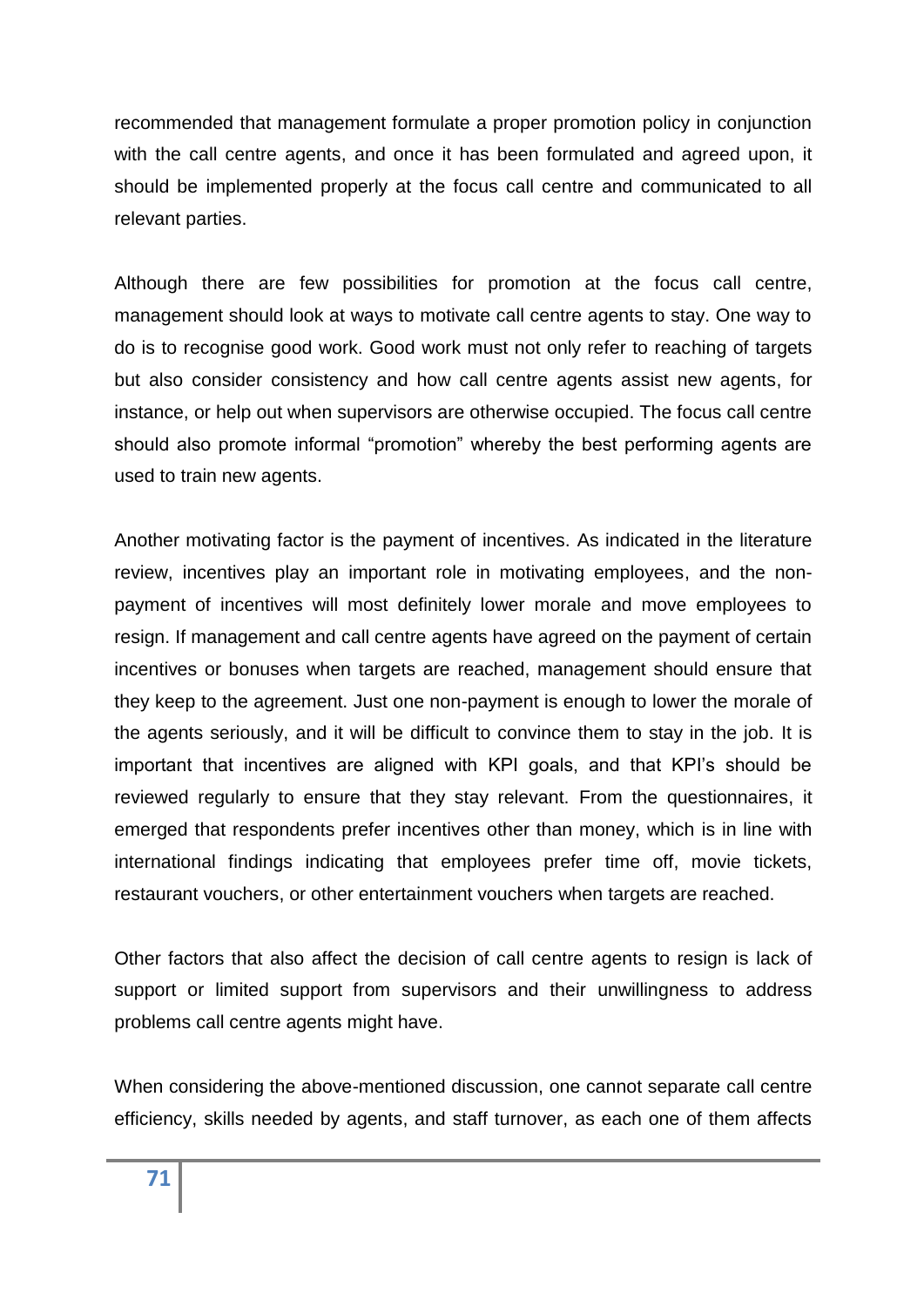recommended that management formulate a proper promotion policy in conjunction with the call centre agents, and once it has been formulated and agreed upon, it should be implemented properly at the focus call centre and communicated to all relevant parties.

Although there are few possibilities for promotion at the focus call centre, management should look at ways to motivate call centre agents to stay. One way to do is to recognise good work. Good work must not only refer to reaching of targets but also consider consistency and how call centre agents assist new agents, for instance, or help out when supervisors are otherwise occupied. The focus call centre should also promote informal "promotion" whereby the best performing agents are used to train new agents.

Another motivating factor is the payment of incentives. As indicated in the literature review, incentives play an important role in motivating employees, and the non-payment of incentives will most definitely lower morale and move employees to resign. If management and call centre agents have agreed on the payment of certain incentives or bonuses when targets are reached, management should ensure that they keep to the agreement. Just one non-payment is enough to lower the morale of the agents seriously, and it will be difficult to convince them to stay in the job. It is important that incentives are aligned with KPI goals, and that KPI's should be reviewed regularly to ensure that they stay relevant. From the questionnaires, it emerged that respondents prefer incentives other than money, which is in line with international findings indicating that employees prefer time off, movie tickets, restaurant vouchers, or other entertainment vouchers when targets are reached.

Other factors that also affect the decision of call centre agents to resign is lack of support or limited support from supervisors and their unwillingness to address problems call centre agents might have.

When considering the above-mentioned discussion, one cannot separate call centre efficiency, skills needed by agents, and staff turnover, as each one of them affects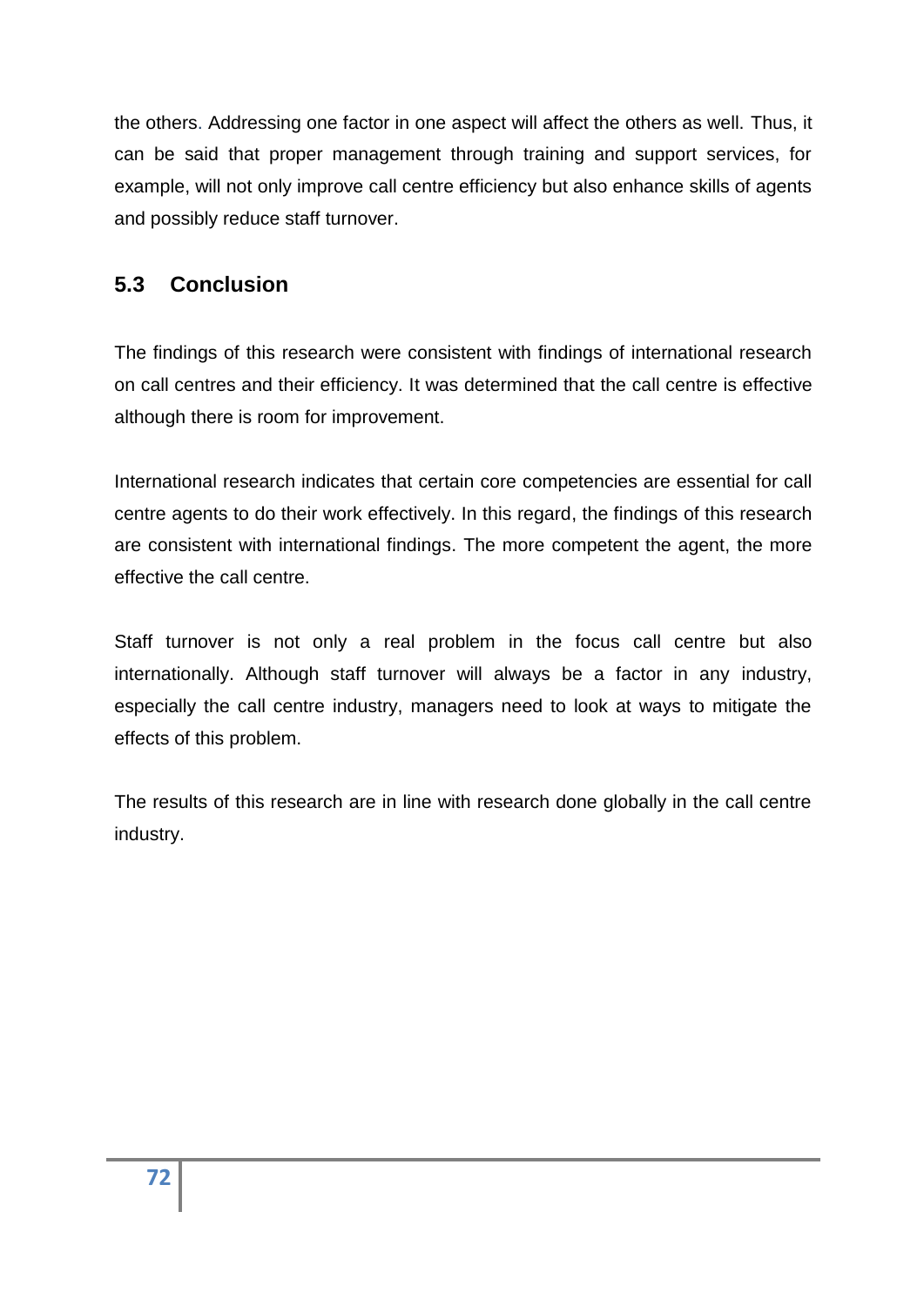the others. Addressing one factor in one aspect will affect the others as well. Thus, it can be said that proper management through training and support services, for example, will not only improve call centre efficiency but also enhance skills of agents and possibly reduce staff turnover.

## 5.3 Conclusion

The findings of this research were consistent with findings of international research on call centres and their efficiency. It was determined that the call centre is effective although there is room for improvement.

International research indicates that certain core competencies are essential for call centre agents to do their work effectively. In this regard, the findings of this research are consistent with international findings. The more competent the agent, the more effective the call centre.

Staff turnover is not only a real problem in the focus call centre but also internationally. Although staff turnover will always be a factor in any industry, especially the call centre industry, managers need to look at ways to mitigate the effects of this problem.

The results of this research are in line with research done globally in the call centre industry.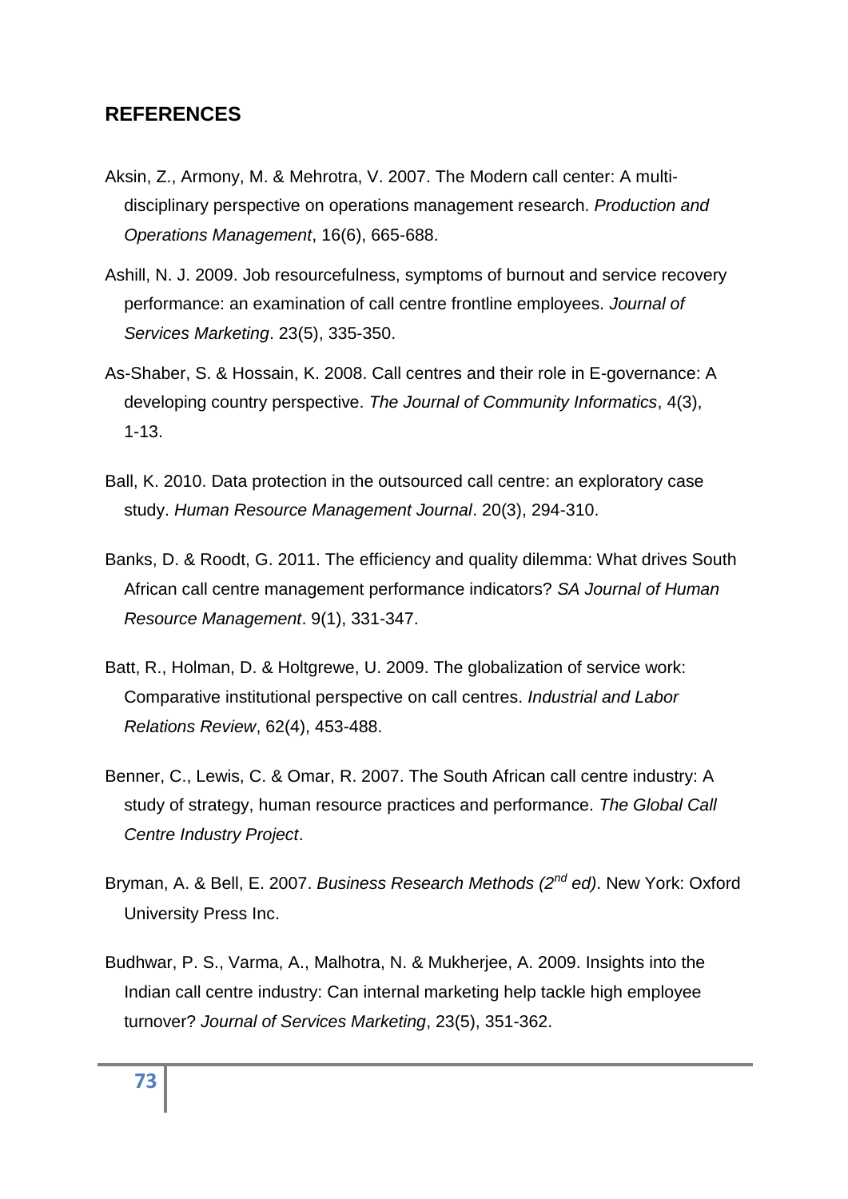## REFERENCES

Aksin, Z., Armony, M. & Mehrotra, V. 2007. The Modern call center: A multi-disciplinary perspective on operations management research. *Production and Operations Management*, 16(6), 665-688.

Ashill, N. J. 2009. Job resourcefulness, symptoms of burnout and service recovery performance: an examination of call centre frontline employees. *Journal of Services Marketing*. 23(5), 335-350.

As-Shaber, S. & Hossain, K. 2008. Call centres and their role in E-governance: A developing country perspective. *The Journal of Community Informatics*, 4(3), 1-13.

Ball, K. 2010. Data protection in the outsourced call centre: an exploratory case study. *Human Resource Management Journal*. 20(3), 294-310.

Banks, D. & Roodt, G. 2011. The efficiency and quality dilemma: What drives South African call centre management performance indicators? *SA Journal of Human Resource Management*. 9(1), 331-347.

Batt, R., Holman, D. & Holtgrewe, U. 2009. The globalization of service work: Comparative institutional perspective on call centres. *Industrial and Labor Relations Review*, 62(4), 453-488.

Benner, C., Lewis, C. & Omar, R. 2007. The South African call centre industry: A study of strategy, human resource practices and performance. *The Global Call Centre Industry Project*.

Bryman, A. & Bell, E. 2007. *Business Research Methods (2nd ed)*. New York: Oxford University Press Inc.

Budhwar, P. S., Varma, A., Malhotra, N. & Mukherjee, A. 2009. Insights into the Indian call centre industry: Can internal marketing help tackle high employee turnover? *Journal of Services Marketing*, 23(5), 351-362.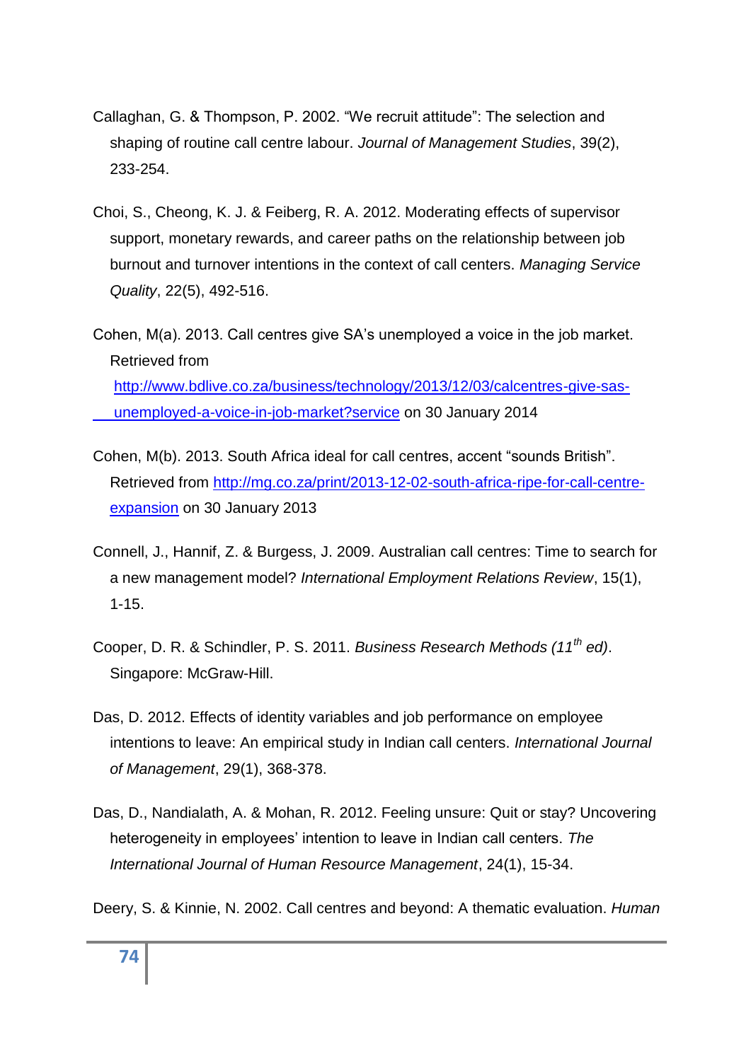Callaghan, G. & Thompson, P. 2002. “We recruit attitude”: The selection and shaping of routine call centre labour. *Journal of Management Studies*, 39(2), 233-254.

Choi, S., Cheong, K. J. & Feiberg, R. A. 2012. Moderating effects of supervisor support, monetary rewards, and career paths on the relationship between job burnout and turnover intentions in the context of call centers. *Managing Service Quality*, 22(5), 492-516.

Cohen, M(a). 2013. Call centres give SA’s unemployed a voice in the job market. Retrieved from http://www.bdlive.co.za/business/technology/2013/12/03/calcentres-give-sas-unemployed-a-voice-in-job-market?service on 30 January 2014

Cohen, M(b). 2013. South Africa ideal for call centres, accent “sounds British”. Retrieved from http://mg.co.za/print/2013-12-02-south-africa-ripe-for-call-centre-expansion on 30 January 2013

Connell, J., Hannif, Z. & Burgess, J. 2009. Australian call centres: Time to search for a new management model? *International Employment Relations Review*, 15(1), 1-15.

Cooper, D. R. & Schindler, P. S. 2011. *Business Research Methods (11th ed)*. Singapore: McGraw-Hill.

Das, D. 2012. Effects of identity variables and job performance on employee intentions to leave: An empirical study in Indian call centers. *International Journal of Management*, 29(1), 368-378.

Das, D., Nandialath, A. & Mohan, R. 2012. Feeling unsure: Quit or stay? Uncovering heterogeneity in employees’ intention to leave in Indian call centers. *The International Journal of Human Resource Management*, 24(1), 15-34.

Deery, S. & Kinnie, N. 2002. Call centres and beyond: A thematic evaluation. *Human*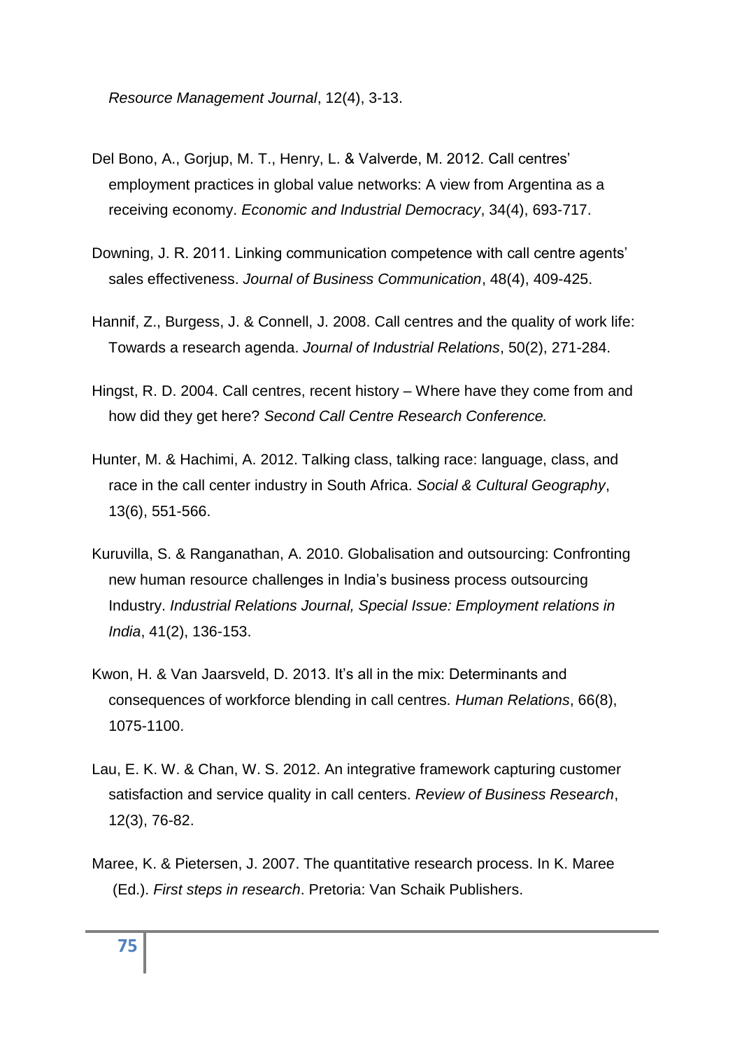*Resource Management Journal*, 12(4), 3-13.

Del Bono, A., Gorjup, M. T., Henry, L. & Valverde, M. 2012. Call centres' employment practices in global value networks: A view from Argentina as a receiving economy. *Economic and Industrial Democracy*, 34(4), 693-717.

Downing, J. R. 2011. Linking communication competence with call centre agents' sales effectiveness. *Journal of Business Communication*, 48(4), 409-425.

Hannif, Z., Burgess, J. & Connell, J. 2008. Call centres and the quality of work life: Towards a research agenda. *Journal of Industrial Relations*, 50(2), 271-284.

Hingst, R. D. 2004. Call centres, recent history – Where have they come from and how did they get here? *Second Call Centre Research Conference.*

Hunter, M. & Hachimi, A. 2012. Talking class, talking race: language, class, and race in the call center industry in South Africa. *Social & Cultural Geography*, 13(6), 551-566.

Kuruvilla, S. & Ranganathan, A. 2010. Globalisation and outsourcing: Confronting new human resource challenges in India's business process outsourcing Industry. *Industrial Relations Journal, Special Issue: Employment relations in India*, 41(2), 136-153.

Kwon, H. & Van Jaarsveld, D. 2013. It's all in the mix: Determinants and consequences of workforce blending in call centres. *Human Relations*, 66(8), 1075-1100.

Lau, E. K. W. & Chan, W. S. 2012. An integrative framework capturing customer satisfaction and service quality in call centers. *Review of Business Research*, 12(3), 76-82.

Maree, K. & Pietersen, J. 2007. The quantitative research process. In K. Maree (Ed.). *First steps in research*. Pretoria: Van Schaik Publishers.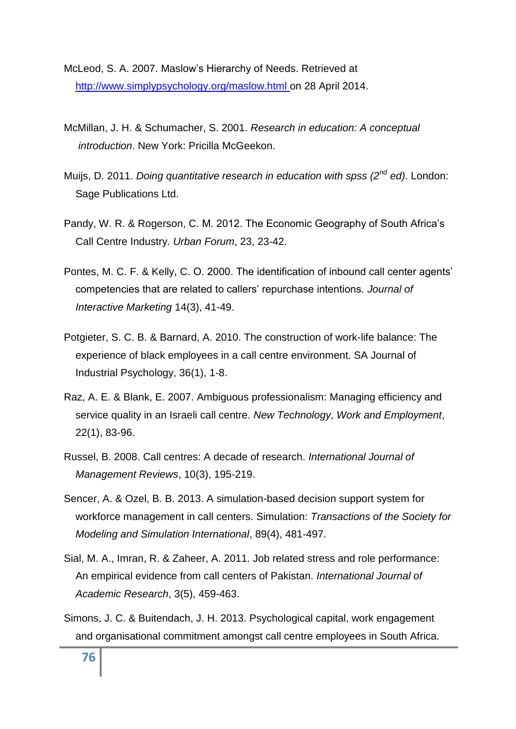McLeod, S. A. 2007. Maslow's Hierarchy of Needs. Retrieved at http://www.simplypsychology.org/maslow.html on 28 April 2014.

McMillan, J. H. & Schumacher, S. 2001. *Research in education: A conceptual introduction*. New York: Pricilla McGeekon.

Muijs, D. 2011. *Doing quantitative research in education with spss (2nd ed)*. London: Sage Publications Ltd.

Pandy, W. R. & Rogerson, C. M. 2012. The Economic Geography of South Africa's Call Centre Industry. *Urban Forum*, 23, 23-42.

Pontes, M. C. F. & Kelly, C. O. 2000. The identification of inbound call center agents' competencies that are related to callers' repurchase intentions. *Journal of Interactive Marketing* 14(3), 41-49.

Potgieter, S. C. B. & Barnard, A. 2010. The construction of work-life balance: The experience of black employees in a call centre environment. SA Journal of Industrial Psychology, 36(1), 1-8.

Raz, A. E. & Blank, E. 2007. Ambiguous professionalism: Managing efficiency and service quality in an Israeli call centre. *New Technology, Work and Employment*, 22(1), 83-96.

Russel, B. 2008. Call centres: A decade of research. *International Journal of Management Reviews*, 10(3), 195-219.

Sencer, A. & Ozel, B. B. 2013. A simulation-based decision support system for workforce management in call centers. Simulation: *Transactions of the Society for Modeling and Simulation International*, 89(4), 481-497.

Sial, M. A., Imran, R. & Zaheer, A. 2011. Job related stress and role performance: An empirical evidence from call centers of Pakistan. *International Journal of Academic Research*, 3(5), 459-463.

Simons, J. C. & Buitendach, J. H. 2013. Psychological capital, work engagement and organisational commitment amongst call centre employees in South Africa.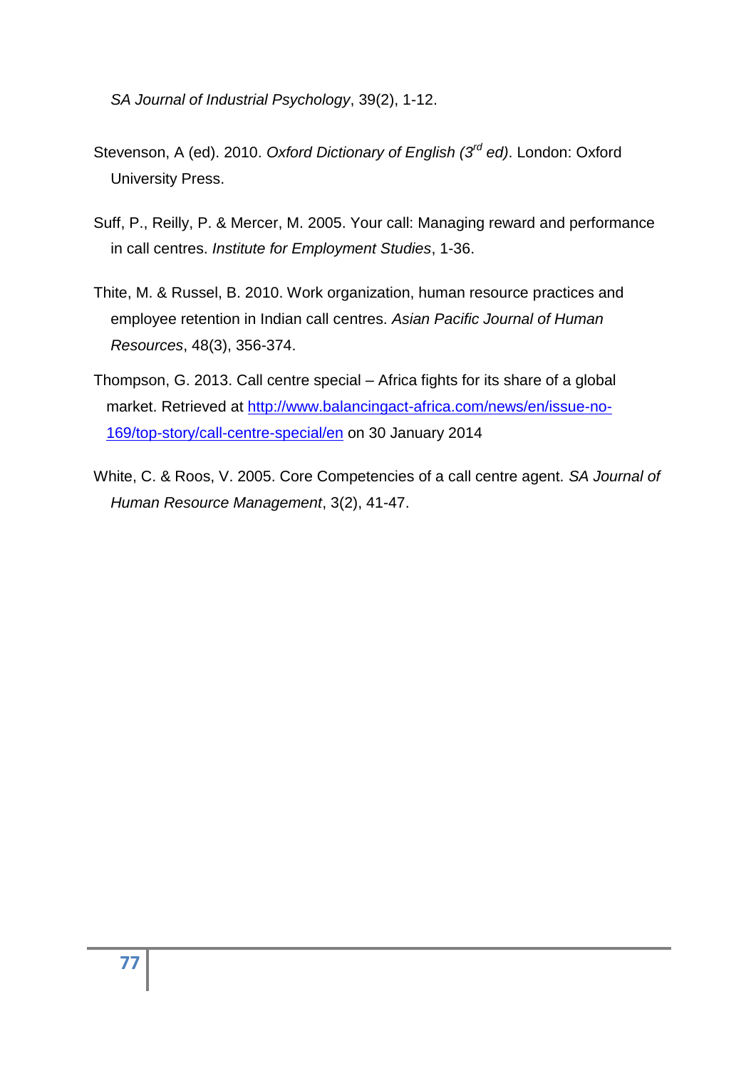*SA Journal of Industrial Psychology*, 39(2), 1-12.

Stevenson, A (ed). 2010. *Oxford Dictionary of English (3rd ed)*. London: Oxford University Press.

Suff, P., Reilly, P. & Mercer, M. 2005. Your call: Managing reward and performance in call centres. *Institute for Employment Studies*, 1-36.

Thite, M. & Russel, B. 2010. Work organization, human resource practices and employee retention in Indian call centres. *Asian Pacific Journal of Human Resources*, 48(3), 356-374.

Thompson, G. 2013. Call centre special – Africa fights for its share of a global market. Retrieved at http://www.balancingact-africa.com/news/en/issue-no-169/top-story/call-centre-special/en on 30 January 2014

White, C. & Roos, V. 2005. Core Competencies of a call centre agent. *SA Journal of Human Resource Management*, 3(2), 41-47.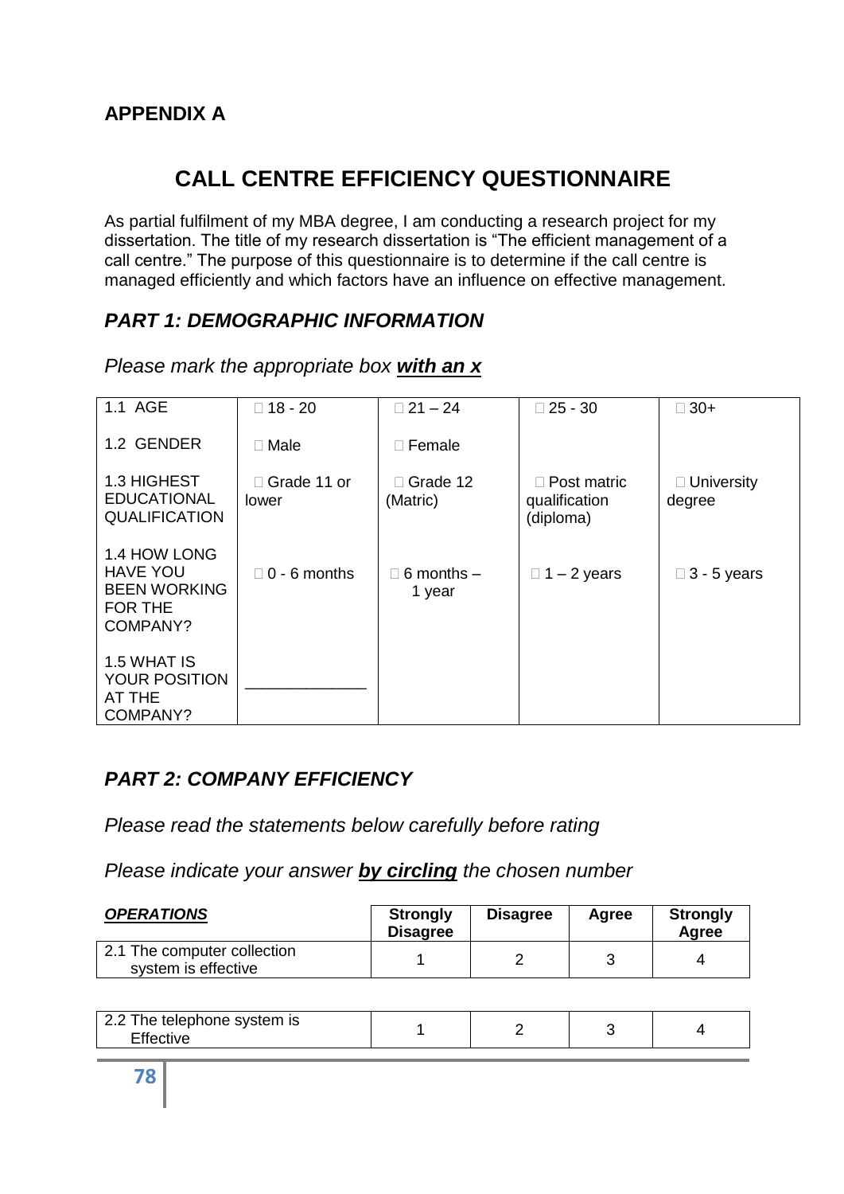## APPENDIX A

# CALL CENTRE EFFICIENCY QUESTIONNAIRE

As partial fulfilment of my MBA degree, I am conducting a research project for my dissertation. The title of my research dissertation is "The efficient management of a call centre." The purpose of this questionnaire is to determine if the call centre is managed efficiently and which factors have an influence on effective management.

### *PART 1: DEMOGRAPHIC INFORMATION*

*Please mark the appropriate box* ***with an x***

| | | | | |
|---|---|---|---|---|
| 1.1 AGE | □ 18 - 20 | □ 21 – 24 | □ 25 - 30 | □ 30+ |
| 1.2 GENDER | □ Male | □ Female | | |
| 1.3 HIGHEST EDUCATIONAL QUALIFICATION | □ Grade 11 or lower | □ Grade 12 (Matric) | □ Post matric qualification (diploma) | □ University degree |
| 1.4 HOW LONG HAVE YOU BEEN WORKING FOR THE COMPANY? | □ 0 - 6 months | □ 6 months – 1 year | □ 1 – 2 years | □ 3 - 5 years |
| 1.5 WHAT IS YOUR POSITION AT THE COMPANY? | ______________ | | | |

### *PART 2: COMPANY EFFICIENCY*

*Please read the statements below carefully before rating*

*Please indicate your answer* ***by circling*** *the chosen number*

| ***OPERATIONS*** | **Strongly Disagree** | **Disagree** | **Agree** | **Strongly Agree** |
|---|---|---|---|---|
| 2.1 The computer collection system is effective | 1 | 2 | 3 | 4 |
| 2.2 The telephone system is Effective | 1 | 2 | 3 | 4 |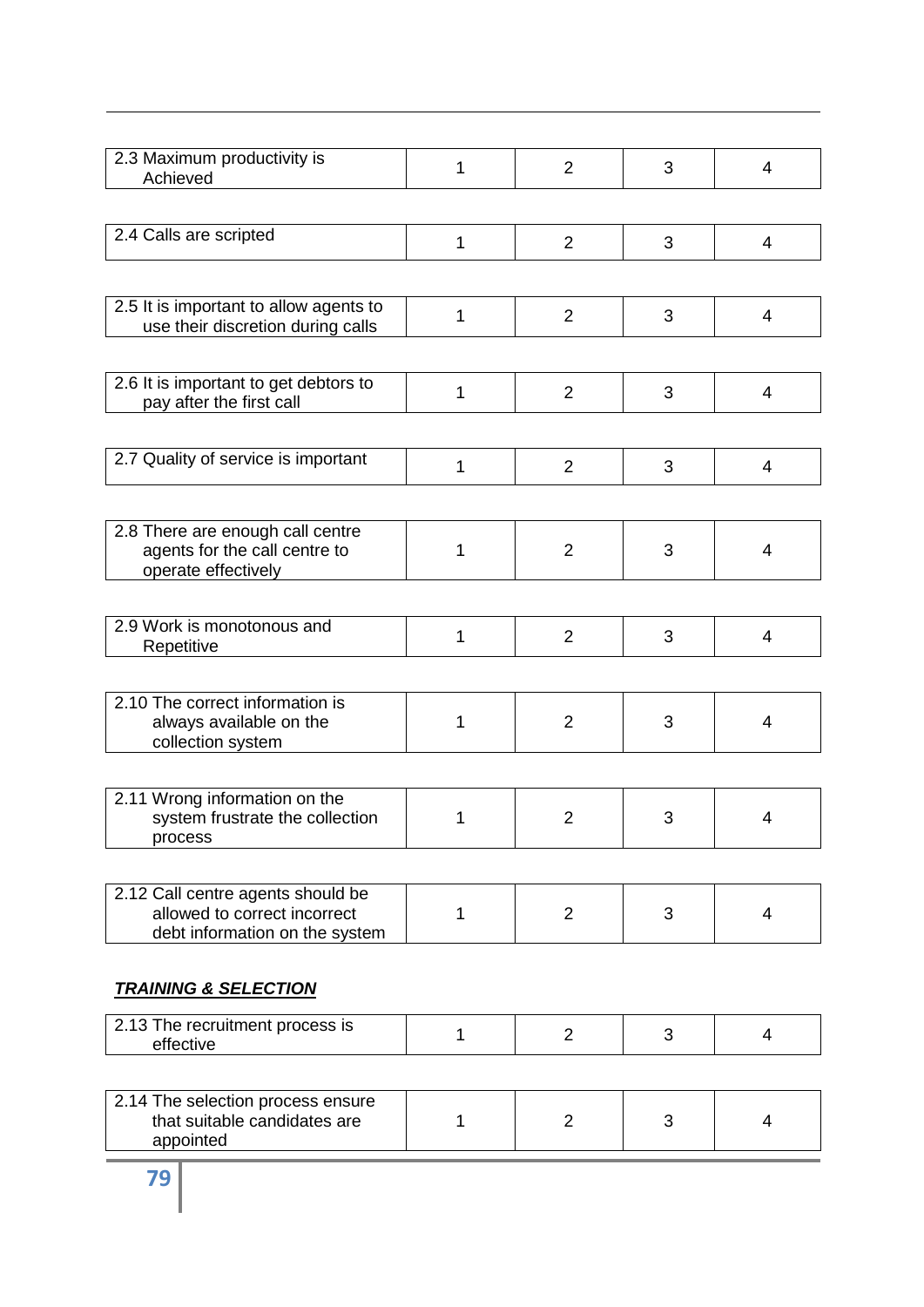| 2.3 Maximum productivity is Achieved | 1 | 2 | 3 | 4 |
|---|---|---|---|---|

| 2.4 Calls are scripted | 1 | 2 | 3 | 4 |
|---|---|---|---|---|

| 2.5 It is important to allow agents to use their discretion during calls | 1 | 2 | 3 | 4 |
|---|---|---|---|---|

| 2.6 It is important to get debtors to pay after the first call | 1 | 2 | 3 | 4 |
|---|---|---|---|---|

| 2.7 Quality of service is important | 1 | 2 | 3 | 4 |
|---|---|---|---|---|

| 2.8 There are enough call centre agents for the call centre to operate effectively | 1 | 2 | 3 | 4 |
|---|---|---|---|---|

| 2.9 Work is monotonous and Repetitive | 1 | 2 | 3 | 4 |
|---|---|---|---|---|

| 2.10 The correct information is always available on the collection system | 1 | 2 | 3 | 4 |
|---|---|---|---|---|

| 2.11 Wrong information on the system frustrate the collection process | 1 | 2 | 3 | 4 |
|---|---|---|---|---|

| 2.12 Call centre agents should be allowed to correct incorrect debt information on the system | 1 | 2 | 3 | 4 |
|---|---|---|---|---|

***<u>TRAINING & SELECTION</u>***

| 2.13 The recruitment process is effective | 1 | 2 | 3 | 4 |
|---|---|---|---|---|

| 2.14 The selection process ensure that suitable candidates are appointed | 1 | 2 | 3 | 4 |
|---|---|---|---|---|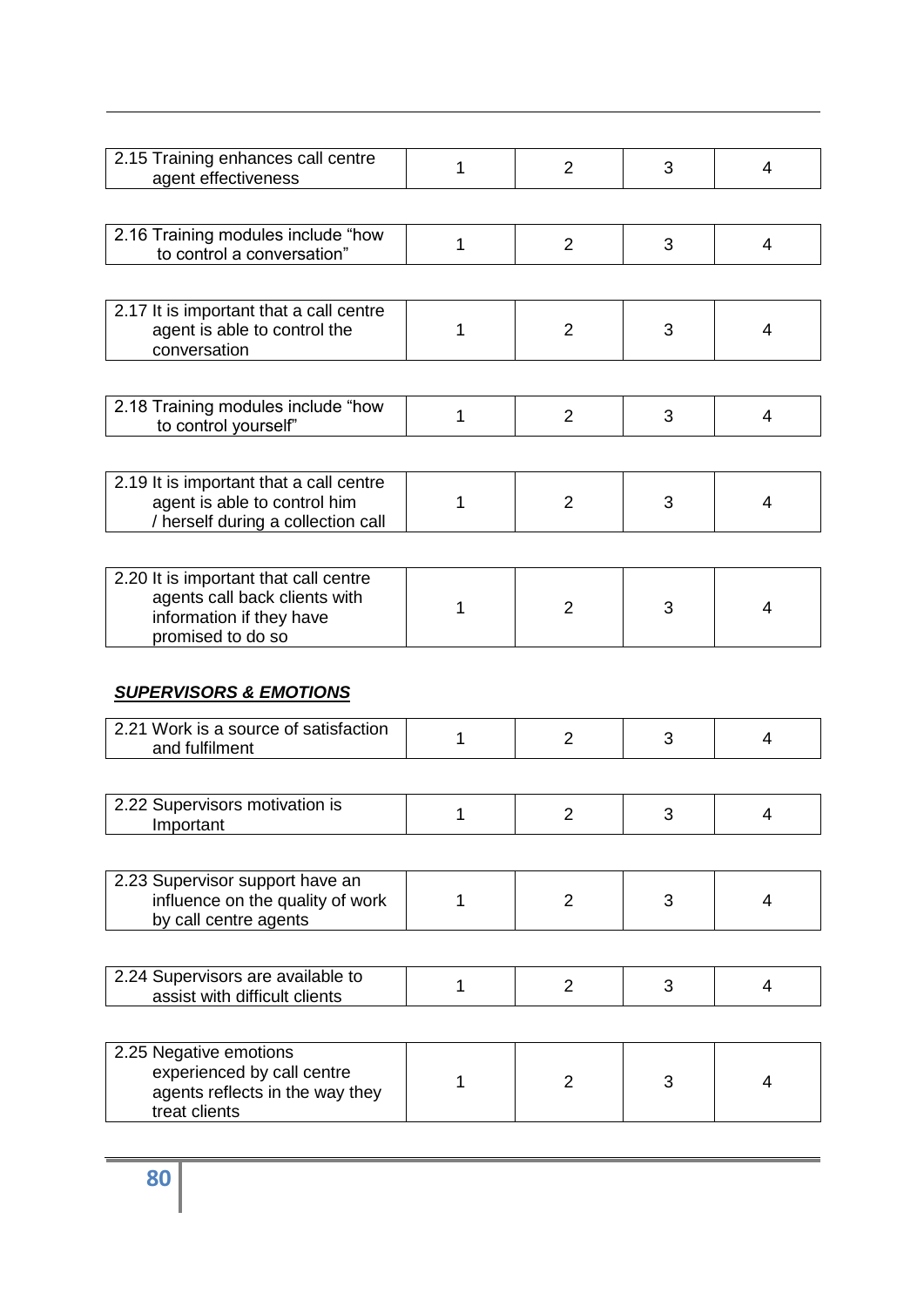| | | | | |
|---|---|---|---|---|
| 2.15 Training enhances call centre agent effectiveness | 1 | 2 | 3 | 4 |

| | | | | |
|---|---|---|---|---|
| 2.16 Training modules include "how to control a conversation" | 1 | 2 | 3 | 4 |

| | | | | |
|---|---|---|---|---|
| 2.17 It is important that a call centre agent is able to control the conversation | 1 | 2 | 3 | 4 |

| | | | | |
|---|---|---|---|---|
| 2.18 Training modules include "how to control yourself" | 1 | 2 | 3 | 4 |

| | | | | |
|---|---|---|---|---|
| 2.19 It is important that a call centre agent is able to control him / herself during a collection call | 1 | 2 | 3 | 4 |

| | | | | |
|---|---|---|---|---|
| 2.20 It is important that call centre agents call back clients with information if they have promised to do so | 1 | 2 | 3 | 4 |

***SUPERVISORS & EMOTIONS***

| | | | | |
|---|---|---|---|---|
| 2.21 Work is a source of satisfaction and fulfilment | 1 | 2 | 3 | 4 |

| | | | | |
|---|---|---|---|---|
| 2.22 Supervisors motivation is Important | 1 | 2 | 3 | 4 |

| | | | | |
|---|---|---|---|---|
| 2.23 Supervisor support have an influence on the quality of work by call centre agents | 1 | 2 | 3 | 4 |

| | | | | |
|---|---|---|---|---|
| 2.24 Supervisors are available to assist with difficult clients | 1 | 2 | 3 | 4 |

| | | | | |
|---|---|---|---|---|
| 2.25 Negative emotions experienced by call centre agents reflects in the way they treat clients | 1 | 2 | 3 | 4 |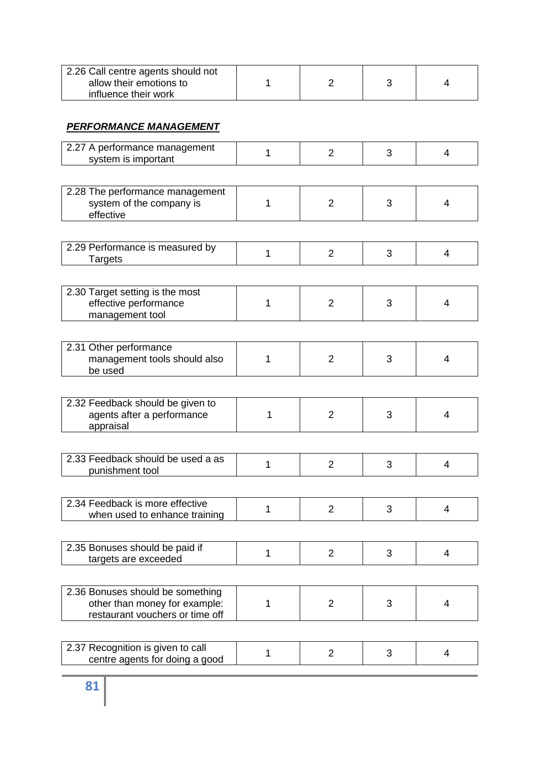| 2.26 Call centre agents should not allow their emotions to influence their work | 1 | 2 | 3 | 4 |
|---|---|---|---|---|

***PERFORMANCE MANAGEMENT***

| 2.27 A performance management system is important | 1 | 2 | 3 | 4 |
|---|---|---|---|---|

| 2.28 The performance management system of the company is effective | 1 | 2 | 3 | 4 |
|---|---|---|---|---|

| 2.29 Performance is measured by Targets | 1 | 2 | 3 | 4 |
|---|---|---|---|---|

| 2.30 Target setting is the most effective performance management tool | 1 | 2 | 3 | 4 |
|---|---|---|---|---|

| 2.31 Other performance management tools should also be used | 1 | 2 | 3 | 4 |
|---|---|---|---|---|

| 2.32 Feedback should be given to agents after a performance appraisal | 1 | 2 | 3 | 4 |
|---|---|---|---|---|

| 2.33 Feedback should be used a as punishment tool | 1 | 2 | 3 | 4 |
|---|---|---|---|---|

| 2.34 Feedback is more effective when used to enhance training | 1 | 2 | 3 | 4 |
|---|---|---|---|---|

| 2.35 Bonuses should be paid if targets are exceeded | 1 | 2 | 3 | 4 |
|---|---|---|---|---|

| 2.36 Bonuses should be something other than money for example: restaurant vouchers or time off | 1 | 2 | 3 | 4 |
|---|---|---|---|---|

| 2.37 Recognition is given to call centre agents for doing a good | 1 | 2 | 3 | 4 |
|---|---|---|---|---|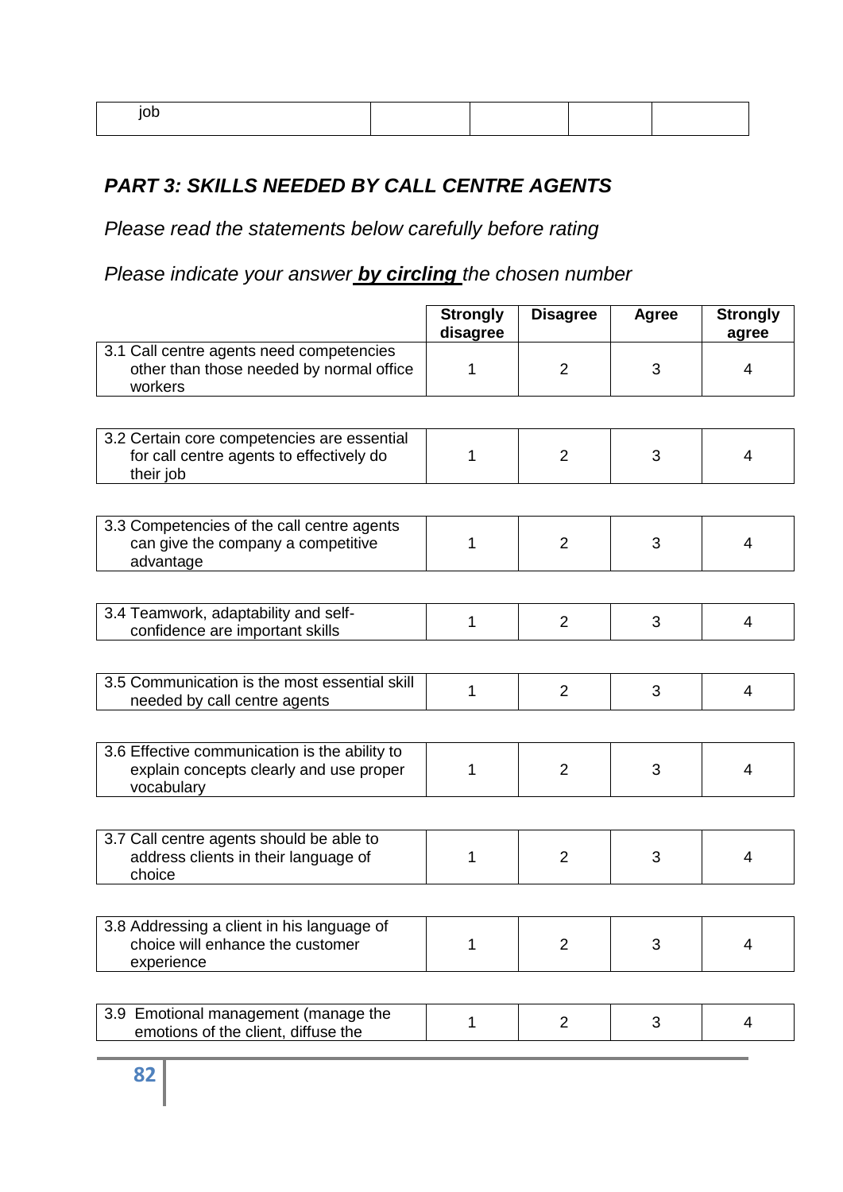| job | | | | |
|---|---|---|---|---|

## *PART 3: SKILLS NEEDED BY CALL CENTRE AGENTS*

*Please read the statements below carefully before rating*

*Please indicate your answer **by circling** the chosen number*

| | Strongly disagree | Disagree | Agree | Strongly agree |
|---|---|---|---|---|
| 3.1 Call centre agents need competencies other than those needed by normal office workers | 1 | 2 | 3 | 4 |
| 3.2 Certain core competencies are essential for call centre agents to effectively do their job | 1 | 2 | 3 | 4 |
| 3.3 Competencies of the call centre agents can give the company a competitive advantage | 1 | 2 | 3 | 4 |
| 3.4 Teamwork, adaptability and self-confidence are important skills | 1 | 2 | 3 | 4 |
| 3.5 Communication is the most essential skill needed by call centre agents | 1 | 2 | 3 | 4 |
| 3.6 Effective communication is the ability to explain concepts clearly and use proper vocabulary | 1 | 2 | 3 | 4 |
| 3.7 Call centre agents should be able to address clients in their language of choice | 1 | 2 | 3 | 4 |
| 3.8 Addressing a client in his language of choice will enhance the customer experience | 1 | 2 | 3 | 4 |
| 3.9 Emotional management (manage the emotions of the client, diffuse the | 1 | 2 | 3 | 4 |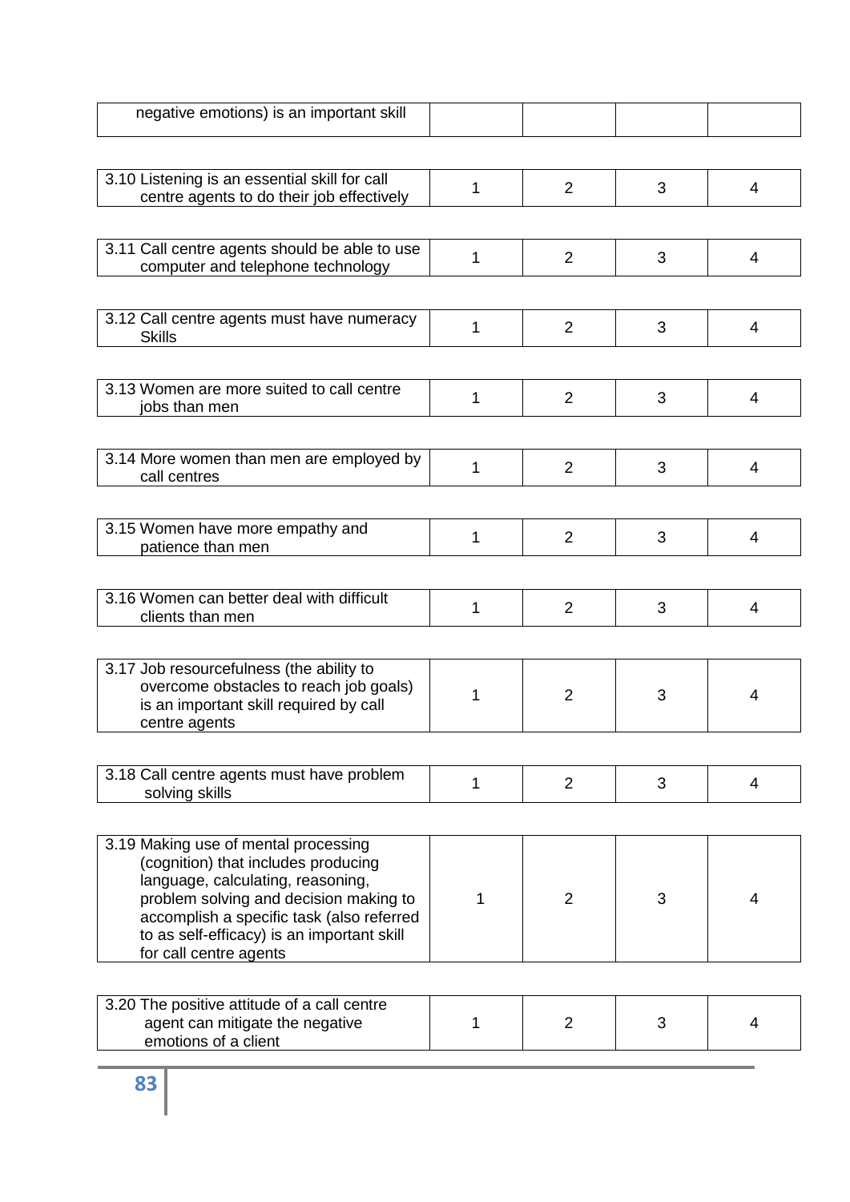| negative emotions) is an important skill | | | | |
|---|---|---|---|---|
| 3.10 Listening is an essential skill for call centre agents to do their job effectively | 1 | 2 | 3 | 4 |
| 3.11 Call centre agents should be able to use computer and telephone technology | 1 | 2 | 3 | 4 |
| 3.12 Call centre agents must have numeracy Skills | 1 | 2 | 3 | 4 |
| 3.13 Women are more suited to call centre jobs than men | 1 | 2 | 3 | 4 |
| 3.14 More women than men are employed by call centres | 1 | 2 | 3 | 4 |
| 3.15 Women have more empathy and patience than men | 1 | 2 | 3 | 4 |
| 3.16 Women can better deal with difficult clients than men | 1 | 2 | 3 | 4 |
| 3.17 Job resourcefulness (the ability to overcome obstacles to reach job goals) is an important skill required by call centre agents | 1 | 2 | 3 | 4 |
| 3.18 Call centre agents must have problem solving skills | 1 | 2 | 3 | 4 |
| 3.19 Making use of mental processing (cognition) that includes producing language, calculating, reasoning, problem solving and decision making to accomplish a specific task (also referred to as self-efficacy) is an important skill for call centre agents | 1 | 2 | 3 | 4 |
| 3.20 The positive attitude of a call centre agent can mitigate the negative emotions of a client | 1 | 2 | 3 | 4 |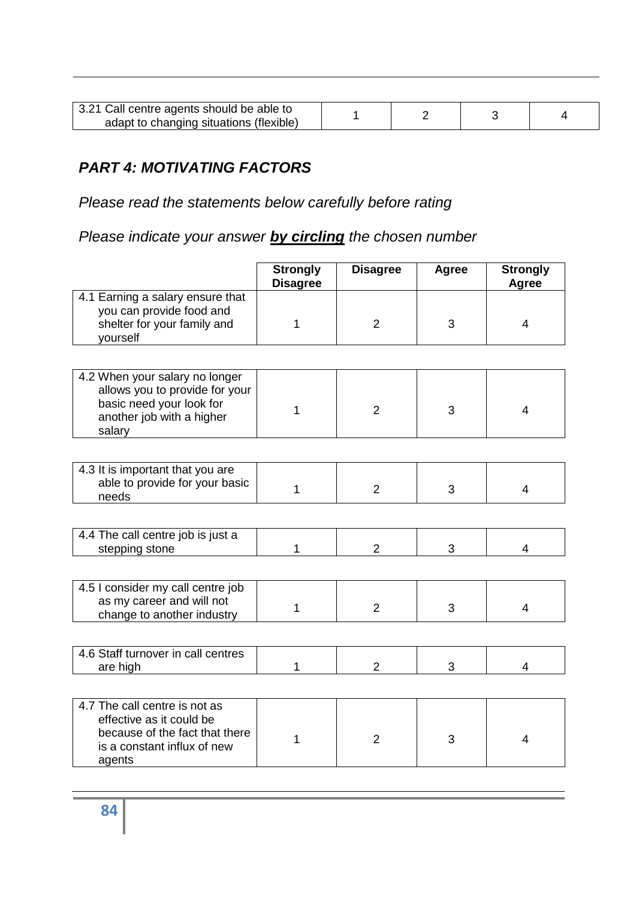| 3.21 Call centre agents should be able to adapt to changing situations (flexible) | 1 | 2 | 3 | 4 |
|---|---|---|---|---|

## *PART 4: MOTIVATING FACTORS*

*Please read the statements below carefully before rating*

*Please indicate your answer* ***by circling*** *the chosen number*

| | Strongly Disagree | Disagree | Agree | Strongly Agree |
|---|---|---|---|---|
| 4.1 Earning a salary ensure that you can provide food and shelter for your family and yourself | 1 | 2 | 3 | 4 |
| 4.2 When your salary no longer allows you to provide for your basic need your look for another job with a higher salary | 1 | 2 | 3 | 4 |
| 4.3 It is important that you are able to provide for your basic needs | 1 | 2 | 3 | 4 |
| 4.4 The call centre job is just a stepping stone | 1 | 2 | 3 | 4 |
| 4.5 I consider my call centre job as my career and will not change to another industry | 1 | 2 | 3 | 4 |
| 4.6 Staff turnover in call centres are high | 1 | 2 | 3 | 4 |
| 4.7 The call centre is not as effective as it could be because of the fact that there is a constant influx of new agents | 1 | 2 | 3 | 4 |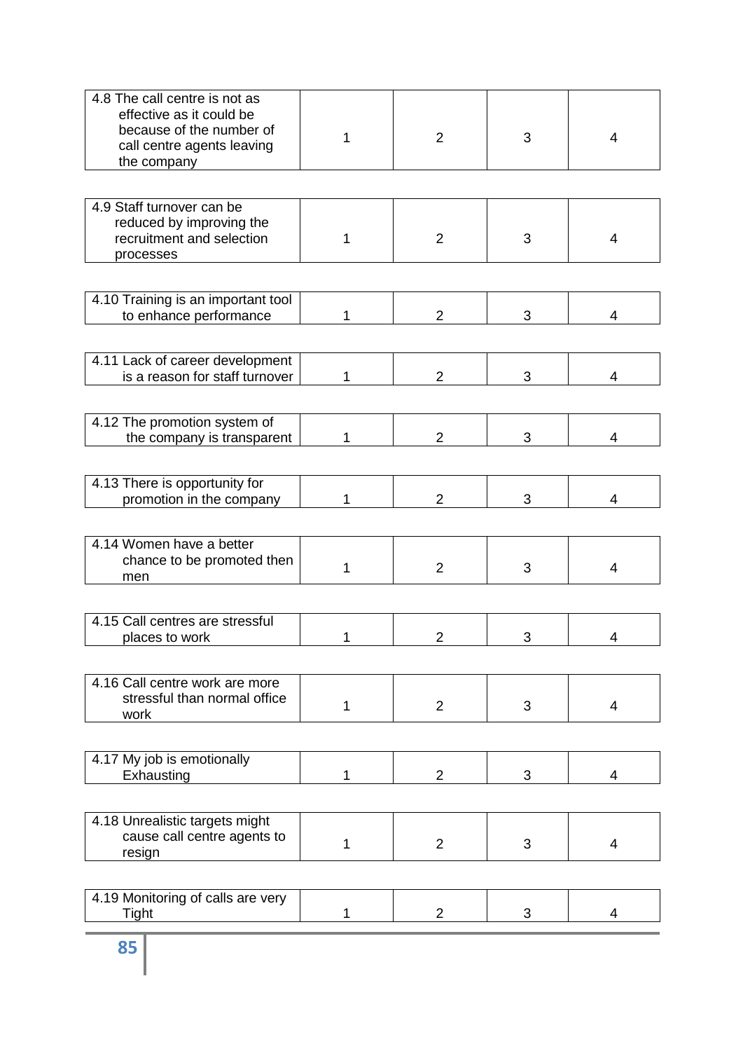| | | | | |
|---|---|---|---|---|
| 4.8 The call centre is not as effective as it could be because of the number of call centre agents leaving the company | 1 | 2 | 3 | 4 |

| | | | | |
|---|---|---|---|---|
| 4.9 Staff turnover can be reduced by improving the recruitment and selection processes | 1 | 2 | 3 | 4 |

| | | | | |
|---|---|---|---|---|
| 4.10 Training is an important tool to enhance performance | 1 | 2 | 3 | 4 |

| | | | | |
|---|---|---|---|---|
| 4.11 Lack of career development is a reason for staff turnover | 1 | 2 | 3 | 4 |

| | | | | |
|---|---|---|---|---|
| 4.12 The promotion system of the company is transparent | 1 | 2 | 3 | 4 |

| | | | | |
|---|---|---|---|---|
| 4.13 There is opportunity for promotion in the company | 1 | 2 | 3 | 4 |

| | | | | |
|---|---|---|---|---|
| 4.14 Women have a better chance to be promoted then men | 1 | 2 | 3 | 4 |

| | | | | |
|---|---|---|---|---|
| 4.15 Call centres are stressful places to work | 1 | 2 | 3 | 4 |

| | | | | |
|---|---|---|---|---|
| 4.16 Call centre work are more stressful than normal office work | 1 | 2 | 3 | 4 |

| | | | | |
|---|---|---|---|---|
| 4.17 My job is emotionally Exhausting | 1 | 2 | 3 | 4 |

| | | | | |
|---|---|---|---|---|
| 4.18 Unrealistic targets might cause call centre agents to resign | 1 | 2 | 3 | 4 |

| | | | | |
|---|---|---|---|---|
| 4.19 Monitoring of calls are very Tight | 1 | 2 | 3 | 4 |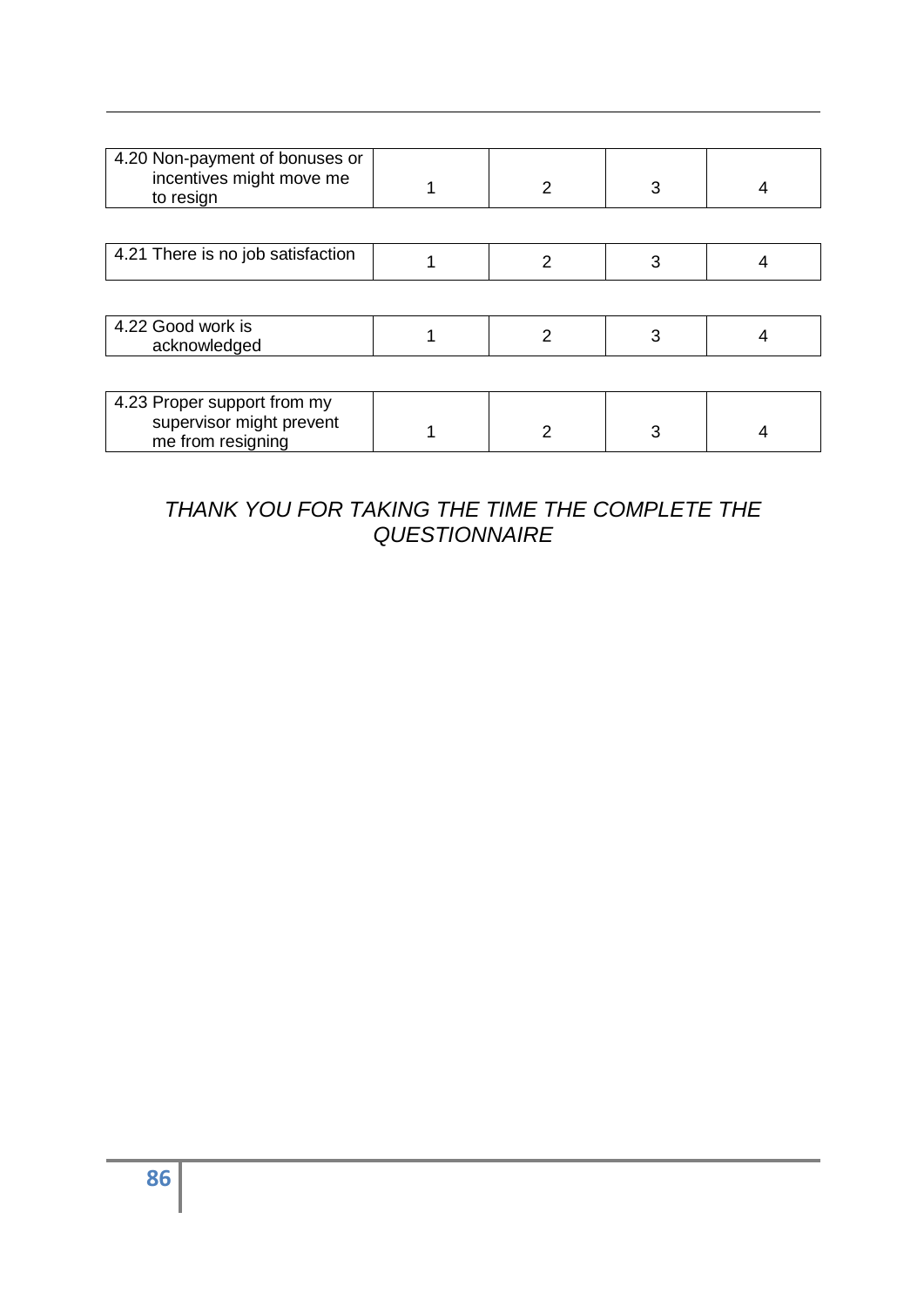| | | | | |
|---|---|---|---|---|
| 4.20 Non-payment of bonuses or incentives might move me to resign | 1 | 2 | 3 | 4 |
| 4.21 There is no job satisfaction | 1 | 2 | 3 | 4 |
| 4.22 Good work is acknowledged | 1 | 2 | 3 | 4 |
| 4.23 Proper support from my supervisor might prevent me from resigning | 1 | 2 | 3 | 4 |

*THANK YOU FOR TAKING THE TIME THE COMPLETE THE QUESTIONNAIRE*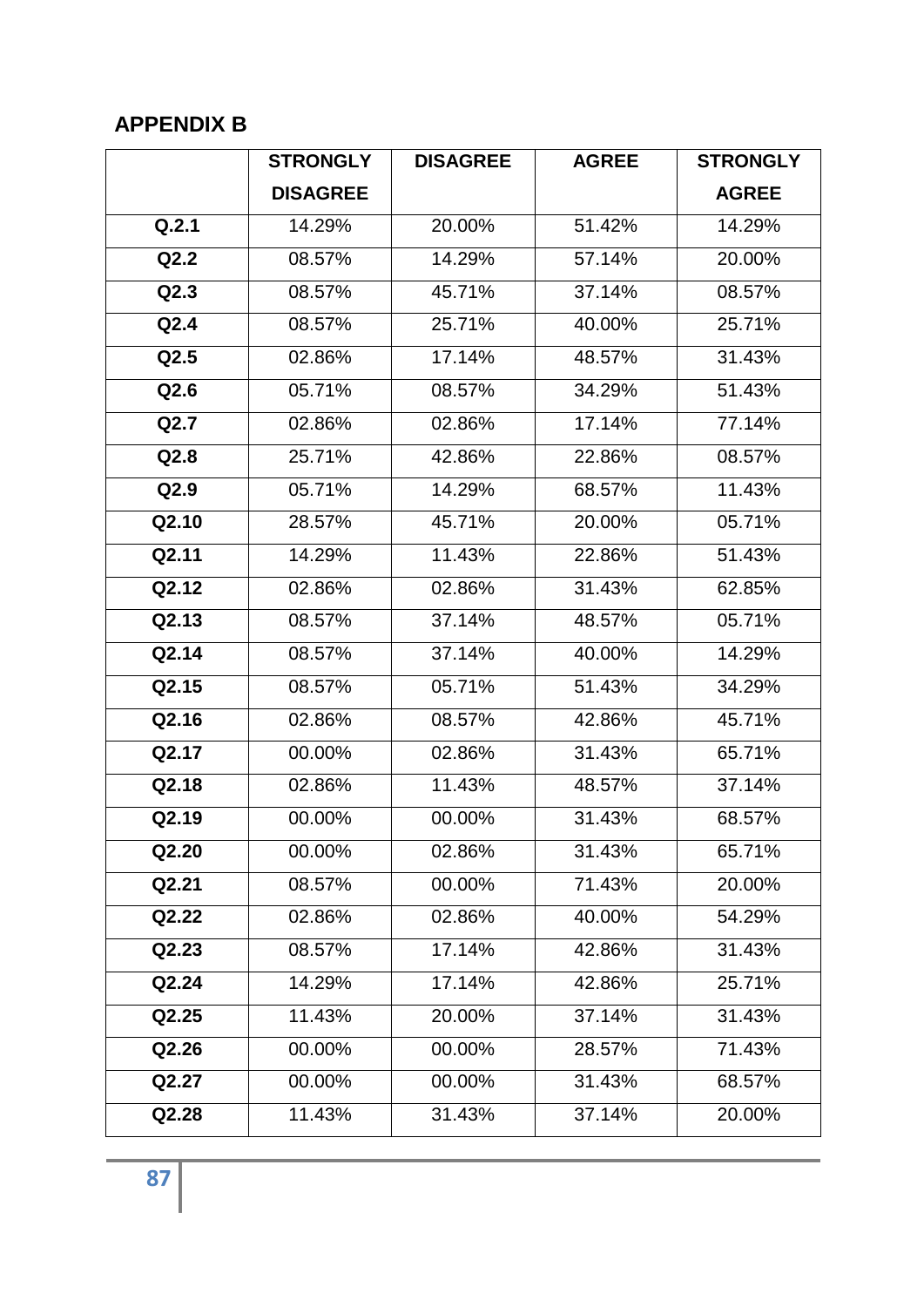## APPENDIX B

| | STRONGLY DISAGREE | DISAGREE | AGREE | STRONGLY AGREE |
|---|---|---|---|---|
| **Q.2.1** | 14.29% | 20.00% | 51.42% | 14.29% |
| **Q2.2** | 08.57% | 14.29% | 57.14% | 20.00% |
| **Q2.3** | 08.57% | 45.71% | 37.14% | 08.57% |
| **Q2.4** | 08.57% | 25.71% | 40.00% | 25.71% |
| **Q2.5** | 02.86% | 17.14% | 48.57% | 31.43% |
| **Q2.6** | 05.71% | 08.57% | 34.29% | 51.43% |
| **Q2.7** | 02.86% | 02.86% | 17.14% | 77.14% |
| **Q2.8** | 25.71% | 42.86% | 22.86% | 08.57% |
| **Q2.9** | 05.71% | 14.29% | 68.57% | 11.43% |
| **Q2.10** | 28.57% | 45.71% | 20.00% | 05.71% |
| **Q2.11** | 14.29% | 11.43% | 22.86% | 51.43% |
| **Q2.12** | 02.86% | 02.86% | 31.43% | 62.85% |
| **Q2.13** | 08.57% | 37.14% | 48.57% | 05.71% |
| **Q2.14** | 08.57% | 37.14% | 40.00% | 14.29% |
| **Q2.15** | 08.57% | 05.71% | 51.43% | 34.29% |
| **Q2.16** | 02.86% | 08.57% | 42.86% | 45.71% |
| **Q2.17** | 00.00% | 02.86% | 31.43% | 65.71% |
| **Q2.18** | 02.86% | 11.43% | 48.57% | 37.14% |
| **Q2.19** | 00.00% | 00.00% | 31.43% | 68.57% |
| **Q2.20** | 00.00% | 02.86% | 31.43% | 65.71% |
| **Q2.21** | 08.57% | 00.00% | 71.43% | 20.00% |
| **Q2.22** | 02.86% | 02.86% | 40.00% | 54.29% |
| **Q2.23** | 08.57% | 17.14% | 42.86% | 31.43% |
| **Q2.24** | 14.29% | 17.14% | 42.86% | 25.71% |
| **Q2.25** | 11.43% | 20.00% | 37.14% | 31.43% |
| **Q2.26** | 00.00% | 00.00% | 28.57% | 71.43% |
| **Q2.27** | 00.00% | 00.00% | 31.43% | 68.57% |
| **Q2.28** | 11.43% | 31.43% | 37.14% | 20.00% |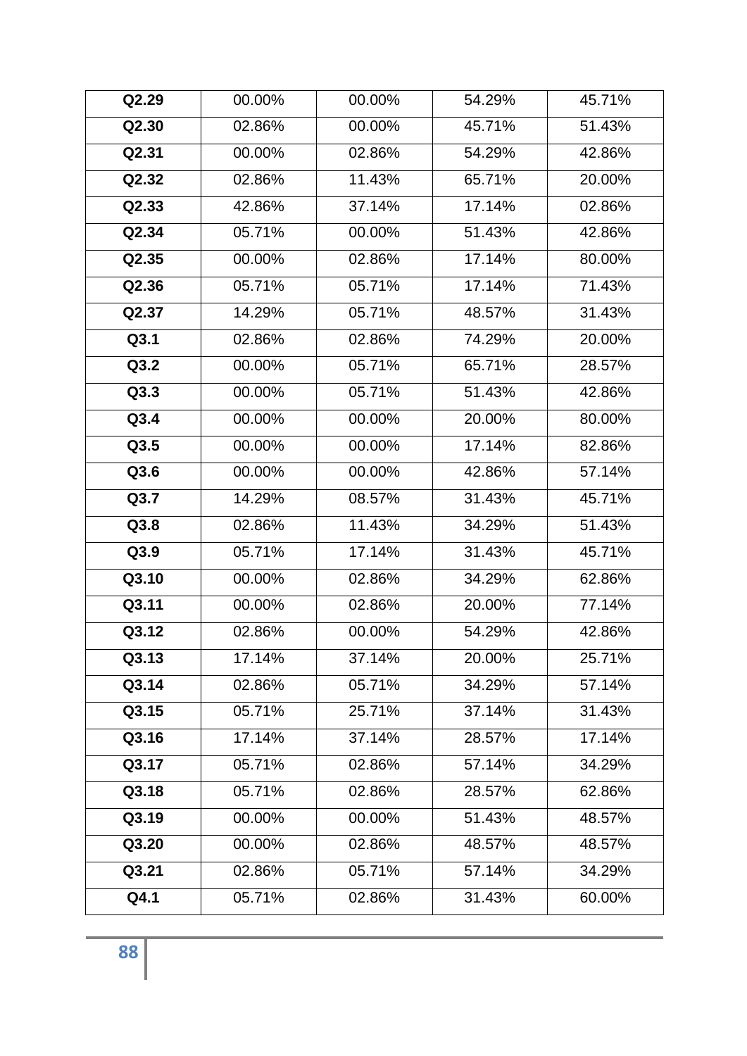| | | | | |
|---|---|---|---|---|
| **Q2.29** | 00.00% | 00.00% | 54.29% | 45.71% |
| **Q2.30** | 02.86% | 00.00% | 45.71% | 51.43% |
| **Q2.31** | 00.00% | 02.86% | 54.29% | 42.86% |
| **Q2.32** | 02.86% | 11.43% | 65.71% | 20.00% |
| **Q2.33** | 42.86% | 37.14% | 17.14% | 02.86% |
| **Q2.34** | 05.71% | 00.00% | 51.43% | 42.86% |
| **Q2.35** | 00.00% | 02.86% | 17.14% | 80.00% |
| **Q2.36** | 05.71% | 05.71% | 17.14% | 71.43% |
| **Q2.37** | 14.29% | 05.71% | 48.57% | 31.43% |
| **Q3.1** | 02.86% | 02.86% | 74.29% | 20.00% |
| **Q3.2** | 00.00% | 05.71% | 65.71% | 28.57% |
| **Q3.3** | 00.00% | 05.71% | 51.43% | 42.86% |
| **Q3.4** | 00.00% | 00.00% | 20.00% | 80.00% |
| **Q3.5** | 00.00% | 00.00% | 17.14% | 82.86% |
| **Q3.6** | 00.00% | 00.00% | 42.86% | 57.14% |
| **Q3.7** | 14.29% | 08.57% | 31.43% | 45.71% |
| **Q3.8** | 02.86% | 11.43% | 34.29% | 51.43% |
| **Q3.9** | 05.71% | 17.14% | 31.43% | 45.71% |
| **Q3.10** | 00.00% | 02.86% | 34.29% | 62.86% |
| **Q3.11** | 00.00% | 02.86% | 20.00% | 77.14% |
| **Q3.12** | 02.86% | 00.00% | 54.29% | 42.86% |
| **Q3.13** | 17.14% | 37.14% | 20.00% | 25.71% |
| **Q3.14** | 02.86% | 05.71% | 34.29% | 57.14% |
| **Q3.15** | 05.71% | 25.71% | 37.14% | 31.43% |
| **Q3.16** | 17.14% | 37.14% | 28.57% | 17.14% |
| **Q3.17** | 05.71% | 02.86% | 57.14% | 34.29% |
| **Q3.18** | 05.71% | 02.86% | 28.57% | 62.86% |
| **Q3.19** | 00.00% | 00.00% | 51.43% | 48.57% |
| **Q3.20** | 00.00% | 02.86% | 48.57% | 48.57% |
| **Q3.21** | 02.86% | 05.71% | 57.14% | 34.29% |
| **Q4.1** | 05.71% | 02.86% | 31.43% | 60.00% |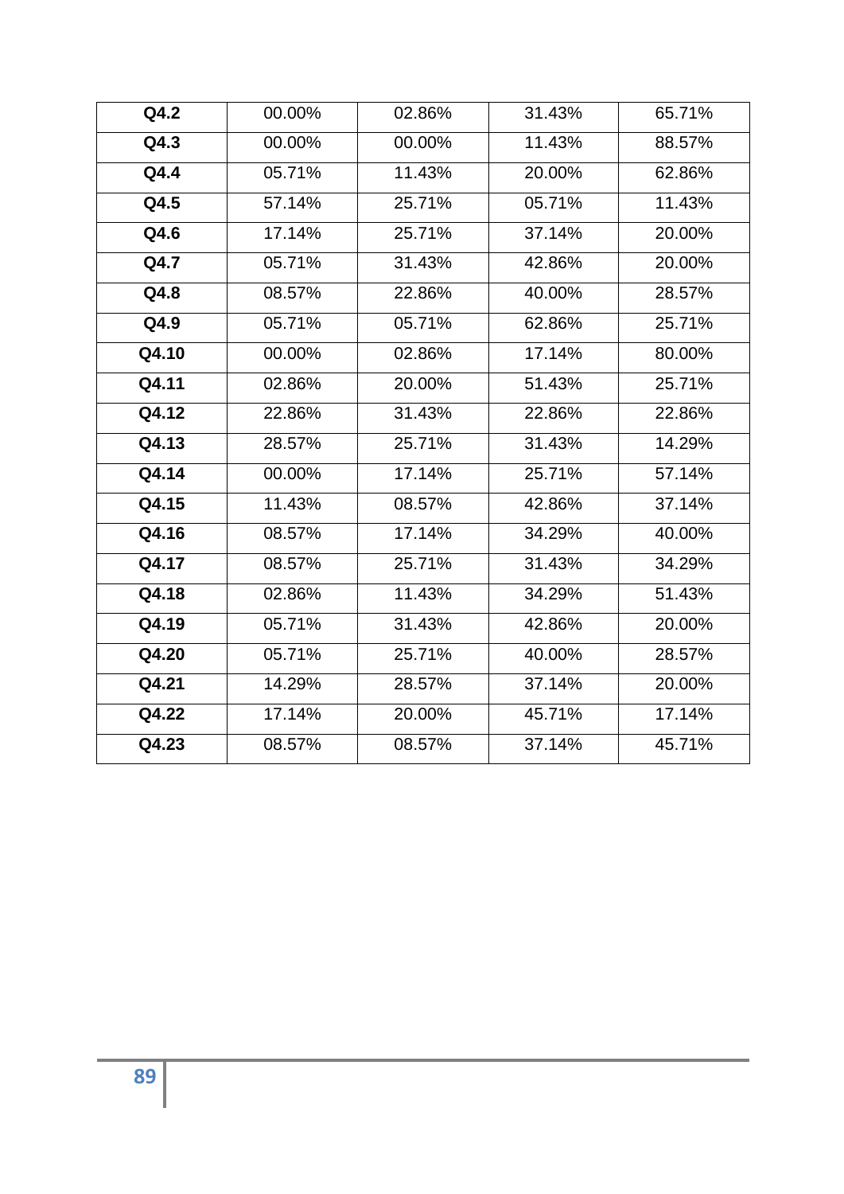| | | | | |
|---|---|---|---|---|
| **Q4.2** | 00.00% | 02.86% | 31.43% | 65.71% |
| **Q4.3** | 00.00% | 00.00% | 11.43% | 88.57% |
| **Q4.4** | 05.71% | 11.43% | 20.00% | 62.86% |
| **Q4.5** | 57.14% | 25.71% | 05.71% | 11.43% |
| **Q4.6** | 17.14% | 25.71% | 37.14% | 20.00% |
| **Q4.7** | 05.71% | 31.43% | 42.86% | 20.00% |
| **Q4.8** | 08.57% | 22.86% | 40.00% | 28.57% |
| **Q4.9** | 05.71% | 05.71% | 62.86% | 25.71% |
| **Q4.10** | 00.00% | 02.86% | 17.14% | 80.00% |
| **Q4.11** | 02.86% | 20.00% | 51.43% | 25.71% |
| **Q4.12** | 22.86% | 31.43% | 22.86% | 22.86% |
| **Q4.13** | 28.57% | 25.71% | 31.43% | 14.29% |
| **Q4.14** | 00.00% | 17.14% | 25.71% | 57.14% |
| **Q4.15** | 11.43% | 08.57% | 42.86% | 37.14% |
| **Q4.16** | 08.57% | 17.14% | 34.29% | 40.00% |
| **Q4.17** | 08.57% | 25.71% | 31.43% | 34.29% |
| **Q4.18** | 02.86% | 11.43% | 34.29% | 51.43% |
| **Q4.19** | 05.71% | 31.43% | 42.86% | 20.00% |
| **Q4.20** | 05.71% | 25.71% | 40.00% | 28.57% |
| **Q4.21** | 14.29% | 28.57% | 37.14% | 20.00% |
| **Q4.22** | 17.14% | 20.00% | 45.71% | 17.14% |
| **Q4.23** | 08.57% | 08.57% | 37.14% | 45.71% |